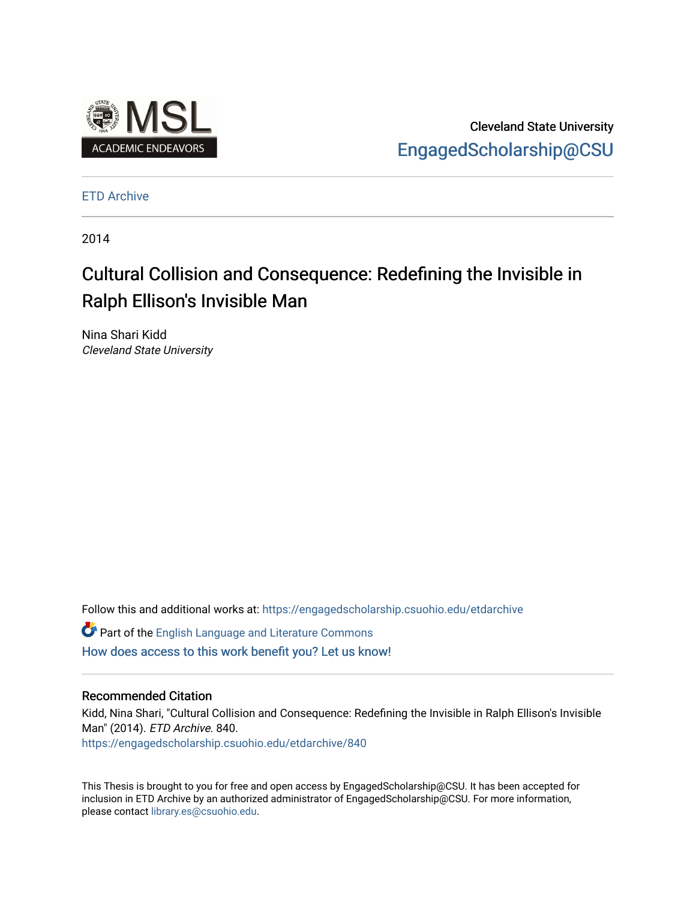Cleveland State University

EngagedScholarship@CSU

ETD Archive

2014

# Cultural Collision and Consequence: Redefining the Invisible in Ralph Ellison's Invisible Man

Nina Shari Kidd

*Cleveland State University*

Follow this and additional works at: https://engagedscholarship.csuohio.edu/etdarchive

Part of the English Language and Literature Commons

How does access to this work benefit you? Let us know!

## Recommended Citation

Kidd, Nina Shari, "Cultural Collision and Consequence: Redefining the Invisible in Ralph Ellison's Invisible Man" (2014). *ETD Archive*. 840.

https://engagedscholarship.csuohio.edu/etdarchive/840

This Thesis is brought to you for free and open access by EngagedScholarship@CSU. It has been accepted for inclusion in ETD Archive by an authorized administrator of EngagedScholarship@CSU. For more information, please contact library.es@csuohio.edu.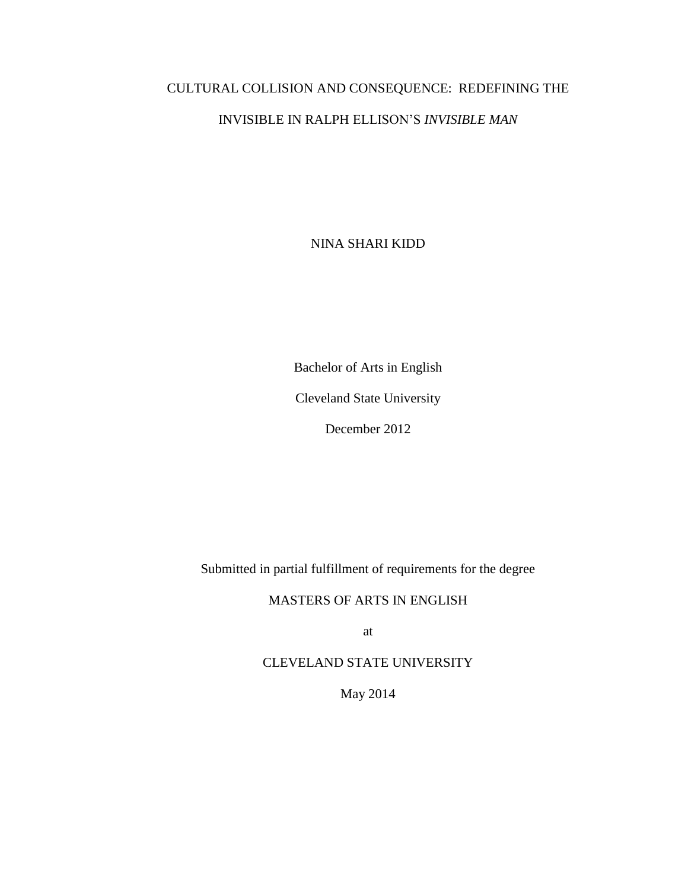CULTURAL COLLISION AND CONSEQUENCE: REDEFINING THE

INVISIBLE IN RALPH ELLISON'S *INVISIBLE MAN*

NINA SHARI KIDD

Bachelor of Arts in English

Cleveland State University

December 2012

Submitted in partial fulfillment of requirements for the degree

MASTERS OF ARTS IN ENGLISH

at

CLEVELAND STATE UNIVERSITY

May 2014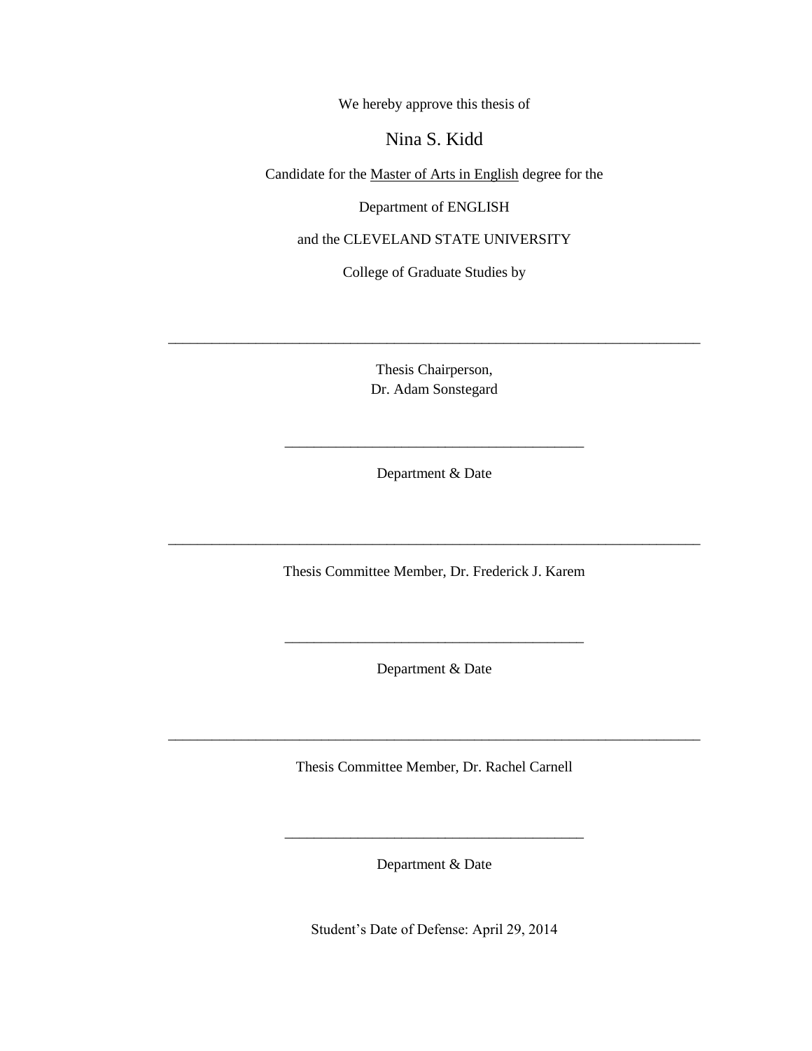We hereby approve this thesis of

Nina S. Kidd

Candidate for the Master of Arts in English degree for the

Department of ENGLISH

and the CLEVELAND STATE UNIVERSITY

College of Graduate Studies by

____________________________________________________________________________

Thesis Chairperson,
Dr. Adam Sonstegard

___________________________________________

Department & Date

____________________________________________________________________________

Thesis Committee Member, Dr. Frederick J. Karem

___________________________________________

Department & Date

____________________________________________________________________________

Thesis Committee Member, Dr. Rachel Carnell

___________________________________________

Department & Date

Student's Date of Defense: April 29, 2014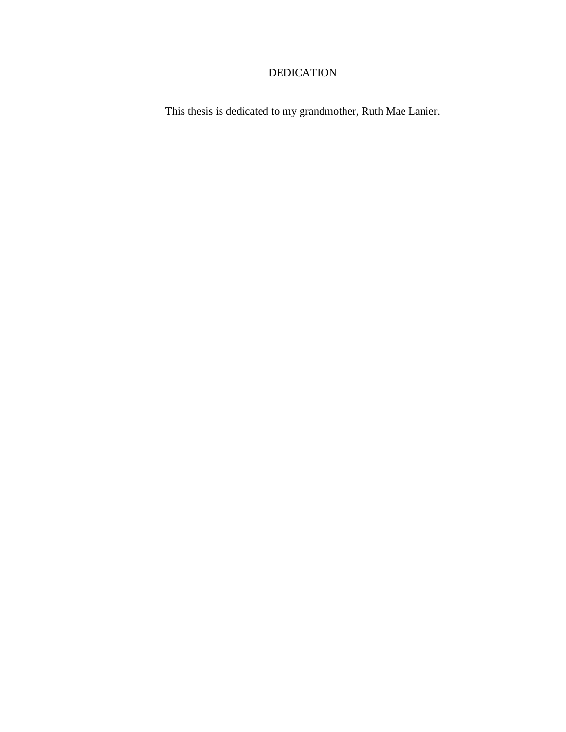# DEDICATION

This thesis is dedicated to my grandmother, Ruth Mae Lanier.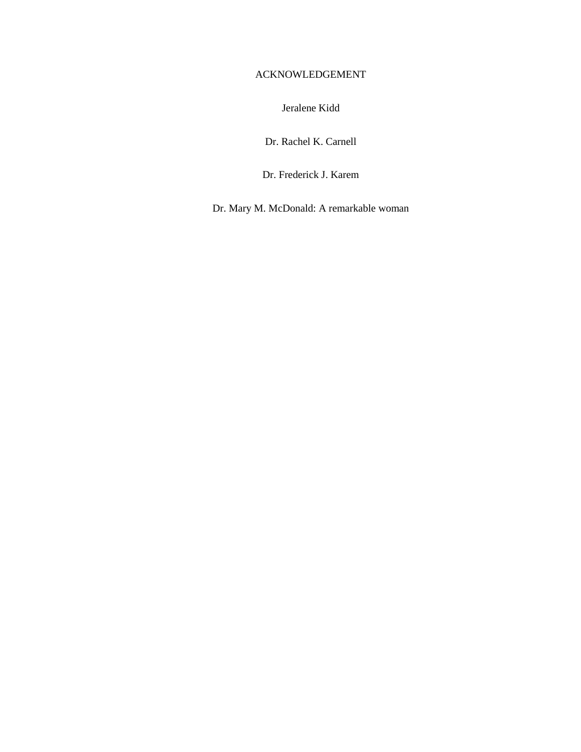# ACKNOWLEDGEMENT

Jeralene Kidd

Dr. Rachel K. Carnell

Dr. Frederick J. Karem

Dr. Mary M. McDonald: A remarkable woman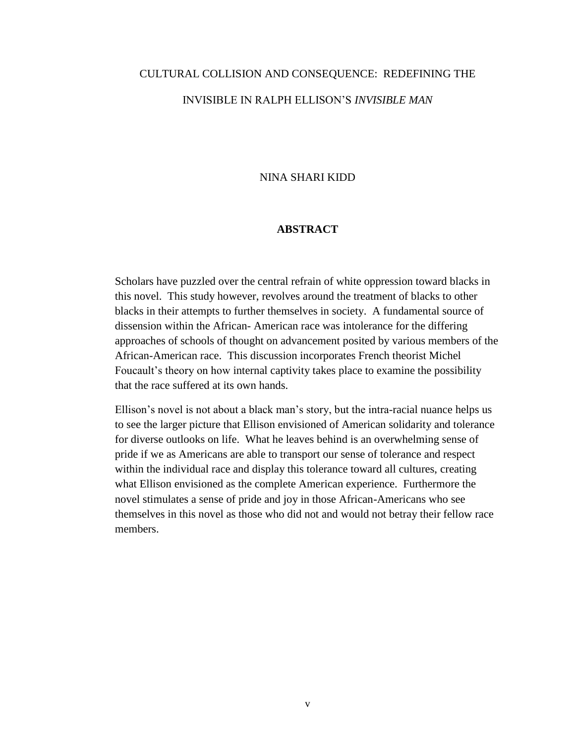CULTURAL COLLISION AND CONSEQUENCE: REDEFINING THE INVISIBLE IN RALPH ELLISON'S *INVISIBLE MAN*

NINA SHARI KIDD

## ABSTRACT

Scholars have puzzled over the central refrain of white oppression toward blacks in this novel. This study however, revolves around the treatment of blacks to other blacks in their attempts to further themselves in society. A fundamental source of dissension within the African- American race was intolerance for the differing approaches of schools of thought on advancement posited by various members of the African-American race. This discussion incorporates French theorist Michel Foucault's theory on how internal captivity takes place to examine the possibility that the race suffered at its own hands.

Ellison's novel is not about a black man's story, but the intra-racial nuance helps us to see the larger picture that Ellison envisioned of American solidarity and tolerance for diverse outlooks on life. What he leaves behind is an overwhelming sense of pride if we as Americans are able to transport our sense of tolerance and respect within the individual race and display this tolerance toward all cultures, creating what Ellison envisioned as the complete American experience. Furthermore the novel stimulates a sense of pride and joy in those African-Americans who see themselves in this novel as those who did not and would not betray their fellow race members.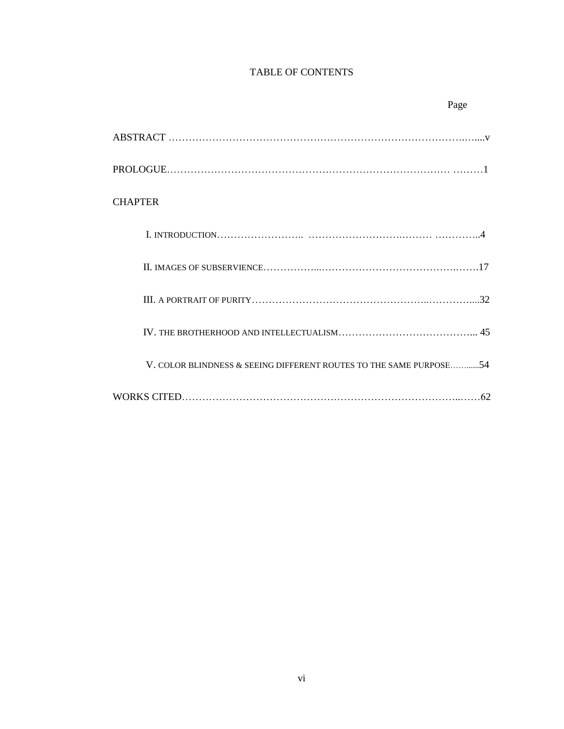# TABLE OF CONTENTS

| | Page |
|---|---|
| ABSTRACT | v |
| PROLOGUE | 1 |
| CHAPTER | |
| I. INTRODUCTION | 4 |
| II. IMAGES OF SUBSERVIENCE | 17 |
| III. A PORTRAIT OF PURITY | 32 |
| IV. THE BROTHERHOOD AND INTELLECTUALISM | 45 |
| V. COLOR BLINDNESS & SEEING DIFFERENT ROUTES TO THE SAME PURPOSE | 54 |
| WORKS CITED | 62 |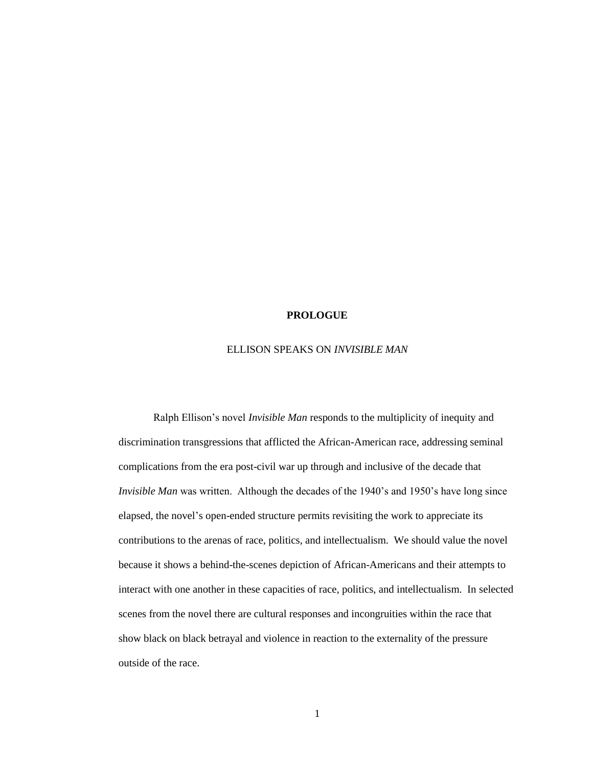# PROLOGUE

## ELLISON SPEAKS ON *INVISIBLE MAN*

Ralph Ellison's novel *Invisible Man* responds to the multiplicity of inequity and discrimination transgressions that afflicted the African-American race, addressing seminal complications from the era post-civil war up through and inclusive of the decade that *Invisible Man* was written. Although the decades of the 1940's and 1950's have long since elapsed, the novel's open-ended structure permits revisiting the work to appreciate its contributions to the arenas of race, politics, and intellectualism. We should value the novel because it shows a behind-the-scenes depiction of African-Americans and their attempts to interact with one another in these capacities of race, politics, and intellectualism. In selected scenes from the novel there are cultural responses and incongruities within the race that show black on black betrayal and violence in reaction to the externality of the pressure outside of the race.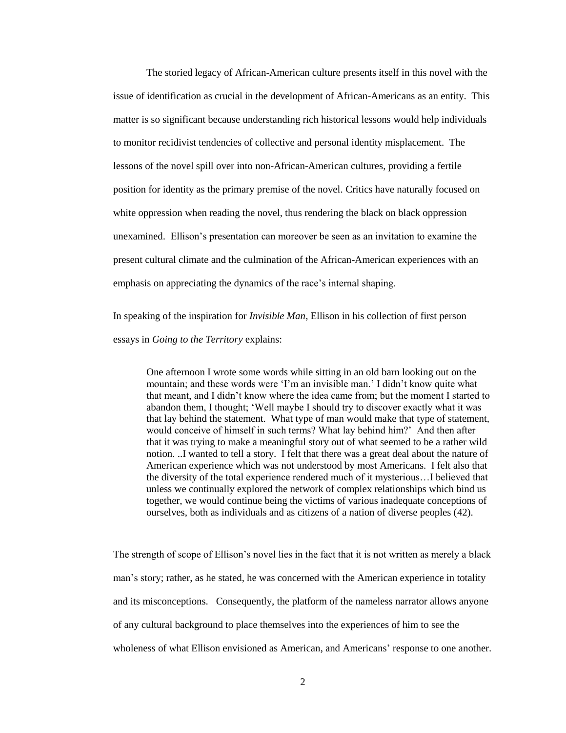The storied legacy of African-American culture presents itself in this novel with the issue of identification as crucial in the development of African-Americans as an entity. This matter is so significant because understanding rich historical lessons would help individuals to monitor recidivist tendencies of collective and personal identity misplacement. The lessons of the novel spill over into non-African-American cultures, providing a fertile position for identity as the primary premise of the novel. Critics have naturally focused on white oppression when reading the novel, thus rendering the black on black oppression unexamined. Ellison's presentation can moreover be seen as an invitation to examine the present cultural climate and the culmination of the African-American experiences with an emphasis on appreciating the dynamics of the race's internal shaping.

In speaking of the inspiration for *Invisible Man*, Ellison in his collection of first person essays in *Going to the Territory* explains:

> One afternoon I wrote some words while sitting in an old barn looking out on the mountain; and these words were 'I'm an invisible man.' I didn't know quite what that meant, and I didn't know where the idea came from; but the moment I started to abandon them, I thought; 'Well maybe I should try to discover exactly what it was that lay behind the statement. What type of man would make that type of statement, would conceive of himself in such terms? What lay behind him?' And then after that it was trying to make a meaningful story out of what seemed to be a rather wild notion. ..I wanted to tell a story. I felt that there was a great deal about the nature of American experience which was not understood by most Americans. I felt also that the diversity of the total experience rendered much of it mysterious…I believed that unless we continually explored the network of complex relationships which bind us together, we would continue being the victims of various inadequate conceptions of ourselves, both as individuals and as citizens of a nation of diverse peoples (42).

The strength of scope of Ellison's novel lies in the fact that it is not written as merely a black man's story; rather, as he stated, he was concerned with the American experience in totality and its misconceptions. Consequently, the platform of the nameless narrator allows anyone of any cultural background to place themselves into the experiences of him to see the wholeness of what Ellison envisioned as American, and Americans' response to one another.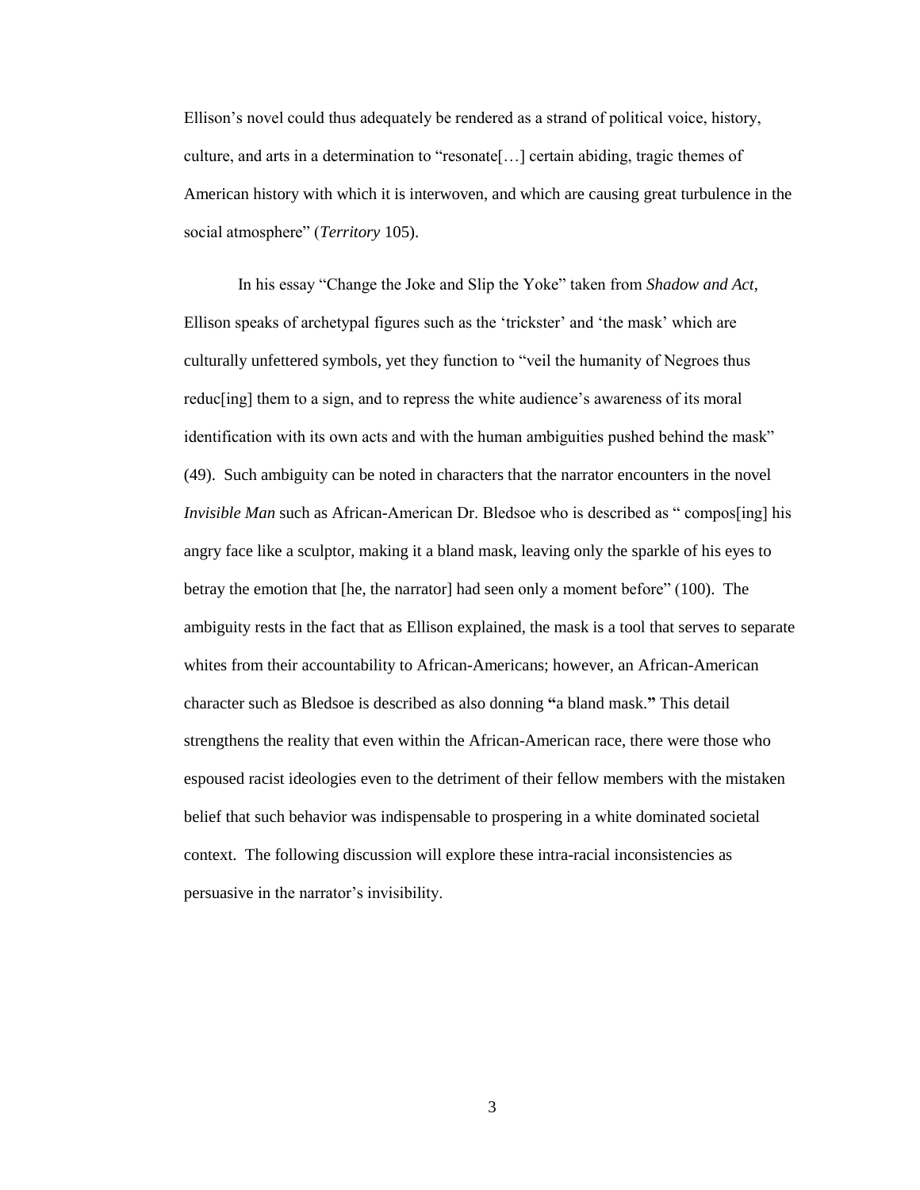Ellison's novel could thus adequately be rendered as a strand of political voice, history, culture, and arts in a determination to "resonate[…] certain abiding, tragic themes of American history with which it is interwoven, and which are causing great turbulence in the social atmosphere" (*Territory* 105).

In his essay "Change the Joke and Slip the Yoke" taken from *Shadow and Act*, Ellison speaks of archetypal figures such as the 'trickster' and 'the mask' which are culturally unfettered symbols, yet they function to "veil the humanity of Negroes thus reduc[ing] them to a sign, and to repress the white audience's awareness of its moral identification with its own acts and with the human ambiguities pushed behind the mask" (49). Such ambiguity can be noted in characters that the narrator encounters in the novel *Invisible Man* such as African-American Dr. Bledsoe who is described as " compos[ing] his angry face like a sculptor, making it a bland mask, leaving only the sparkle of his eyes to betray the emotion that [he, the narrator] had seen only a moment before" (100). The ambiguity rests in the fact that as Ellison explained, the mask is a tool that serves to separate whites from their accountability to African-Americans; however, an African-American character such as Bledsoe is described as also donning **"**a bland mask.**"** This detail strengthens the reality that even within the African-American race, there were those who espoused racist ideologies even to the detriment of their fellow members with the mistaken belief that such behavior was indispensable to prospering in a white dominated societal context. The following discussion will explore these intra-racial inconsistencies as persuasive in the narrator's invisibility.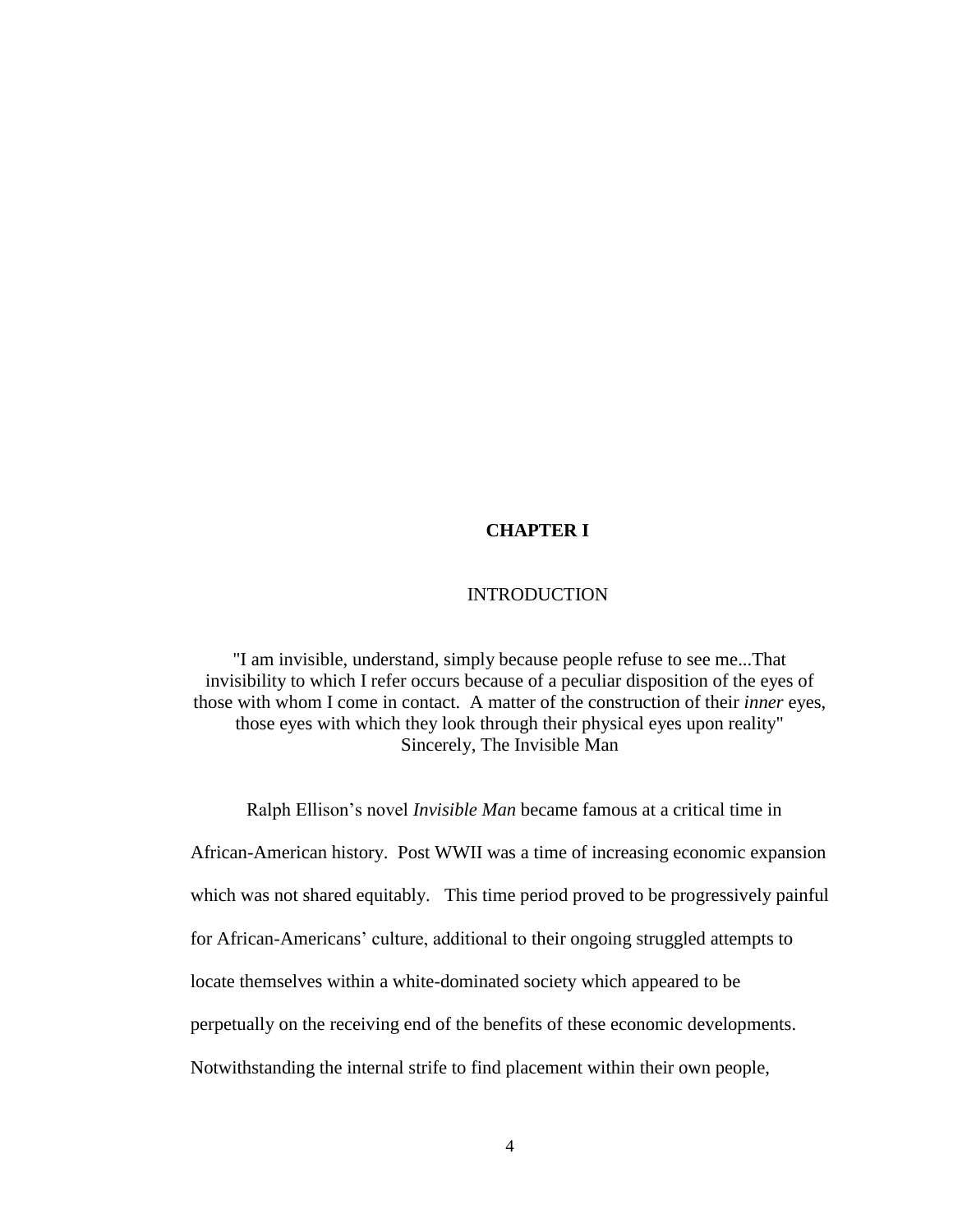# CHAPTER I

## INTRODUCTION

"I am invisible, understand, simply because people refuse to see me...That invisibility to which I refer occurs because of a peculiar disposition of the eyes of those with whom I come in contact. A matter of the construction of their *inner* eyes, those eyes with which they look through their physical eyes upon reality"
Sincerely, The Invisible Man

Ralph Ellison's novel *Invisible Man* became famous at a critical time in African-American history. Post WWII was a time of increasing economic expansion which was not shared equitably. This time period proved to be progressively painful for African-Americans' culture, additional to their ongoing struggled attempts to locate themselves within a white-dominated society which appeared to be perpetually on the receiving end of the benefits of these economic developments. Notwithstanding the internal strife to find placement within their own people,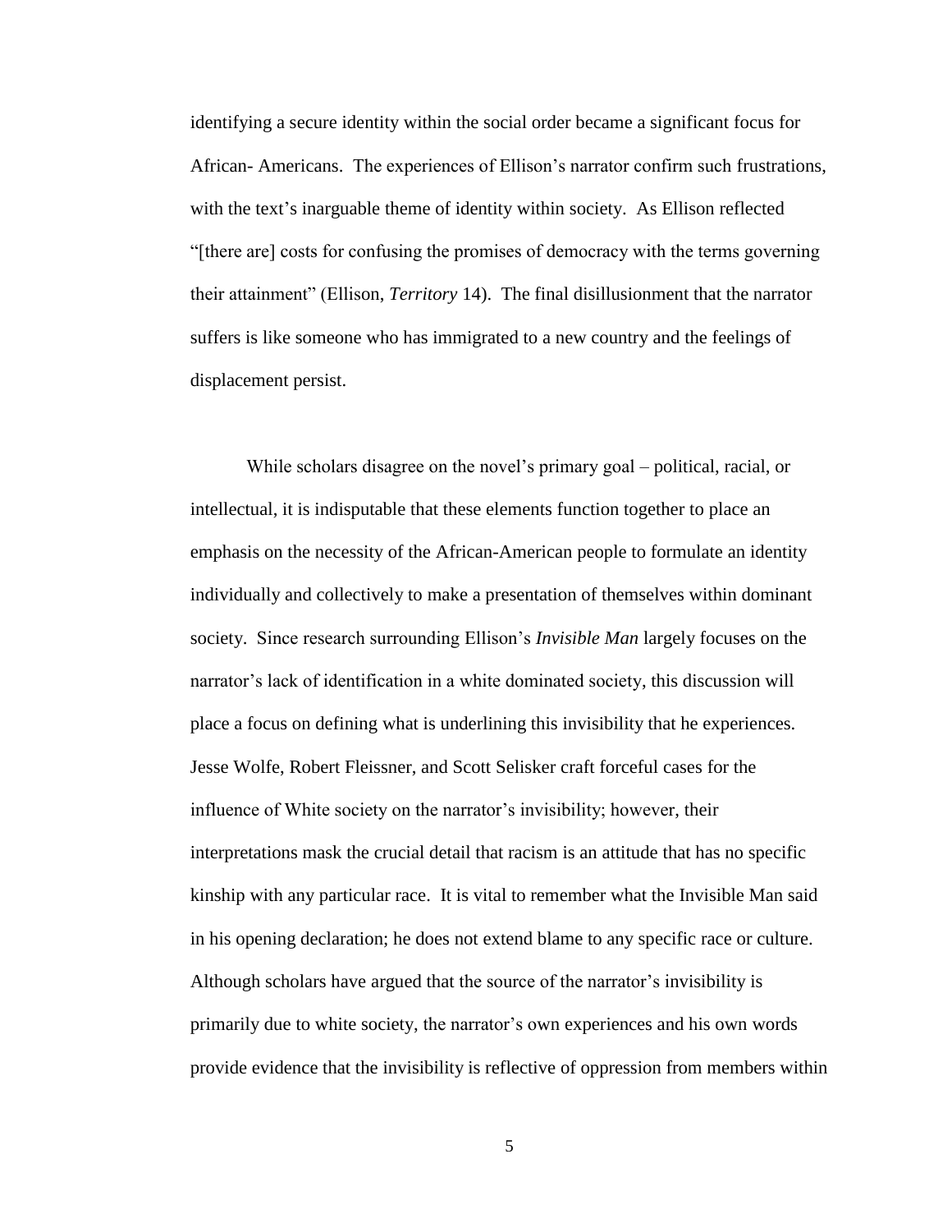identifying a secure identity within the social order became a significant focus for African- Americans. The experiences of Ellison's narrator confirm such frustrations, with the text's inarguable theme of identity within society. As Ellison reflected "[there are] costs for confusing the promises of democracy with the terms governing their attainment" (Ellison, *Territory* 14). The final disillusionment that the narrator suffers is like someone who has immigrated to a new country and the feelings of displacement persist.

While scholars disagree on the novel's primary goal – political, racial, or intellectual, it is indisputable that these elements function together to place an emphasis on the necessity of the African-American people to formulate an identity individually and collectively to make a presentation of themselves within dominant society. Since research surrounding Ellison's *Invisible Man* largely focuses on the narrator's lack of identification in a white dominated society, this discussion will place a focus on defining what is underlining this invisibility that he experiences. Jesse Wolfe, Robert Fleissner, and Scott Selisker craft forceful cases for the influence of White society on the narrator's invisibility; however, their interpretations mask the crucial detail that racism is an attitude that has no specific kinship with any particular race. It is vital to remember what the Invisible Man said in his opening declaration; he does not extend blame to any specific race or culture. Although scholars have argued that the source of the narrator's invisibility is primarily due to white society, the narrator's own experiences and his own words provide evidence that the invisibility is reflective of oppression from members within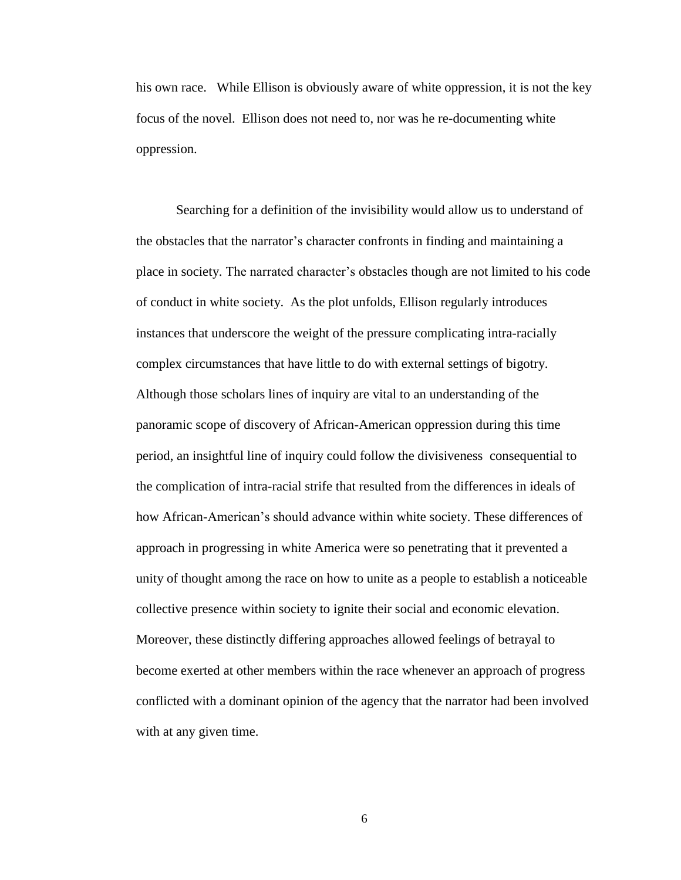his own race. While Ellison is obviously aware of white oppression, it is not the key focus of the novel. Ellison does not need to, nor was he re-documenting white oppression.

Searching for a definition of the invisibility would allow us to understand of the obstacles that the narrator's character confronts in finding and maintaining a place in society. The narrated character's obstacles though are not limited to his code of conduct in white society. As the plot unfolds, Ellison regularly introduces instances that underscore the weight of the pressure complicating intra-racially complex circumstances that have little to do with external settings of bigotry. Although those scholars lines of inquiry are vital to an understanding of the panoramic scope of discovery of African-American oppression during this time period, an insightful line of inquiry could follow the divisiveness consequential to the complication of intra-racial strife that resulted from the differences in ideals of how African-American's should advance within white society. These differences of approach in progressing in white America were so penetrating that it prevented a unity of thought among the race on how to unite as a people to establish a noticeable collective presence within society to ignite their social and economic elevation. Moreover, these distinctly differing approaches allowed feelings of betrayal to become exerted at other members within the race whenever an approach of progress conflicted with a dominant opinion of the agency that the narrator had been involved with at any given time.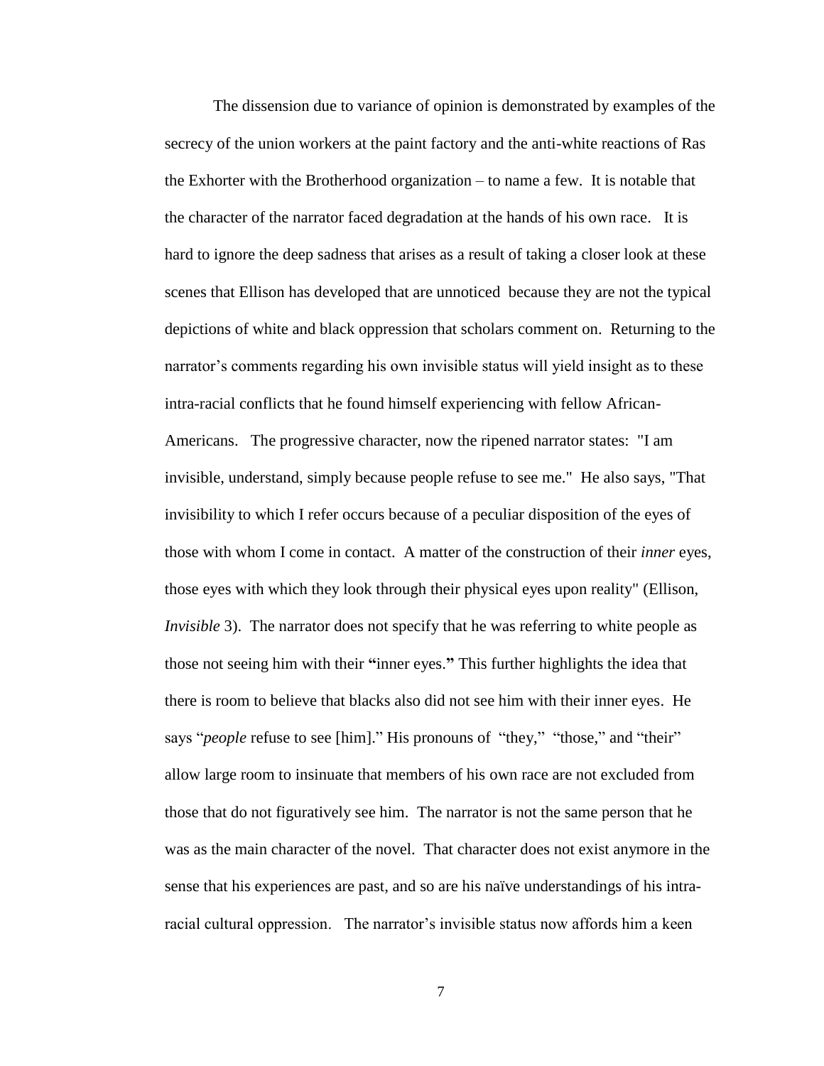The dissension due to variance of opinion is demonstrated by examples of the secrecy of the union workers at the paint factory and the anti-white reactions of Ras the Exhorter with the Brotherhood organization – to name a few. It is notable that the character of the narrator faced degradation at the hands of his own race. It is hard to ignore the deep sadness that arises as a result of taking a closer look at these scenes that Ellison has developed that are unnoticed because they are not the typical depictions of white and black oppression that scholars comment on. Returning to the narrator's comments regarding his own invisible status will yield insight as to these intra-racial conflicts that he found himself experiencing with fellow African-Americans. The progressive character, now the ripened narrator states: "I am invisible, understand, simply because people refuse to see me." He also says, "That invisibility to which I refer occurs because of a peculiar disposition of the eyes of those with whom I come in contact. A matter of the construction of their *inner* eyes, those eyes with which they look through their physical eyes upon reality" (Ellison, *Invisible* 3). The narrator does not specify that he was referring to white people as those not seeing him with their **"**inner eyes.**"** This further highlights the idea that there is room to believe that blacks also did not see him with their inner eyes. He says "*people* refuse to see [him]." His pronouns of "they," "those," and "their" allow large room to insinuate that members of his own race are not excluded from those that do not figuratively see him. The narrator is not the same person that he was as the main character of the novel. That character does not exist anymore in the sense that his experiences are past, and so are his naïve understandings of his intra-racial cultural oppression. The narrator's invisible status now affords him a keen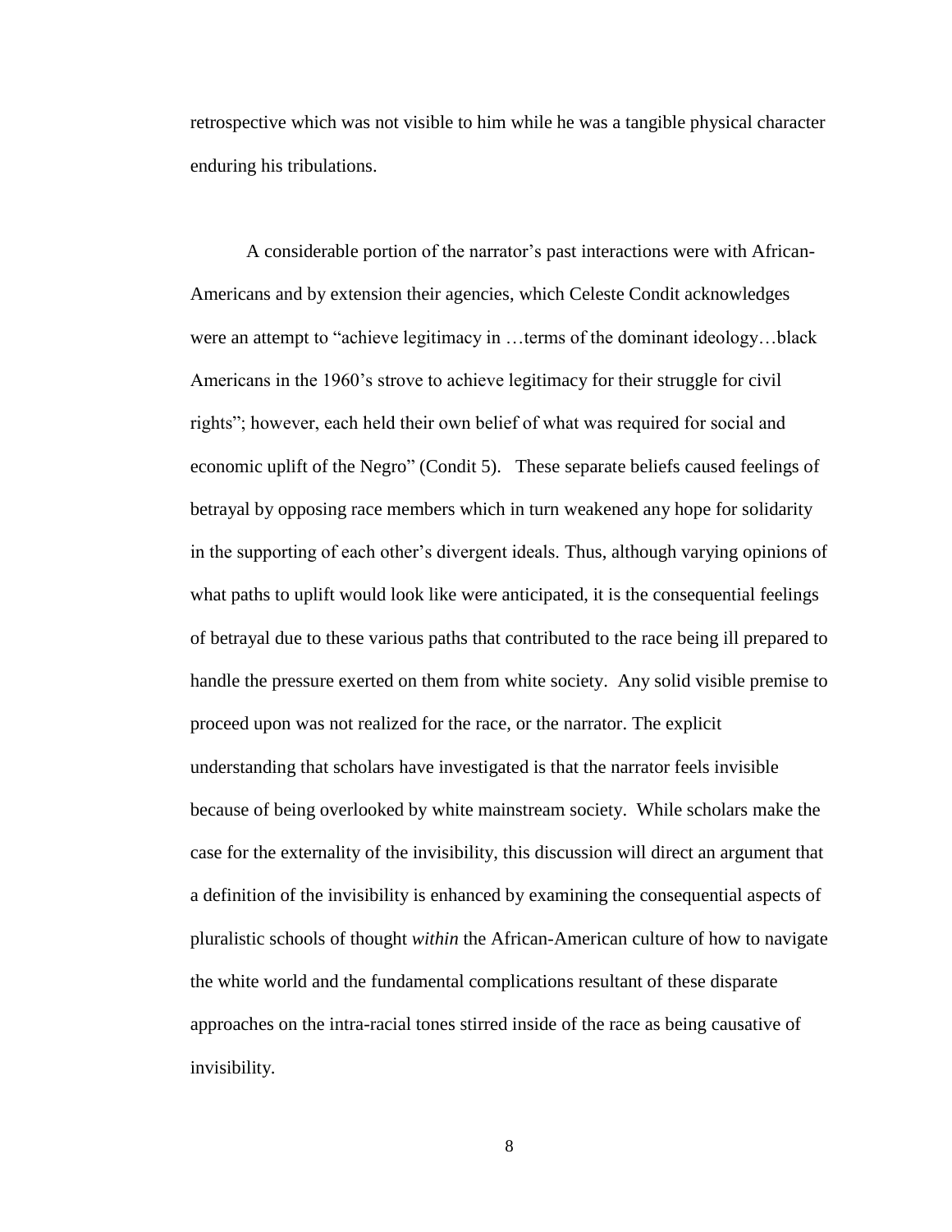retrospective which was not visible to him while he was a tangible physical character enduring his tribulations.

A considerable portion of the narrator's past interactions were with African-Americans and by extension their agencies, which Celeste Condit acknowledges were an attempt to "achieve legitimacy in …terms of the dominant ideology…black Americans in the 1960's strove to achieve legitimacy for their struggle for civil rights"; however, each held their own belief of what was required for social and economic uplift of the Negro" (Condit 5). These separate beliefs caused feelings of betrayal by opposing race members which in turn weakened any hope for solidarity in the supporting of each other's divergent ideals. Thus, although varying opinions of what paths to uplift would look like were anticipated, it is the consequential feelings of betrayal due to these various paths that contributed to the race being ill prepared to handle the pressure exerted on them from white society. Any solid visible premise to proceed upon was not realized for the race, or the narrator. The explicit understanding that scholars have investigated is that the narrator feels invisible because of being overlooked by white mainstream society. While scholars make the case for the externality of the invisibility, this discussion will direct an argument that a definition of the invisibility is enhanced by examining the consequential aspects of pluralistic schools of thought *within* the African-American culture of how to navigate the white world and the fundamental complications resultant of these disparate approaches on the intra-racial tones stirred inside of the race as being causative of invisibility.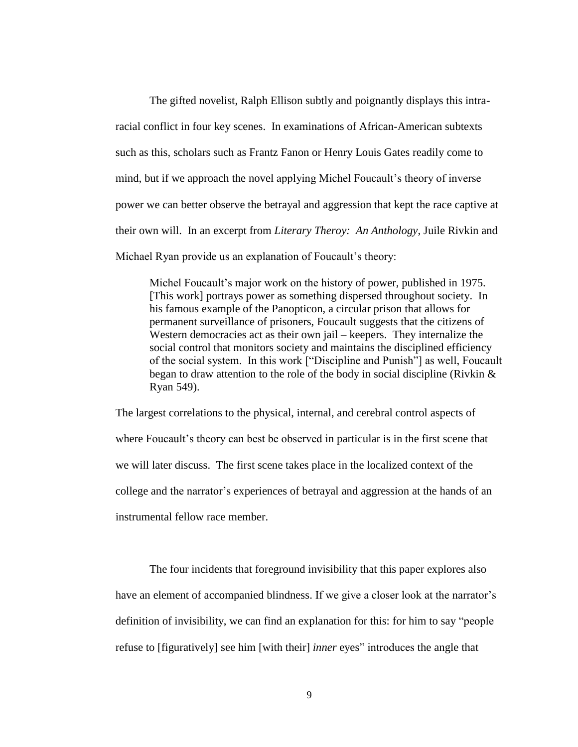The gifted novelist, Ralph Ellison subtly and poignantly displays this intra-racial conflict in four key scenes. In examinations of African-American subtexts such as this, scholars such as Frantz Fanon or Henry Louis Gates readily come to mind, but if we approach the novel applying Michel Foucault's theory of inverse power we can better observe the betrayal and aggression that kept the race captive at their own will. In an excerpt from *Literary Theroy: An Anthology*, Juile Rivkin and Michael Ryan provide us an explanation of Foucault's theory:

> Michel Foucault's major work on the history of power, published in 1975. [This work] portrays power as something dispersed throughout society. In his famous example of the Panopticon, a circular prison that allows for permanent surveillance of prisoners, Foucault suggests that the citizens of Western democracies act as their own jail – keepers. They internalize the social control that monitors society and maintains the disciplined efficiency of the social system. In this work ["Discipline and Punish"] as well, Foucault began to draw attention to the role of the body in social discipline (Rivkin & Ryan 549).

The largest correlations to the physical, internal, and cerebral control aspects of where Foucault's theory can best be observed in particular is in the first scene that we will later discuss. The first scene takes place in the localized context of the college and the narrator's experiences of betrayal and aggression at the hands of an instrumental fellow race member.

The four incidents that foreground invisibility that this paper explores also have an element of accompanied blindness. If we give a closer look at the narrator's definition of invisibility, we can find an explanation for this: for him to say "people refuse to [figuratively] see him [with their] *inner* eyes" introduces the angle that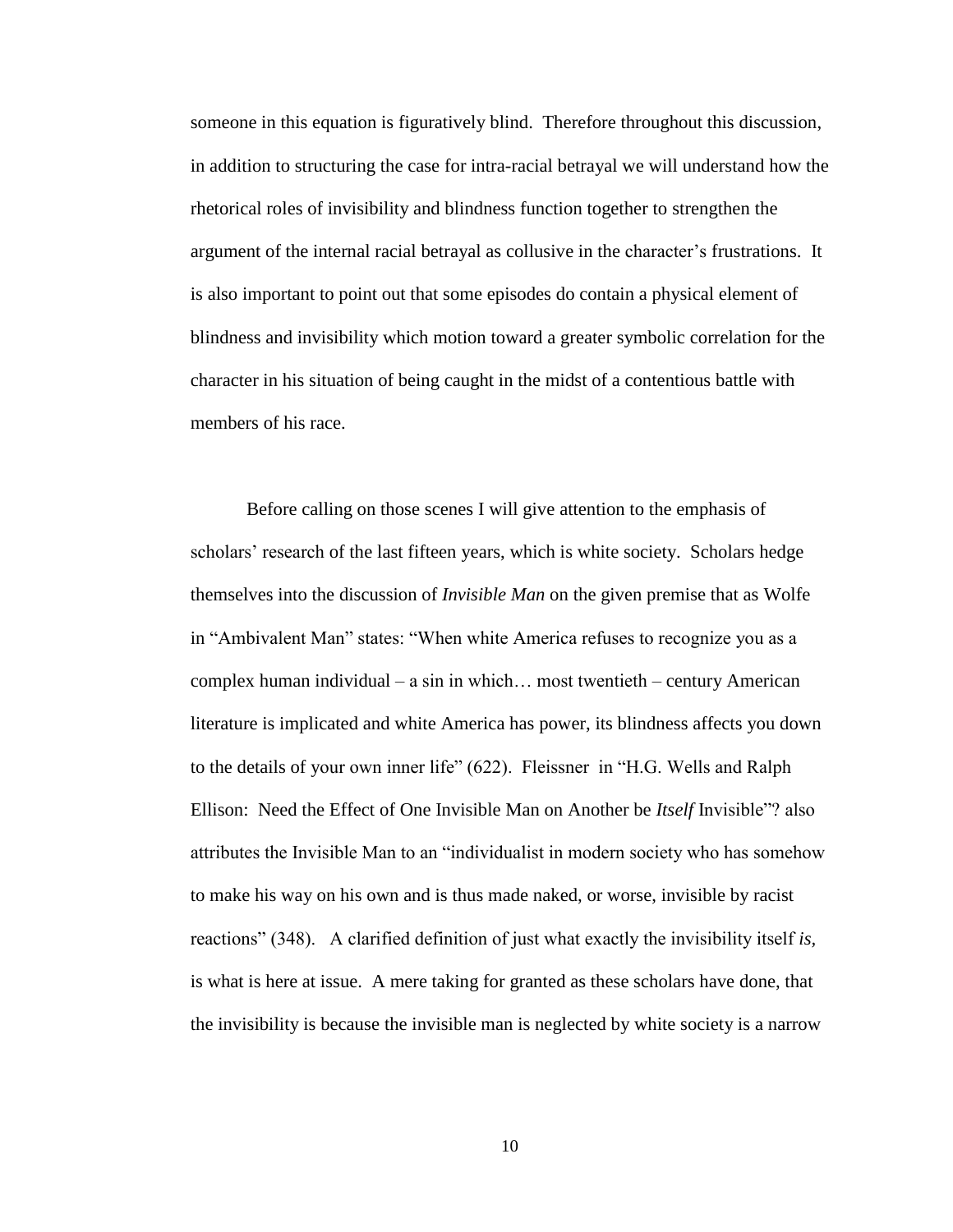someone in this equation is figuratively blind. Therefore throughout this discussion, in addition to structuring the case for intra-racial betrayal we will understand how the rhetorical roles of invisibility and blindness function together to strengthen the argument of the internal racial betrayal as collusive in the character's frustrations. It is also important to point out that some episodes do contain a physical element of blindness and invisibility which motion toward a greater symbolic correlation for the character in his situation of being caught in the midst of a contentious battle with members of his race.

Before calling on those scenes I will give attention to the emphasis of scholars' research of the last fifteen years, which is white society. Scholars hedge themselves into the discussion of *Invisible Man* on the given premise that as Wolfe in "Ambivalent Man" states: "When white America refuses to recognize you as a complex human individual – a sin in which… most twentieth – century American literature is implicated and white America has power, its blindness affects you down to the details of your own inner life" (622). Fleissner in "H.G. Wells and Ralph Ellison: Need the Effect of One Invisible Man on Another be *Itself* Invisible"? also attributes the Invisible Man to an "individualist in modern society who has somehow to make his way on his own and is thus made naked, or worse, invisible by racist reactions" (348). A clarified definition of just what exactly the invisibility itself *is*, is what is here at issue. A mere taking for granted as these scholars have done, that the invisibility is because the invisible man is neglected by white society is a narrow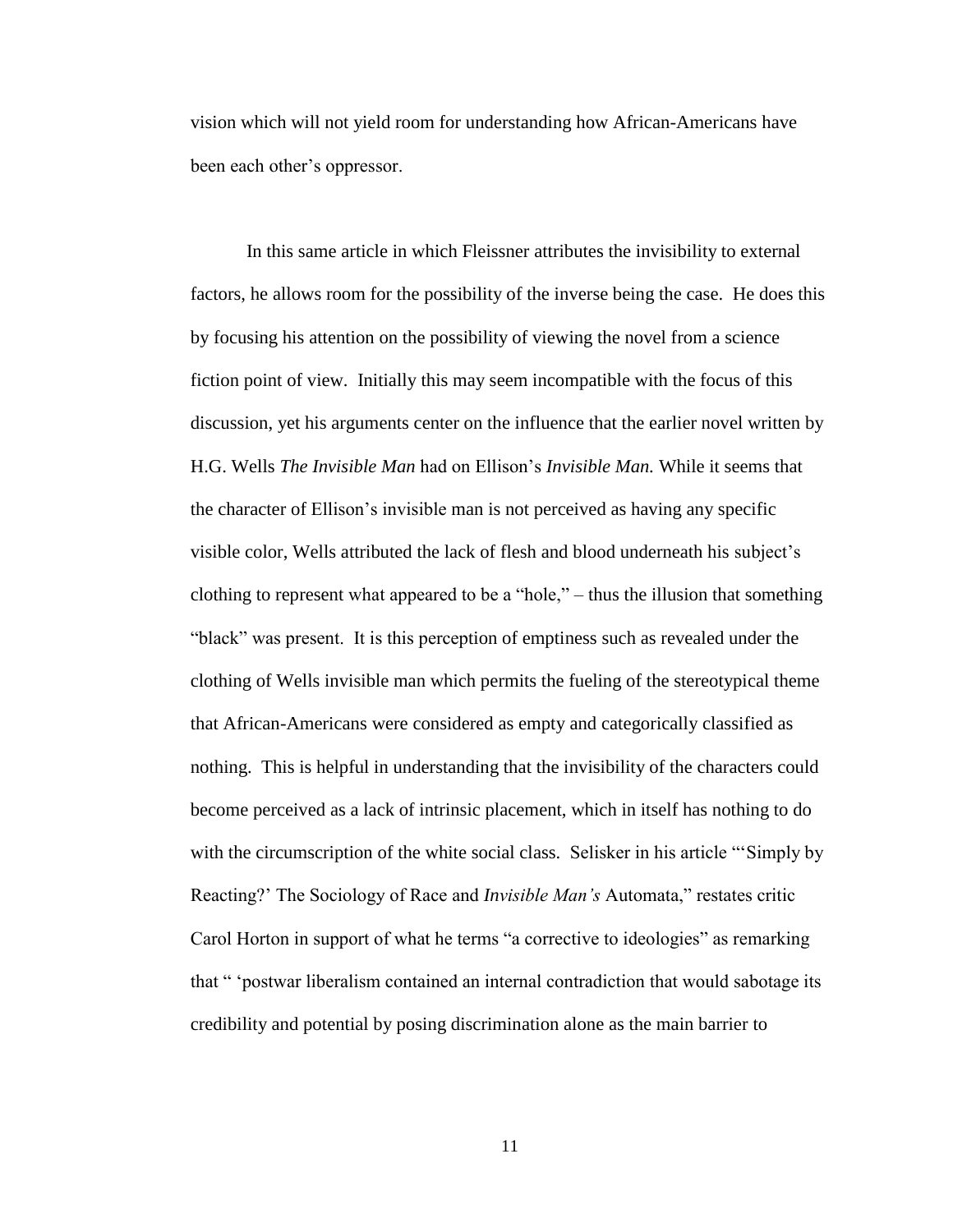vision which will not yield room for understanding how African-Americans have been each other's oppressor.

In this same article in which Fleissner attributes the invisibility to external factors, he allows room for the possibility of the inverse being the case. He does this by focusing his attention on the possibility of viewing the novel from a science fiction point of view. Initially this may seem incompatible with the focus of this discussion, yet his arguments center on the influence that the earlier novel written by H.G. Wells *The Invisible Man* had on Ellison's *Invisible Man.* While it seems that the character of Ellison's invisible man is not perceived as having any specific visible color, Wells attributed the lack of flesh and blood underneath his subject's clothing to represent what appeared to be a "hole," – thus the illusion that something "black" was present. It is this perception of emptiness such as revealed under the clothing of Wells invisible man which permits the fueling of the stereotypical theme that African-Americans were considered as empty and categorically classified as nothing. This is helpful in understanding that the invisibility of the characters could become perceived as a lack of intrinsic placement, which in itself has nothing to do with the circumscription of the white social class. Selisker in his article "'Simply by Reacting?' The Sociology of Race and *Invisible Man's* Automata," restates critic Carol Horton in support of what he terms "a corrective to ideologies" as remarking that " 'postwar liberalism contained an internal contradiction that would sabotage its credibility and potential by posing discrimination alone as the main barrier to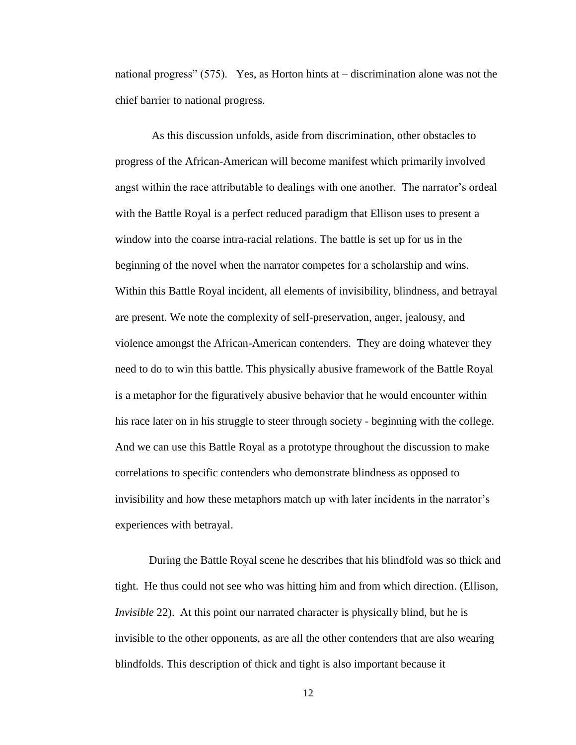national progress" (575). Yes, as Horton hints at – discrimination alone was not the chief barrier to national progress.

As this discussion unfolds, aside from discrimination, other obstacles to progress of the African-American will become manifest which primarily involved angst within the race attributable to dealings with one another. The narrator's ordeal with the Battle Royal is a perfect reduced paradigm that Ellison uses to present a window into the coarse intra-racial relations. The battle is set up for us in the beginning of the novel when the narrator competes for a scholarship and wins. Within this Battle Royal incident, all elements of invisibility, blindness, and betrayal are present. We note the complexity of self-preservation, anger, jealousy, and violence amongst the African-American contenders. They are doing whatever they need to do to win this battle. This physically abusive framework of the Battle Royal is a metaphor for the figuratively abusive behavior that he would encounter within his race later on in his struggle to steer through society - beginning with the college. And we can use this Battle Royal as a prototype throughout the discussion to make correlations to specific contenders who demonstrate blindness as opposed to invisibility and how these metaphors match up with later incidents in the narrator's experiences with betrayal.

During the Battle Royal scene he describes that his blindfold was so thick and tight. He thus could not see who was hitting him and from which direction. (Ellison, *Invisible* 22). At this point our narrated character is physically blind, but he is invisible to the other opponents, as are all the other contenders that are also wearing blindfolds. This description of thick and tight is also important because it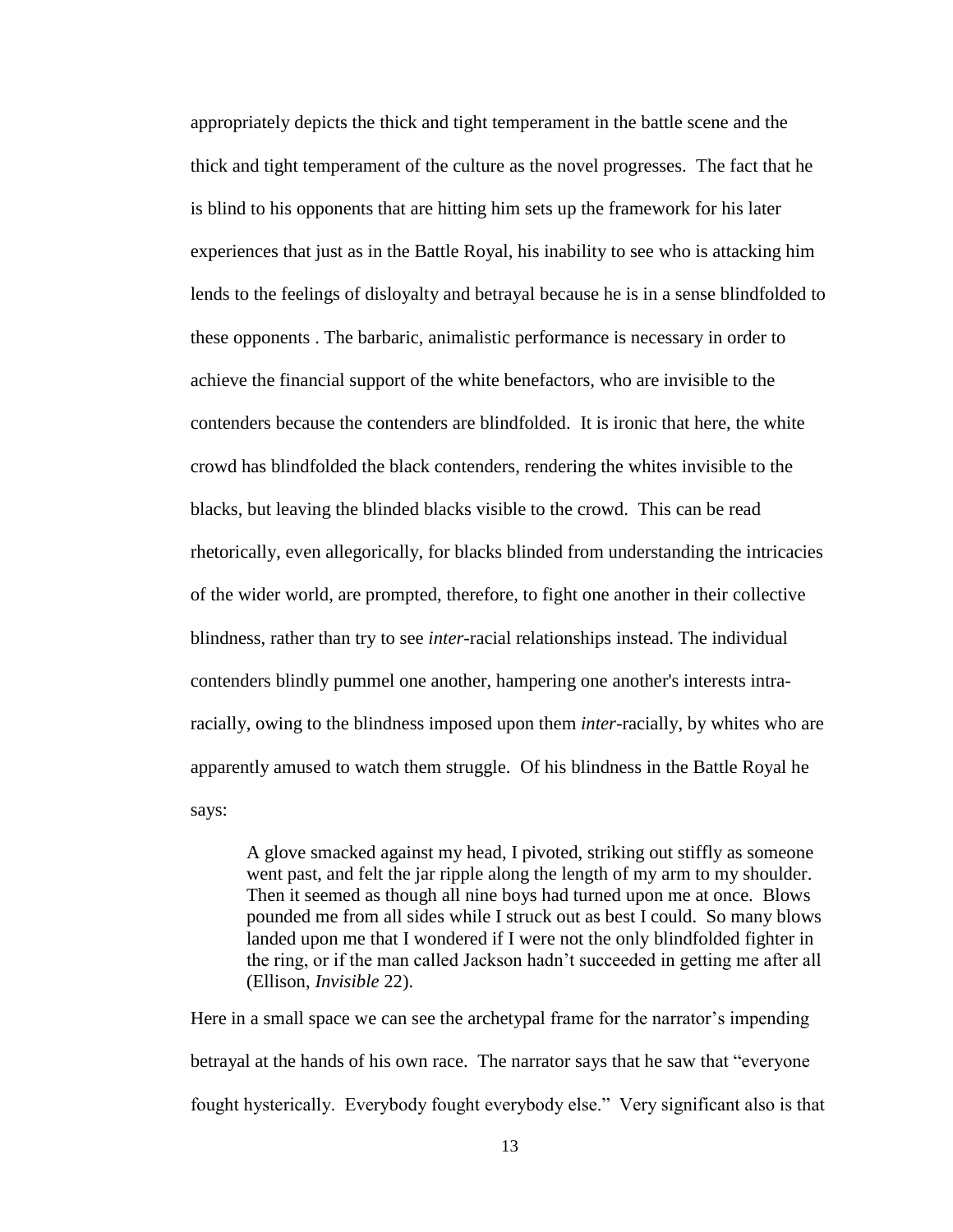appropriately depicts the thick and tight temperament in the battle scene and the thick and tight temperament of the culture as the novel progresses. The fact that he is blind to his opponents that are hitting him sets up the framework for his later experiences that just as in the Battle Royal, his inability to see who is attacking him lends to the feelings of disloyalty and betrayal because he is in a sense blindfolded to these opponents . The barbaric, animalistic performance is necessary in order to achieve the financial support of the white benefactors, who are invisible to the contenders because the contenders are blindfolded. It is ironic that here, the white crowd has blindfolded the black contenders, rendering the whites invisible to the blacks, but leaving the blinded blacks visible to the crowd. This can be read rhetorically, even allegorically, for blacks blinded from understanding the intricacies of the wider world, are prompted, therefore, to fight one another in their collective blindness, rather than try to see *inter*-racial relationships instead. The individual contenders blindly pummel one another, hampering one another's interests intra-racially, owing to the blindness imposed upon them *inter*-racially, by whites who are apparently amused to watch them struggle. Of his blindness in the Battle Royal he says:

> A glove smacked against my head, I pivoted, striking out stiffly as someone went past, and felt the jar ripple along the length of my arm to my shoulder. Then it seemed as though all nine boys had turned upon me at once. Blows pounded me from all sides while I struck out as best I could. So many blows landed upon me that I wondered if I were not the only blindfolded fighter in the ring, or if the man called Jackson hadn't succeeded in getting me after all (Ellison, *Invisible* 22).

Here in a small space we can see the archetypal frame for the narrator's impending betrayal at the hands of his own race. The narrator says that he saw that "everyone fought hysterically. Everybody fought everybody else." Very significant also is that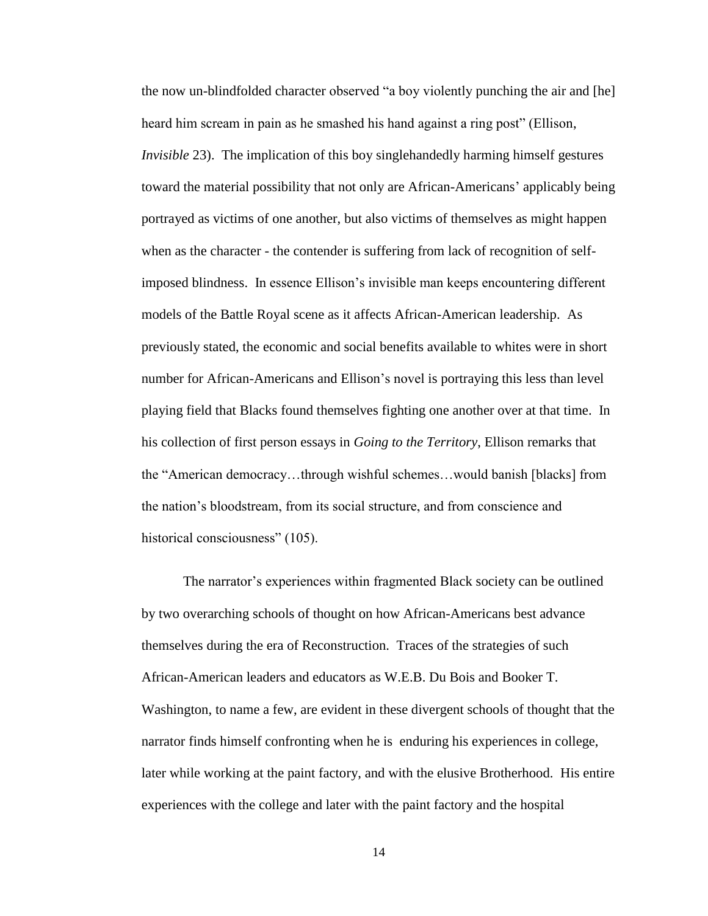the now un-blindfolded character observed "a boy violently punching the air and [he] heard him scream in pain as he smashed his hand against a ring post" (Ellison, *Invisible* 23). The implication of this boy singlehandedly harming himself gestures toward the material possibility that not only are African-Americans' applicably being portrayed as victims of one another, but also victims of themselves as might happen when as the character - the contender is suffering from lack of recognition of self-imposed blindness. In essence Ellison's invisible man keeps encountering different models of the Battle Royal scene as it affects African-American leadership. As previously stated, the economic and social benefits available to whites were in short number for African-Americans and Ellison's novel is portraying this less than level playing field that Blacks found themselves fighting one another over at that time. In his collection of first person essays in *Going to the Territory*, Ellison remarks that the "American democracy…through wishful schemes…would banish [blacks] from the nation's bloodstream, from its social structure, and from conscience and historical consciousness" (105).

The narrator's experiences within fragmented Black society can be outlined by two overarching schools of thought on how African-Americans best advance themselves during the era of Reconstruction. Traces of the strategies of such African-American leaders and educators as W.E.B. Du Bois and Booker T. Washington, to name a few, are evident in these divergent schools of thought that the narrator finds himself confronting when he is enduring his experiences in college, later while working at the paint factory, and with the elusive Brotherhood. His entire experiences with the college and later with the paint factory and the hospital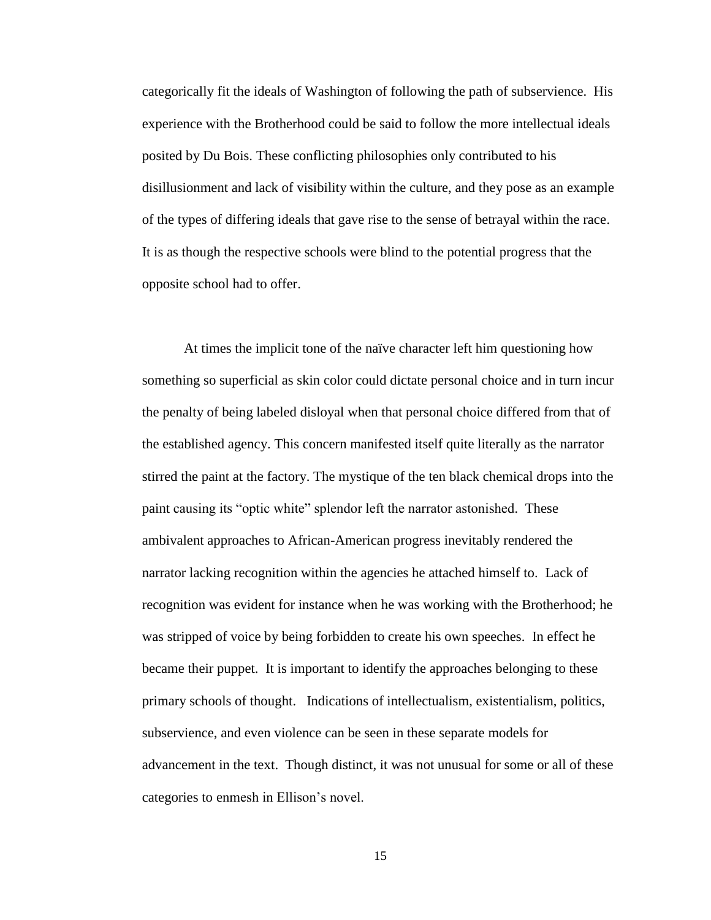categorically fit the ideals of Washington of following the path of subservience. His experience with the Brotherhood could be said to follow the more intellectual ideals posited by Du Bois. These conflicting philosophies only contributed to his disillusionment and lack of visibility within the culture, and they pose as an example of the types of differing ideals that gave rise to the sense of betrayal within the race. It is as though the respective schools were blind to the potential progress that the opposite school had to offer.

At times the implicit tone of the naïve character left him questioning how something so superficial as skin color could dictate personal choice and in turn incur the penalty of being labeled disloyal when that personal choice differed from that of the established agency. This concern manifested itself quite literally as the narrator stirred the paint at the factory. The mystique of the ten black chemical drops into the paint causing its "optic white" splendor left the narrator astonished. These ambivalent approaches to African-American progress inevitably rendered the narrator lacking recognition within the agencies he attached himself to. Lack of recognition was evident for instance when he was working with the Brotherhood; he was stripped of voice by being forbidden to create his own speeches. In effect he became their puppet. It is important to identify the approaches belonging to these primary schools of thought. Indications of intellectualism, existentialism, politics, subservience, and even violence can be seen in these separate models for advancement in the text. Though distinct, it was not unusual for some or all of these categories to enmesh in Ellison's novel.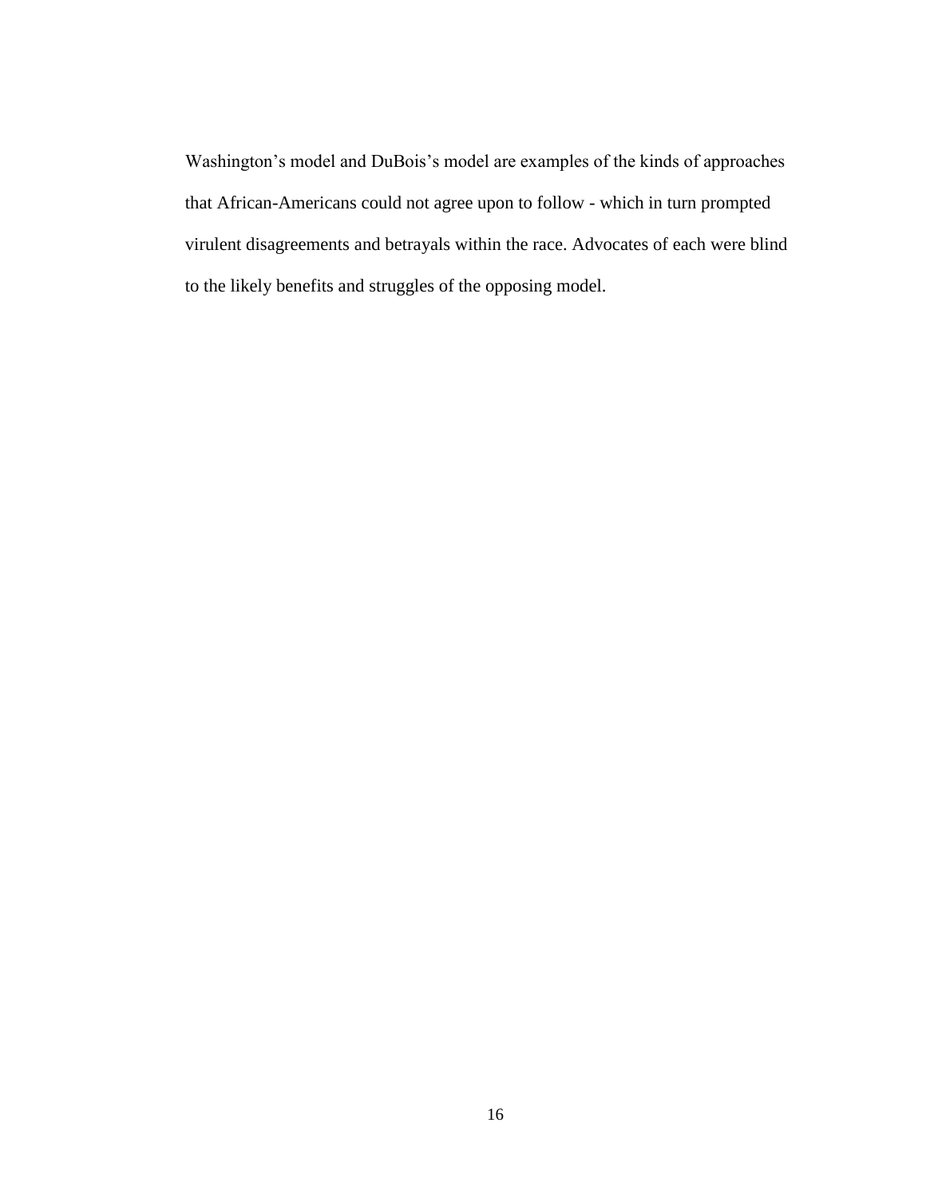Washington's model and DuBois's model are examples of the kinds of approaches that African-Americans could not agree upon to follow - which in turn prompted virulent disagreements and betrayals within the race. Advocates of each were blind to the likely benefits and struggles of the opposing model.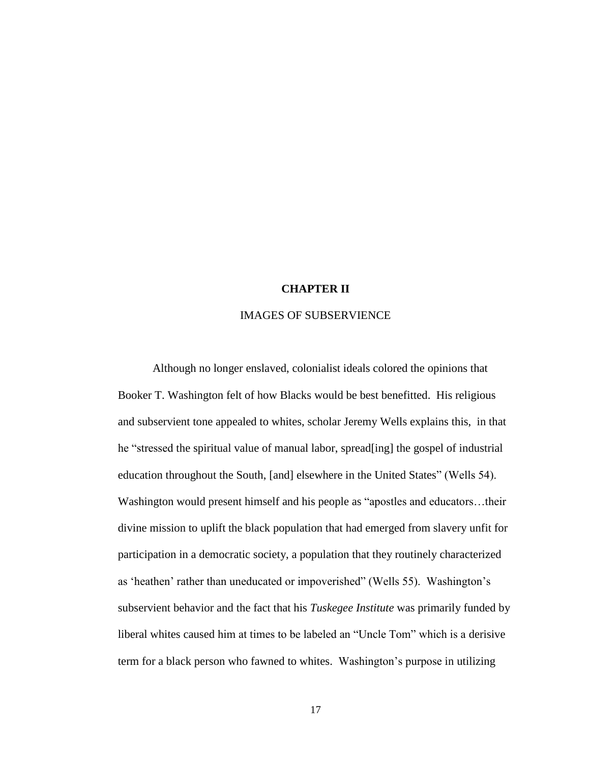## CHAPTER II

IMAGES OF SUBSERVIENCE

Although no longer enslaved, colonialist ideals colored the opinions that Booker T. Washington felt of how Blacks would be best benefitted.  His religious and subservient tone appealed to whites, scholar Jeremy Wells explains this,  in that he "stressed the spiritual value of manual labor, spread[ing] the gospel of industrial education throughout the South, [and] elsewhere in the United States" (Wells 54). Washington would present himself and his people as "apostles and educators…their divine mission to uplift the black population that had emerged from slavery unfit for participation in a democratic society, a population that they routinely characterized as 'heathen' rather than uneducated or impoverished" (Wells 55).  Washington's subservient behavior and the fact that his *Tuskegee Institute* was primarily funded by liberal whites caused him at times to be labeled an "Uncle Tom" which is a derisive term for a black person who fawned to whites.  Washington's purpose in utilizing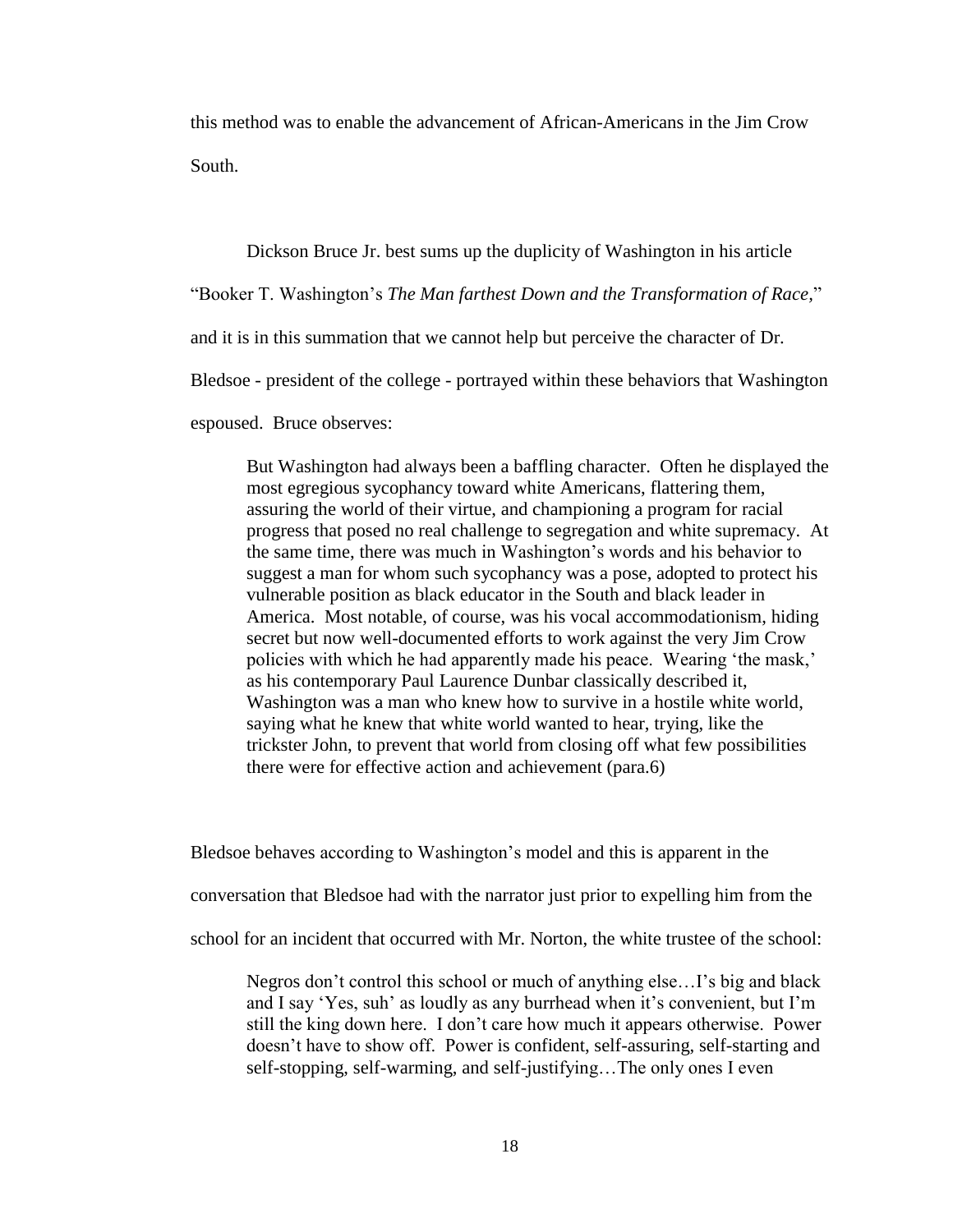this method was to enable the advancement of African-Americans in the Jim Crow South.

Dickson Bruce Jr. best sums up the duplicity of Washington in his article "Booker T. Washington's *The Man farthest Down and the Transformation of Race*," and it is in this summation that we cannot help but perceive the character of Dr. Bledsoe - president of the college - portrayed within these behaviors that Washington espoused. Bruce observes:

> But Washington had always been a baffling character. Often he displayed the most egregious sycophancy toward white Americans, flattering them, assuring the world of their virtue, and championing a program for racial progress that posed no real challenge to segregation and white supremacy. At the same time, there was much in Washington's words and his behavior to suggest a man for whom such sycophancy was a pose, adopted to protect his vulnerable position as black educator in the South and black leader in America. Most notable, of course, was his vocal accommodationism, hiding secret but now well-documented efforts to work against the very Jim Crow policies with which he had apparently made his peace. Wearing 'the mask,' as his contemporary Paul Laurence Dunbar classically described it, Washington was a man who knew how to survive in a hostile white world, saying what he knew that white world wanted to hear, trying, like the trickster John, to prevent that world from closing off what few possibilities there were for effective action and achievement (para.6)

Bledsoe behaves according to Washington's model and this is apparent in the conversation that Bledsoe had with the narrator just prior to expelling him from the school for an incident that occurred with Mr. Norton, the white trustee of the school:

> Negros don't control this school or much of anything else…I's big and black and I say 'Yes, suh' as loudly as any burrhead when it's convenient, but I'm still the king down here. I don't care how much it appears otherwise. Power doesn't have to show off. Power is confident, self-assuring, self-starting and self-stopping, self-warming, and self-justifying…The only ones I even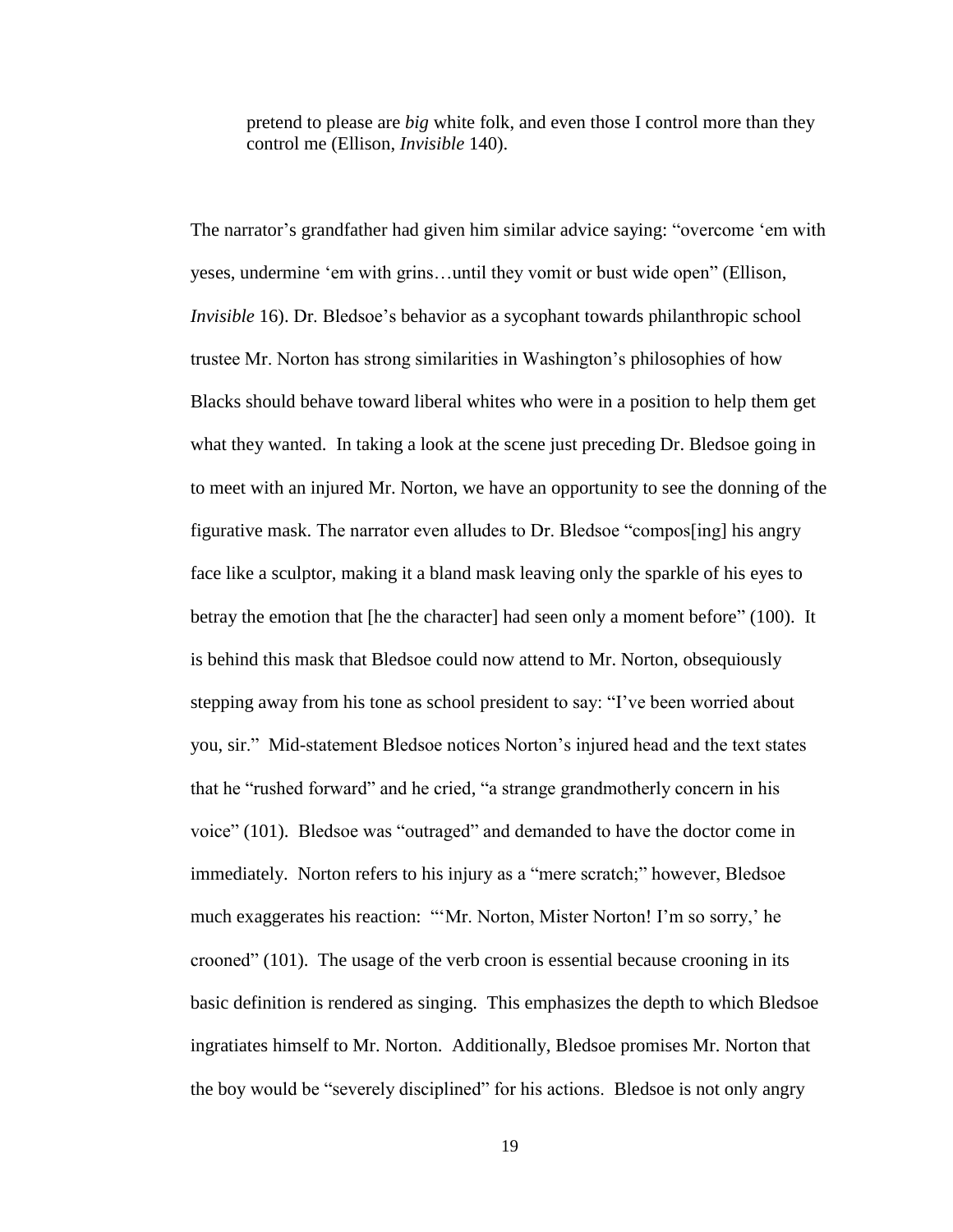> pretend to please are *big* white folk, and even those I control more than they control me (Ellison, *Invisible* 140).

The narrator's grandfather had given him similar advice saying: "overcome 'em with yeses, undermine 'em with grins…until they vomit or bust wide open" (Ellison, *Invisible* 16). Dr. Bledsoe's behavior as a sycophant towards philanthropic school trustee Mr. Norton has strong similarities in Washington's philosophies of how Blacks should behave toward liberal whites who were in a position to help them get what they wanted. In taking a look at the scene just preceding Dr. Bledsoe going in to meet with an injured Mr. Norton, we have an opportunity to see the donning of the figurative mask. The narrator even alludes to Dr. Bledsoe "compos[ing] his angry face like a sculptor, making it a bland mask leaving only the sparkle of his eyes to betray the emotion that [he the character] had seen only a moment before" (100). It is behind this mask that Bledsoe could now attend to Mr. Norton, obsequiously stepping away from his tone as school president to say: "I've been worried about you, sir." Mid-statement Bledsoe notices Norton's injured head and the text states that he "rushed forward" and he cried, "a strange grandmotherly concern in his voice" (101). Bledsoe was "outraged" and demanded to have the doctor come in immediately. Norton refers to his injury as a "mere scratch;" however, Bledsoe much exaggerates his reaction: "'Mr. Norton, Mister Norton! I'm so sorry,' he crooned" (101). The usage of the verb croon is essential because crooning in its basic definition is rendered as singing. This emphasizes the depth to which Bledsoe ingratiates himself to Mr. Norton. Additionally, Bledsoe promises Mr. Norton that the boy would be "severely disciplined" for his actions. Bledsoe is not only angry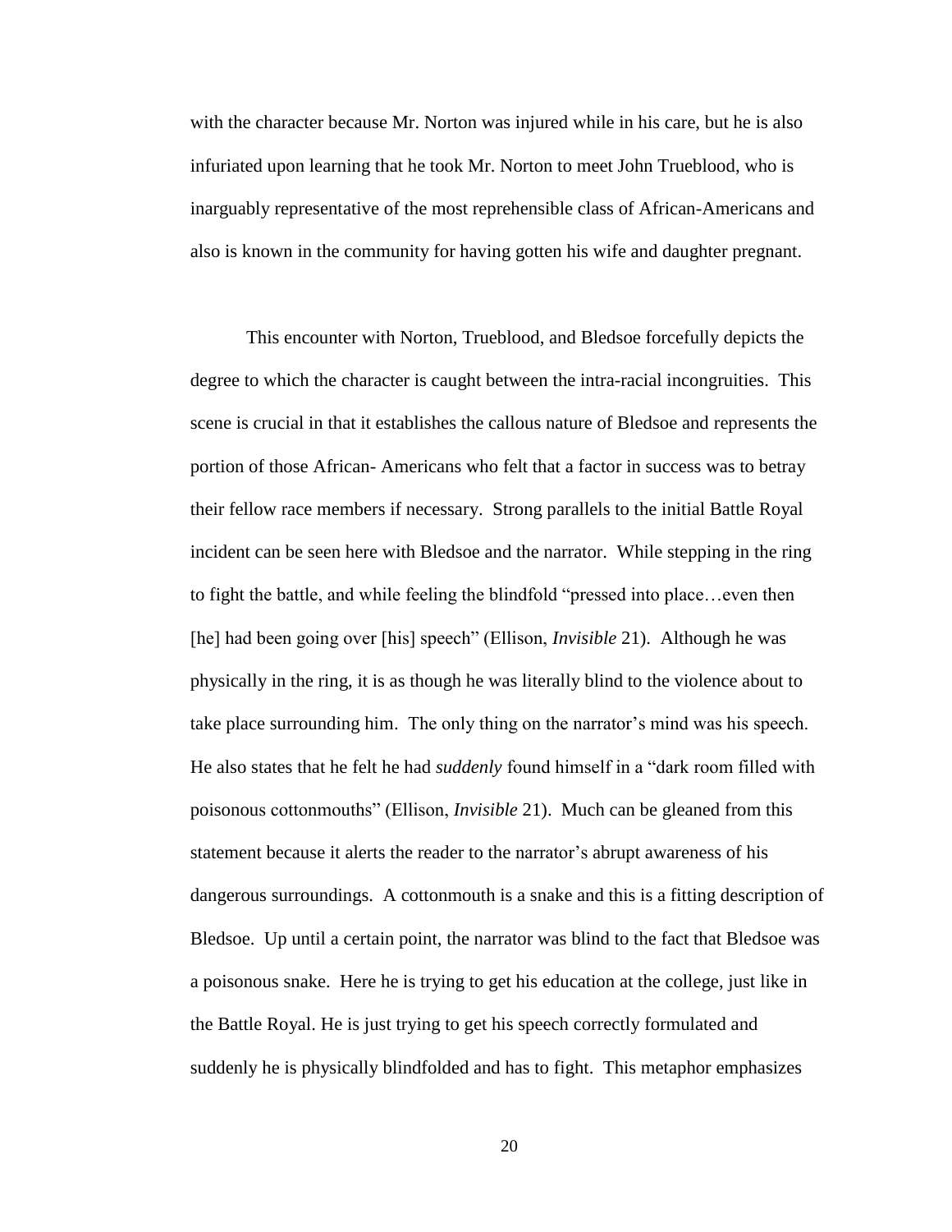with the character because Mr. Norton was injured while in his care, but he is also infuriated upon learning that he took Mr. Norton to meet John Trueblood, who is inarguably representative of the most reprehensible class of African-Americans and also is known in the community for having gotten his wife and daughter pregnant.

This encounter with Norton, Trueblood, and Bledsoe forcefully depicts the degree to which the character is caught between the intra-racial incongruities. This scene is crucial in that it establishes the callous nature of Bledsoe and represents the portion of those African- Americans who felt that a factor in success was to betray their fellow race members if necessary. Strong parallels to the initial Battle Royal incident can be seen here with Bledsoe and the narrator. While stepping in the ring to fight the battle, and while feeling the blindfold "pressed into place…even then [he] had been going over [his] speech" (Ellison, *Invisible* 21). Although he was physically in the ring, it is as though he was literally blind to the violence about to take place surrounding him. The only thing on the narrator's mind was his speech. He also states that he felt he had *suddenly* found himself in a "dark room filled with poisonous cottonmouths" (Ellison, *Invisible* 21). Much can be gleaned from this statement because it alerts the reader to the narrator's abrupt awareness of his dangerous surroundings. A cottonmouth is a snake and this is a fitting description of Bledsoe. Up until a certain point, the narrator was blind to the fact that Bledsoe was a poisonous snake. Here he is trying to get his education at the college, just like in the Battle Royal. He is just trying to get his speech correctly formulated and suddenly he is physically blindfolded and has to fight. This metaphor emphasizes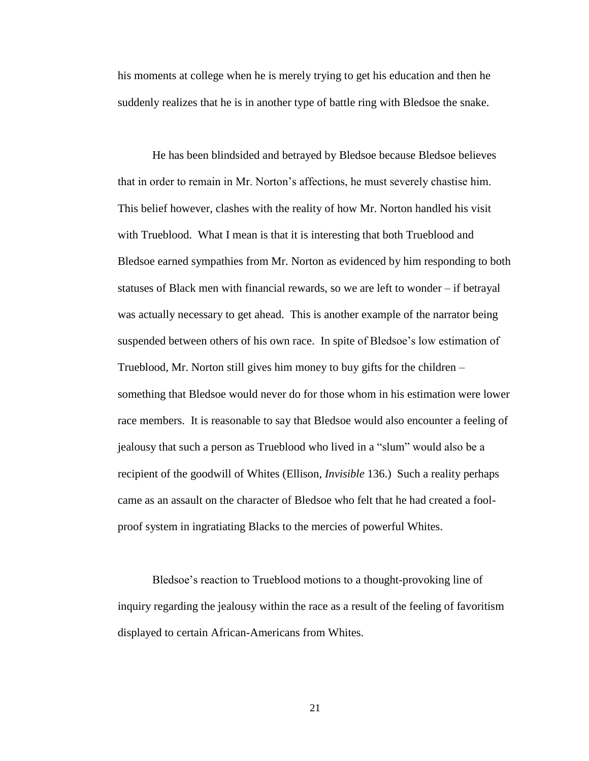his moments at college when he is merely trying to get his education and then he suddenly realizes that he is in another type of battle ring with Bledsoe the snake.

He has been blindsided and betrayed by Bledsoe because Bledsoe believes that in order to remain in Mr. Norton's affections, he must severely chastise him. This belief however, clashes with the reality of how Mr. Norton handled his visit with Trueblood. What I mean is that it is interesting that both Trueblood and Bledsoe earned sympathies from Mr. Norton as evidenced by him responding to both statuses of Black men with financial rewards, so we are left to wonder – if betrayal was actually necessary to get ahead. This is another example of the narrator being suspended between others of his own race. In spite of Bledsoe's low estimation of Trueblood, Mr. Norton still gives him money to buy gifts for the children – something that Bledsoe would never do for those whom in his estimation were lower race members. It is reasonable to say that Bledsoe would also encounter a feeling of jealousy that such a person as Trueblood who lived in a "slum" would also be a recipient of the goodwill of Whites (Ellison, *Invisible* 136.) Such a reality perhaps came as an assault on the character of Bledsoe who felt that he had created a fool-proof system in ingratiating Blacks to the mercies of powerful Whites.

Bledsoe's reaction to Trueblood motions to a thought-provoking line of inquiry regarding the jealousy within the race as a result of the feeling of favoritism displayed to certain African-Americans from Whites.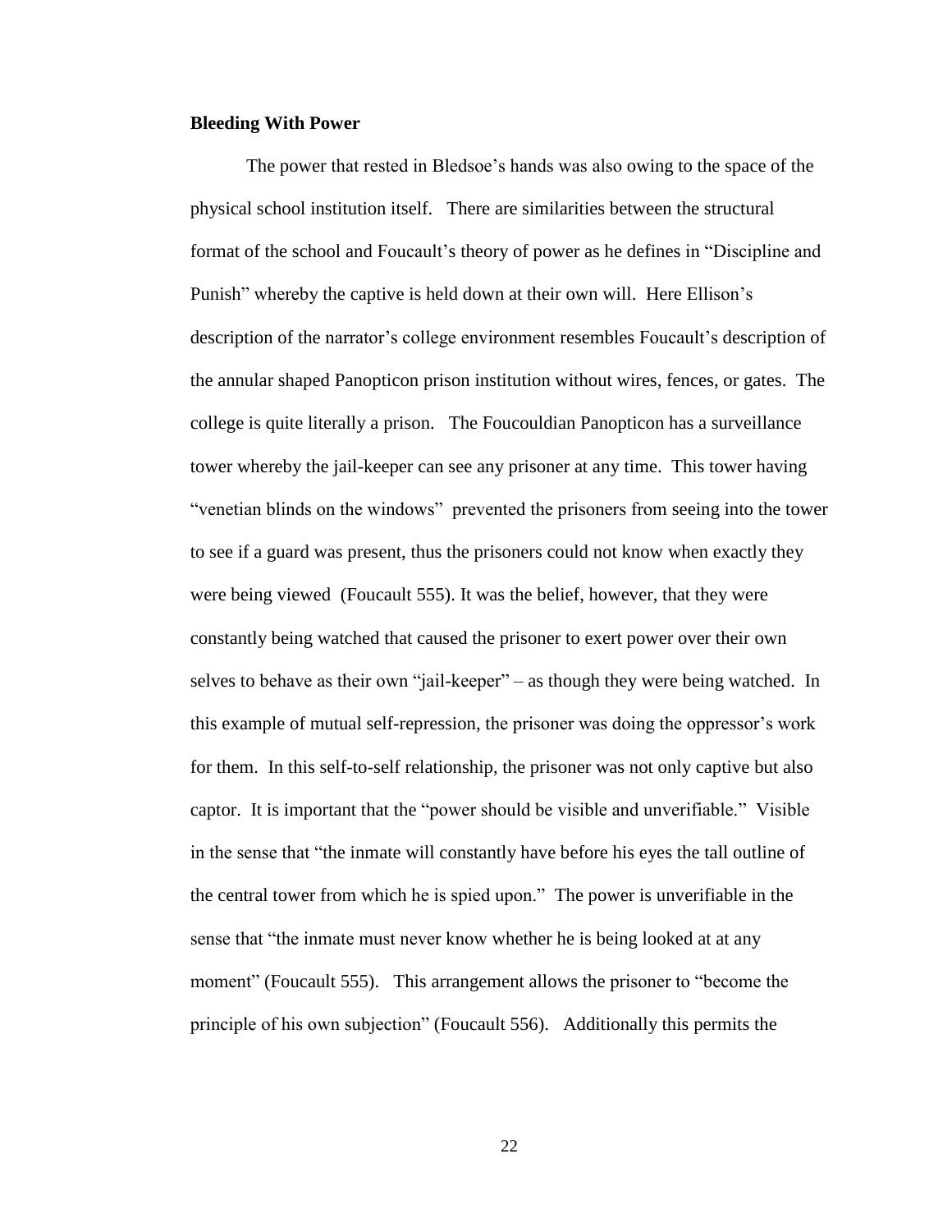**Bleeding With Power**

The power that rested in Bledsoe's hands was also owing to the space of the physical school institution itself. There are similarities between the structural format of the school and Foucault's theory of power as he defines in "Discipline and Punish" whereby the captive is held down at their own will. Here Ellison's description of the narrator's college environment resembles Foucault's description of the annular shaped Panopticon prison institution without wires, fences, or gates. The college is quite literally a prison. The Foucouldian Panopticon has a surveillance tower whereby the jail-keeper can see any prisoner at any time. This tower having "venetian blinds on the windows" prevented the prisoners from seeing into the tower to see if a guard was present, thus the prisoners could not know when exactly they were being viewed (Foucault 555). It was the belief, however, that they were constantly being watched that caused the prisoner to exert power over their own selves to behave as their own "jail-keeper" – as though they were being watched. In this example of mutual self-repression, the prisoner was doing the oppressor's work for them. In this self-to-self relationship, the prisoner was not only captive but also captor. It is important that the "power should be visible and unverifiable." Visible in the sense that "the inmate will constantly have before his eyes the tall outline of the central tower from which he is spied upon." The power is unverifiable in the sense that "the inmate must never know whether he is being looked at at any moment" (Foucault 555). This arrangement allows the prisoner to "become the principle of his own subjection" (Foucault 556). Additionally this permits the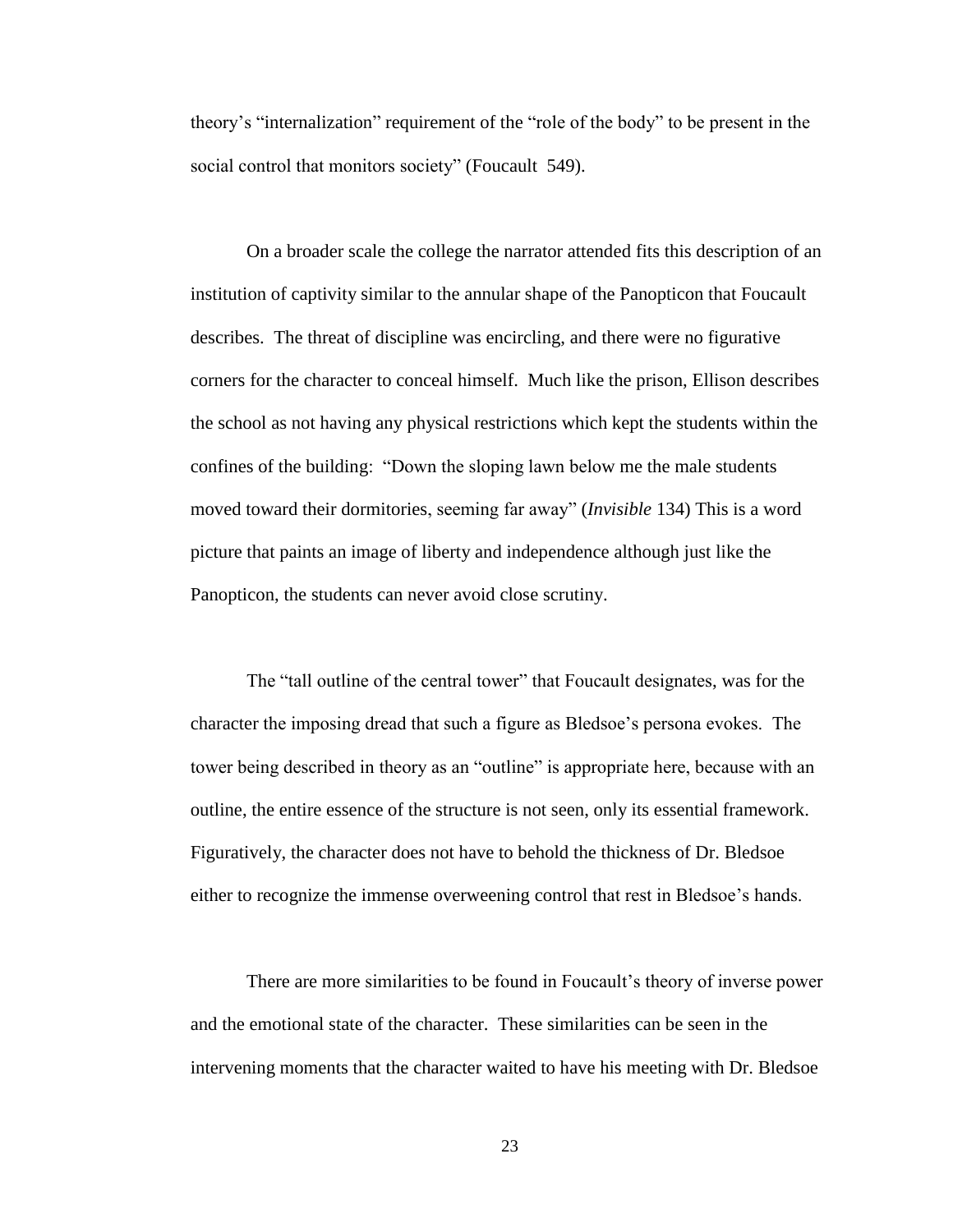theory's "internalization" requirement of the "role of the body" to be present in the social control that monitors society" (Foucault 549).

On a broader scale the college the narrator attended fits this description of an institution of captivity similar to the annular shape of the Panopticon that Foucault describes. The threat of discipline was encircling, and there were no figurative corners for the character to conceal himself. Much like the prison, Ellison describes the school as not having any physical restrictions which kept the students within the confines of the building: "Down the sloping lawn below me the male students moved toward their dormitories, seeming far away" (*Invisible* 134) This is a word picture that paints an image of liberty and independence although just like the Panopticon, the students can never avoid close scrutiny.

The "tall outline of the central tower" that Foucault designates, was for the character the imposing dread that such a figure as Bledsoe's persona evokes. The tower being described in theory as an "outline" is appropriate here, because with an outline, the entire essence of the structure is not seen, only its essential framework. Figuratively, the character does not have to behold the thickness of Dr. Bledsoe either to recognize the immense overweening control that rest in Bledsoe's hands.

There are more similarities to be found in Foucault's theory of inverse power and the emotional state of the character. These similarities can be seen in the intervening moments that the character waited to have his meeting with Dr. Bledsoe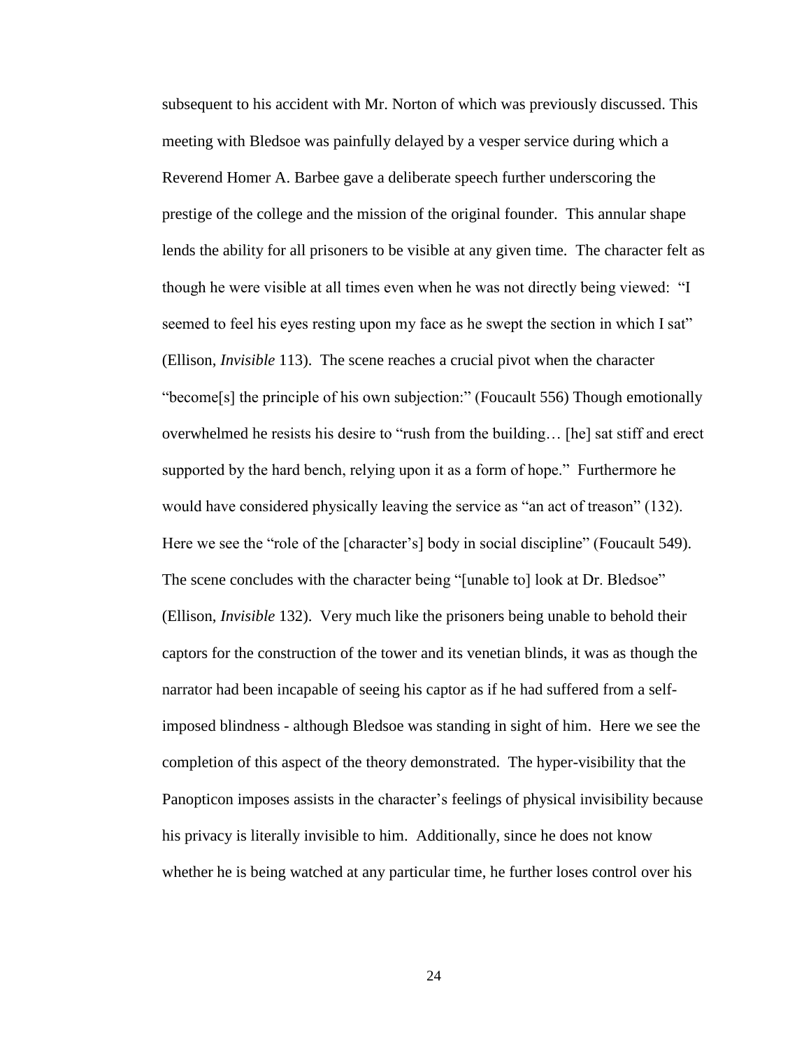subsequent to his accident with Mr. Norton of which was previously discussed. This meeting with Bledsoe was painfully delayed by a vesper service during which a Reverend Homer A. Barbee gave a deliberate speech further underscoring the prestige of the college and the mission of the original founder. This annular shape lends the ability for all prisoners to be visible at any given time. The character felt as though he were visible at all times even when he was not directly being viewed: "I seemed to feel his eyes resting upon my face as he swept the section in which I sat" (Ellison, *Invisible* 113). The scene reaches a crucial pivot when the character "become[s] the principle of his own subjection:" (Foucault 556) Though emotionally overwhelmed he resists his desire to "rush from the building… [he] sat stiff and erect supported by the hard bench, relying upon it as a form of hope." Furthermore he would have considered physically leaving the service as "an act of treason" (132). Here we see the "role of the [character's] body in social discipline" (Foucault 549). The scene concludes with the character being "[unable to] look at Dr. Bledsoe" (Ellison, *Invisible* 132). Very much like the prisoners being unable to behold their captors for the construction of the tower and its venetian blinds, it was as though the narrator had been incapable of seeing his captor as if he had suffered from a self-imposed blindness - although Bledsoe was standing in sight of him. Here we see the completion of this aspect of the theory demonstrated. The hyper-visibility that the Panopticon imposes assists in the character's feelings of physical invisibility because his privacy is literally invisible to him. Additionally, since he does not know whether he is being watched at any particular time, he further loses control over his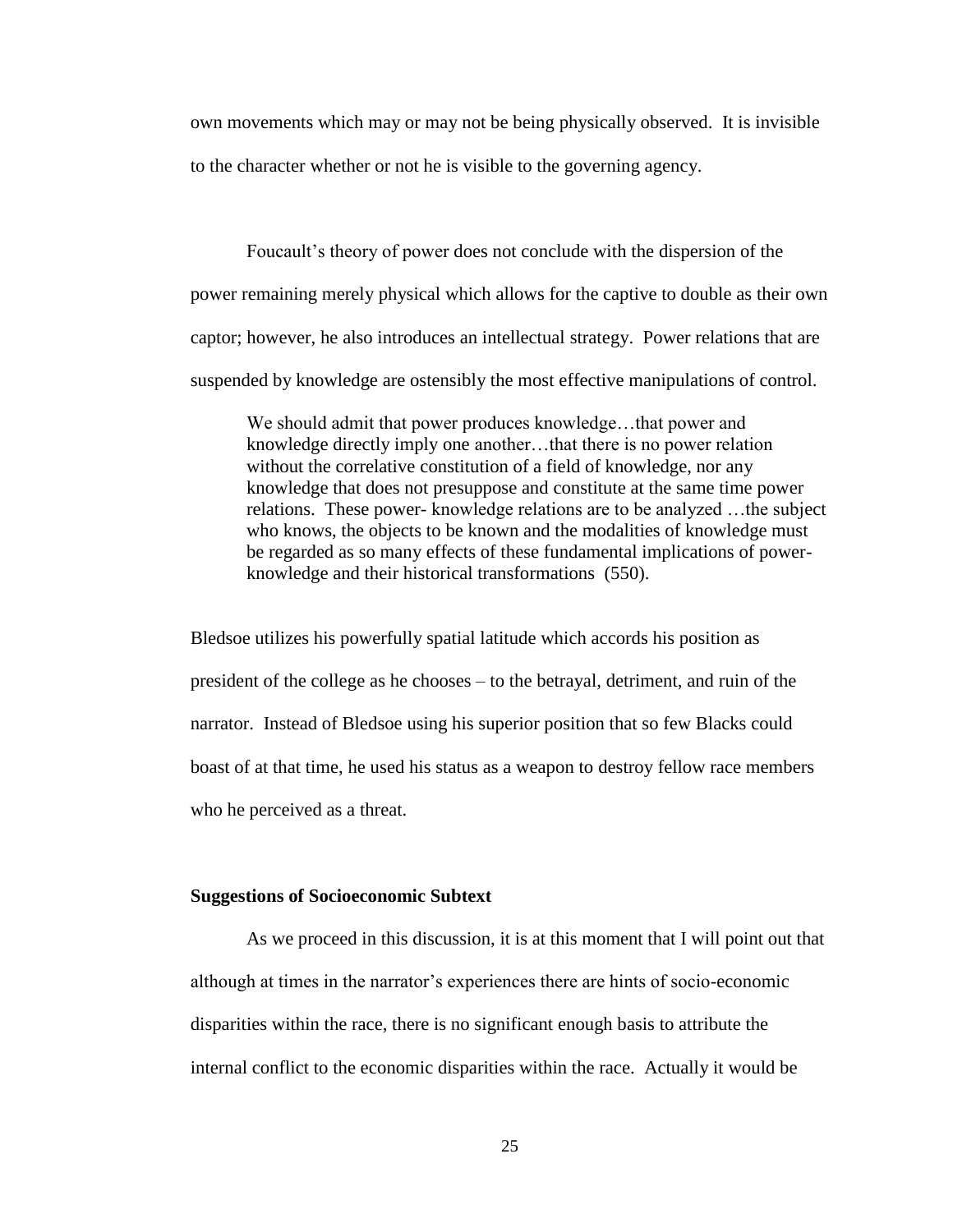own movements which may or may not be being physically observed. It is invisible to the character whether or not he is visible to the governing agency.

Foucault's theory of power does not conclude with the dispersion of the power remaining merely physical which allows for the captive to double as their own captor; however, he also introduces an intellectual strategy. Power relations that are suspended by knowledge are ostensibly the most effective manipulations of control.

> We should admit that power produces knowledge…that power and knowledge directly imply one another…that there is no power relation without the correlative constitution of a field of knowledge, nor any knowledge that does not presuppose and constitute at the same time power relations. These power- knowledge relations are to be analyzed …the subject who knows, the objects to be known and the modalities of knowledge must be regarded as so many effects of these fundamental implications of power-knowledge and their historical transformations (550).

Bledsoe utilizes his powerfully spatial latitude which accords his position as president of the college as he chooses – to the betrayal, detriment, and ruin of the narrator. Instead of Bledsoe using his superior position that so few Blacks could boast of at that time, he used his status as a weapon to destroy fellow race members who he perceived as a threat.

**Suggestions of Socioeconomic Subtext**

As we proceed in this discussion, it is at this moment that I will point out that although at times in the narrator's experiences there are hints of socio-economic disparities within the race, there is no significant enough basis to attribute the internal conflict to the economic disparities within the race. Actually it would be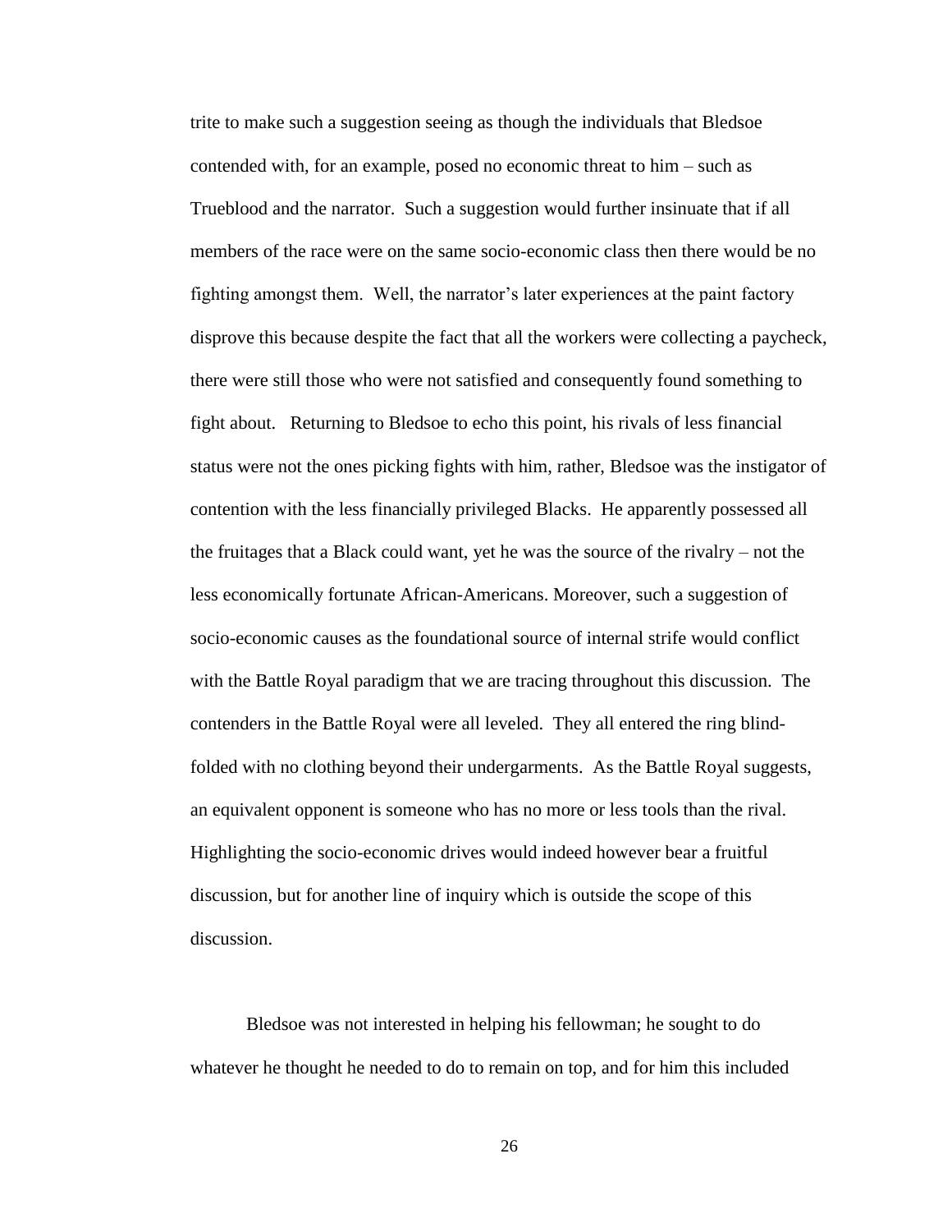trite to make such a suggestion seeing as though the individuals that Bledsoe contended with, for an example, posed no economic threat to him – such as Trueblood and the narrator. Such a suggestion would further insinuate that if all members of the race were on the same socio-economic class then there would be no fighting amongst them. Well, the narrator's later experiences at the paint factory disprove this because despite the fact that all the workers were collecting a paycheck, there were still those who were not satisfied and consequently found something to fight about. Returning to Bledsoe to echo this point, his rivals of less financial status were not the ones picking fights with him, rather, Bledsoe was the instigator of contention with the less financially privileged Blacks. He apparently possessed all the fruitages that a Black could want, yet he was the source of the rivalry – not the less economically fortunate African-Americans. Moreover, such a suggestion of socio-economic causes as the foundational source of internal strife would conflict with the Battle Royal paradigm that we are tracing throughout this discussion. The contenders in the Battle Royal were all leveled. They all entered the ring blind-folded with no clothing beyond their undergarments. As the Battle Royal suggests, an equivalent opponent is someone who has no more or less tools than the rival. Highlighting the socio-economic drives would indeed however bear a fruitful discussion, but for another line of inquiry which is outside the scope of this discussion.

Bledsoe was not interested in helping his fellowman; he sought to do whatever he thought he needed to do to remain on top, and for him this included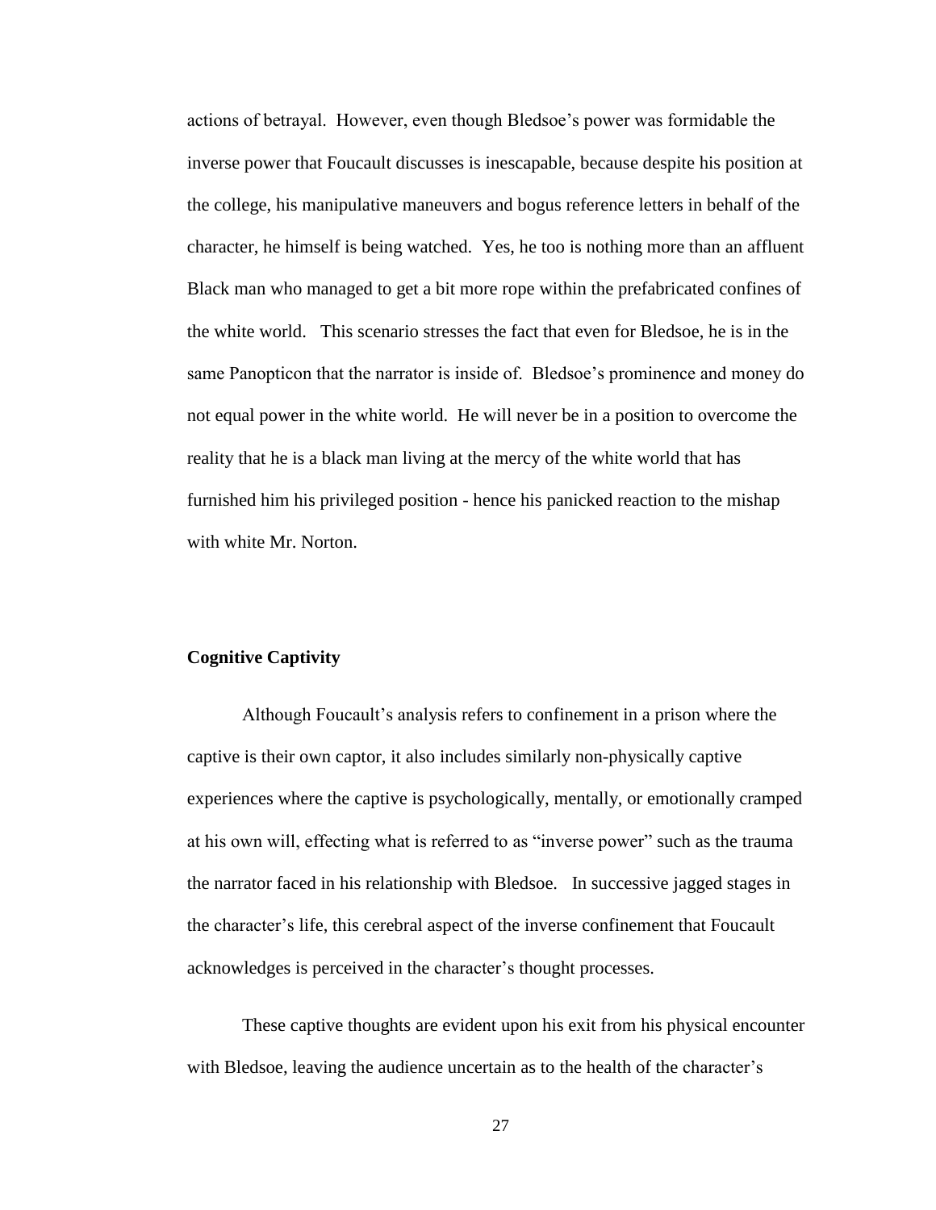actions of betrayal. However, even though Bledsoe's power was formidable the inverse power that Foucault discusses is inescapable, because despite his position at the college, his manipulative maneuvers and bogus reference letters in behalf of the character, he himself is being watched. Yes, he too is nothing more than an affluent Black man who managed to get a bit more rope within the prefabricated confines of the white world. This scenario stresses the fact that even for Bledsoe, he is in the same Panopticon that the narrator is inside of. Bledsoe's prominence and money do not equal power in the white world. He will never be in a position to overcome the reality that he is a black man living at the mercy of the white world that has furnished him his privileged position - hence his panicked reaction to the mishap with white Mr. Norton.

**Cognitive Captivity**

Although Foucault's analysis refers to confinement in a prison where the captive is their own captor, it also includes similarly non-physically captive experiences where the captive is psychologically, mentally, or emotionally cramped at his own will, effecting what is referred to as "inverse power" such as the trauma the narrator faced in his relationship with Bledsoe. In successive jagged stages in the character's life, this cerebral aspect of the inverse confinement that Foucault acknowledges is perceived in the character's thought processes.

These captive thoughts are evident upon his exit from his physical encounter with Bledsoe, leaving the audience uncertain as to the health of the character's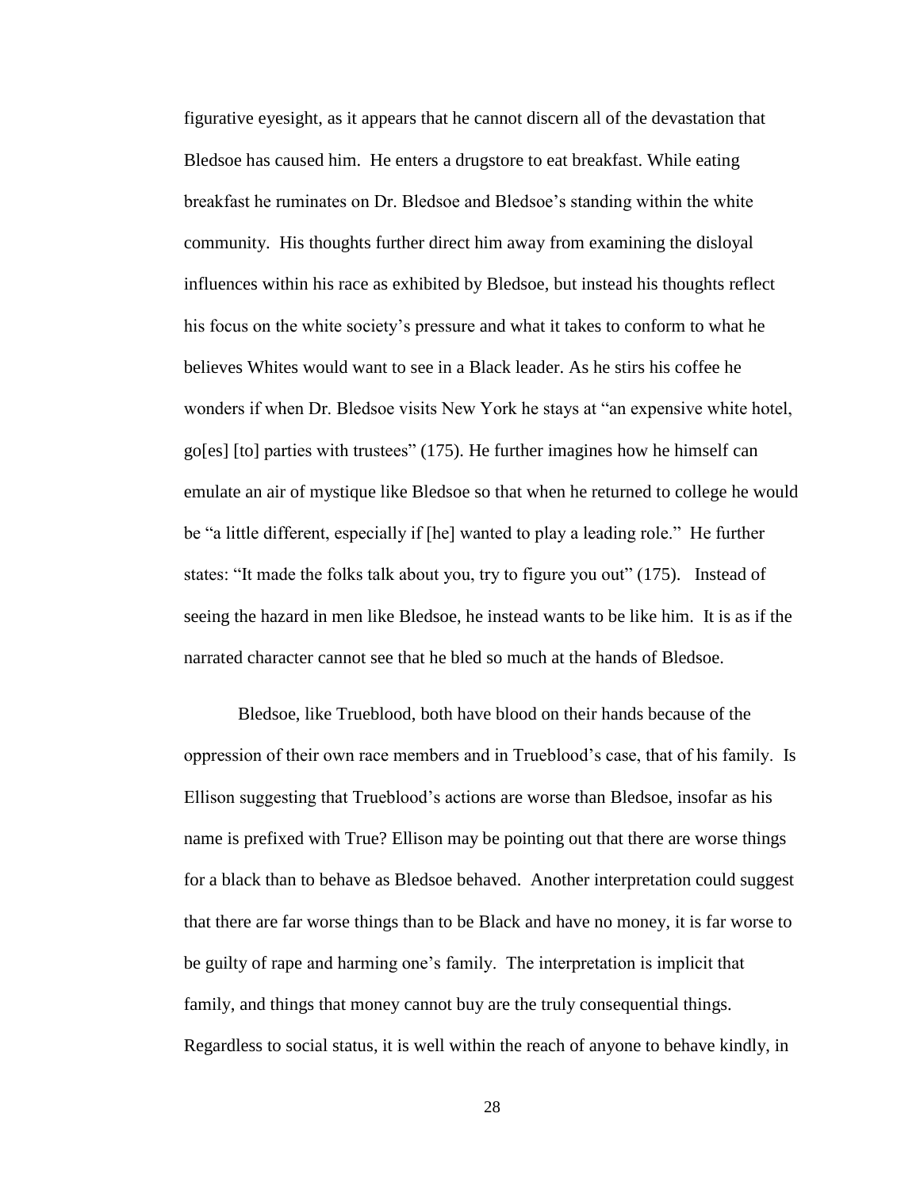figurative eyesight, as it appears that he cannot discern all of the devastation that Bledsoe has caused him. He enters a drugstore to eat breakfast. While eating breakfast he ruminates on Dr. Bledsoe and Bledsoe's standing within the white community. His thoughts further direct him away from examining the disloyal influences within his race as exhibited by Bledsoe, but instead his thoughts reflect his focus on the white society's pressure and what it takes to conform to what he believes Whites would want to see in a Black leader. As he stirs his coffee he wonders if when Dr. Bledsoe visits New York he stays at "an expensive white hotel, go[es] [to] parties with trustees" (175). He further imagines how he himself can emulate an air of mystique like Bledsoe so that when he returned to college he would be "a little different, especially if [he] wanted to play a leading role." He further states: "It made the folks talk about you, try to figure you out" (175). Instead of seeing the hazard in men like Bledsoe, he instead wants to be like him. It is as if the narrated character cannot see that he bled so much at the hands of Bledsoe.

Bledsoe, like Trueblood, both have blood on their hands because of the oppression of their own race members and in Trueblood's case, that of his family. Is Ellison suggesting that Trueblood's actions are worse than Bledsoe, insofar as his name is prefixed with True? Ellison may be pointing out that there are worse things for a black than to behave as Bledsoe behaved. Another interpretation could suggest that there are far worse things than to be Black and have no money, it is far worse to be guilty of rape and harming one's family. The interpretation is implicit that family, and things that money cannot buy are the truly consequential things. Regardless to social status, it is well within the reach of anyone to behave kindly, in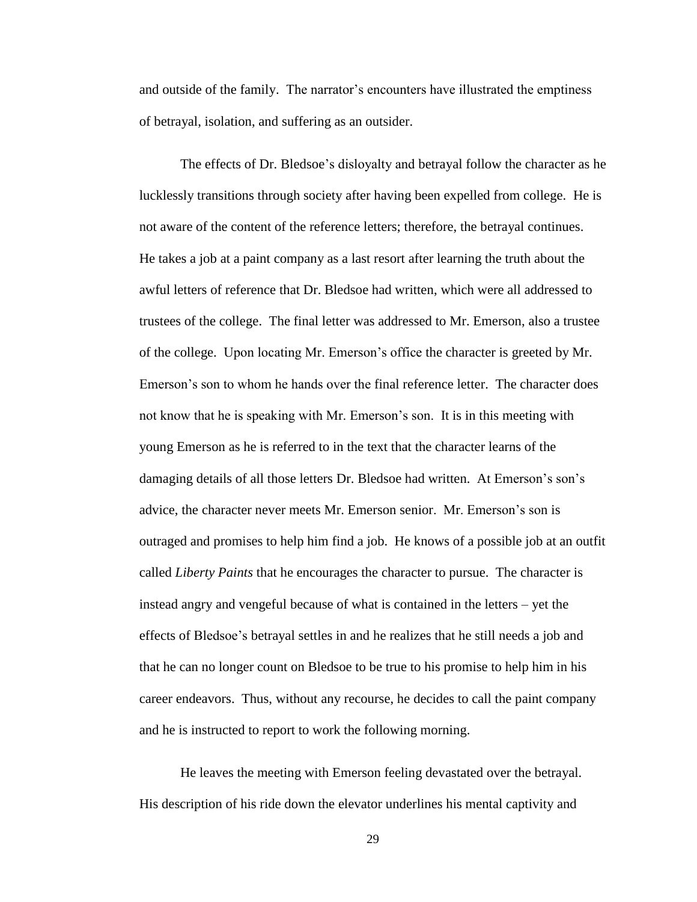and outside of the family. The narrator's encounters have illustrated the emptiness of betrayal, isolation, and suffering as an outsider.

The effects of Dr. Bledsoe's disloyalty and betrayal follow the character as he lucklessly transitions through society after having been expelled from college. He is not aware of the content of the reference letters; therefore, the betrayal continues. He takes a job at a paint company as a last resort after learning the truth about the awful letters of reference that Dr. Bledsoe had written, which were all addressed to trustees of the college. The final letter was addressed to Mr. Emerson, also a trustee of the college. Upon locating Mr. Emerson's office the character is greeted by Mr. Emerson's son to whom he hands over the final reference letter. The character does not know that he is speaking with Mr. Emerson's son. It is in this meeting with young Emerson as he is referred to in the text that the character learns of the damaging details of all those letters Dr. Bledsoe had written. At Emerson's son's advice, the character never meets Mr. Emerson senior. Mr. Emerson's son is outraged and promises to help him find a job. He knows of a possible job at an outfit called *Liberty Paints* that he encourages the character to pursue. The character is instead angry and vengeful because of what is contained in the letters – yet the effects of Bledsoe's betrayal settles in and he realizes that he still needs a job and that he can no longer count on Bledsoe to be true to his promise to help him in his career endeavors. Thus, without any recourse, he decides to call the paint company and he is instructed to report to work the following morning.

He leaves the meeting with Emerson feeling devastated over the betrayal. His description of his ride down the elevator underlines his mental captivity and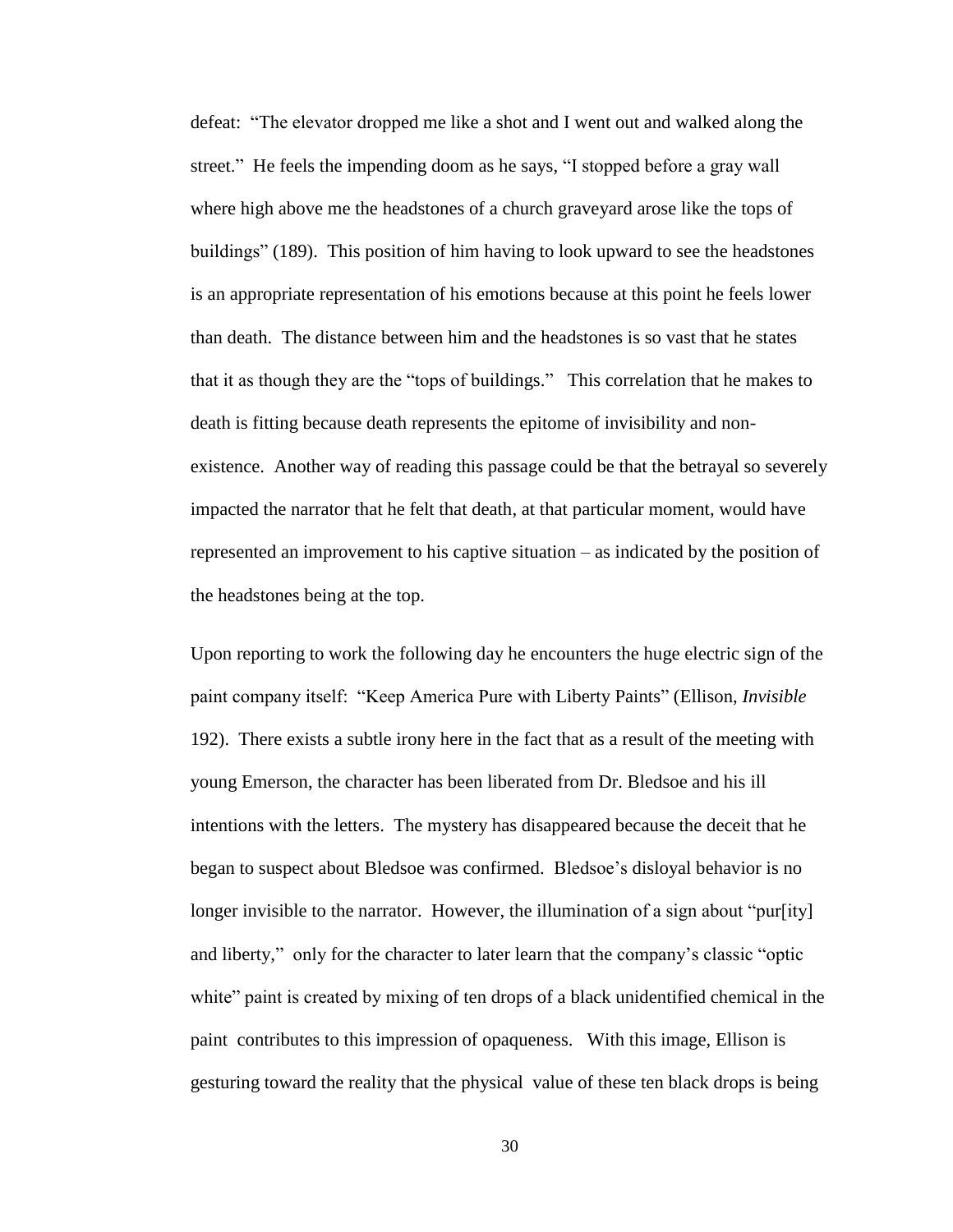defeat: "The elevator dropped me like a shot and I went out and walked along the street." He feels the impending doom as he says, "I stopped before a gray wall where high above me the headstones of a church graveyard arose like the tops of buildings" (189). This position of him having to look upward to see the headstones is an appropriate representation of his emotions because at this point he feels lower than death. The distance between him and the headstones is so vast that he states that it as though they are the "tops of buildings." This correlation that he makes to death is fitting because death represents the epitome of invisibility and non-existence. Another way of reading this passage could be that the betrayal so severely impacted the narrator that he felt that death, at that particular moment, would have represented an improvement to his captive situation – as indicated by the position of the headstones being at the top.

Upon reporting to work the following day he encounters the huge electric sign of the paint company itself: "Keep America Pure with Liberty Paints" (Ellison, *Invisible* 192). There exists a subtle irony here in the fact that as a result of the meeting with young Emerson, the character has been liberated from Dr. Bledsoe and his ill intentions with the letters. The mystery has disappeared because the deceit that he began to suspect about Bledsoe was confirmed. Bledsoe's disloyal behavior is no longer invisible to the narrator. However, the illumination of a sign about "pur[ity] and liberty," only for the character to later learn that the company's classic "optic white" paint is created by mixing of ten drops of a black unidentified chemical in the paint contributes to this impression of opaqueness. With this image, Ellison is gesturing toward the reality that the physical value of these ten black drops is being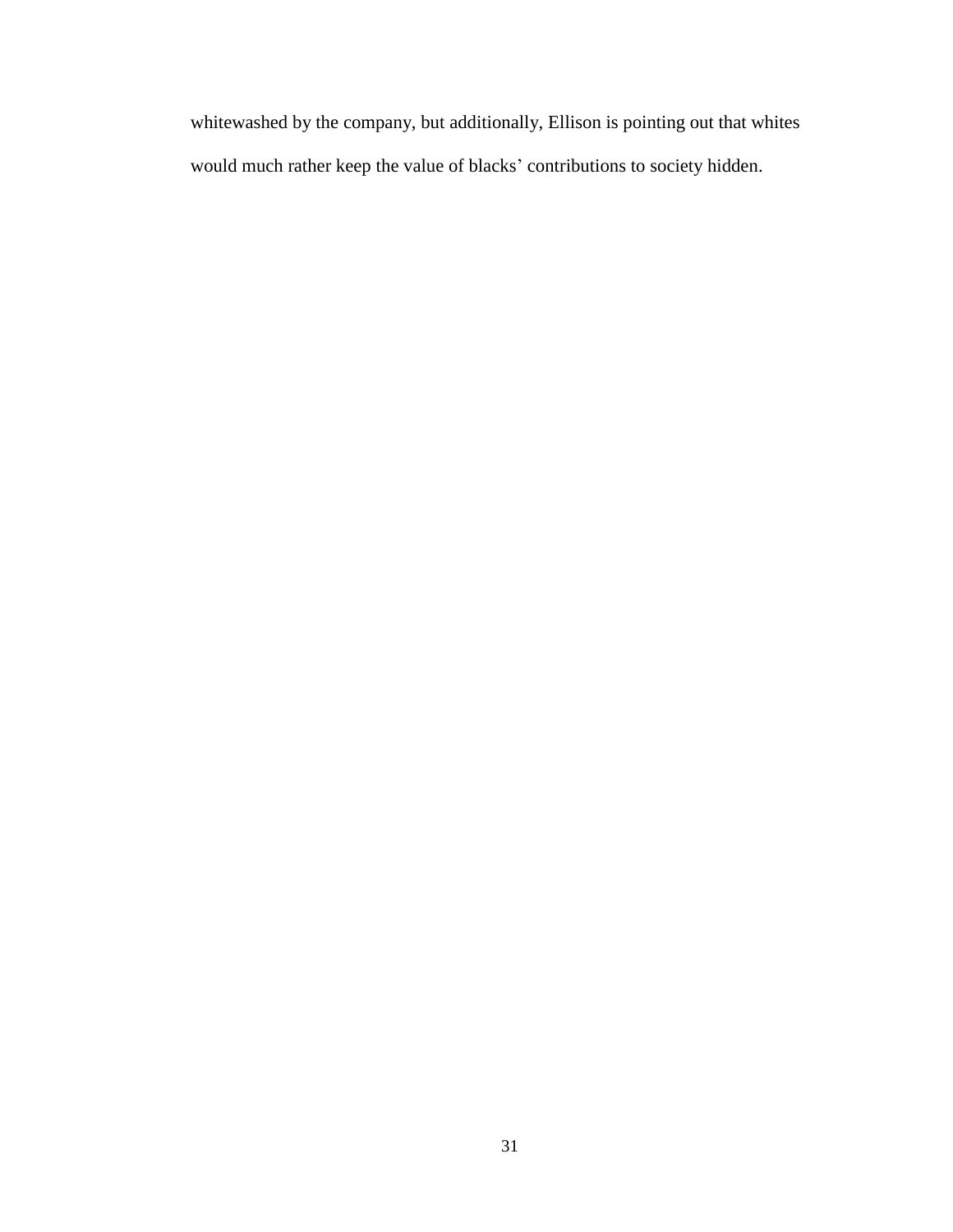whitewashed by the company, but additionally, Ellison is pointing out that whites would much rather keep the value of blacks' contributions to society hidden.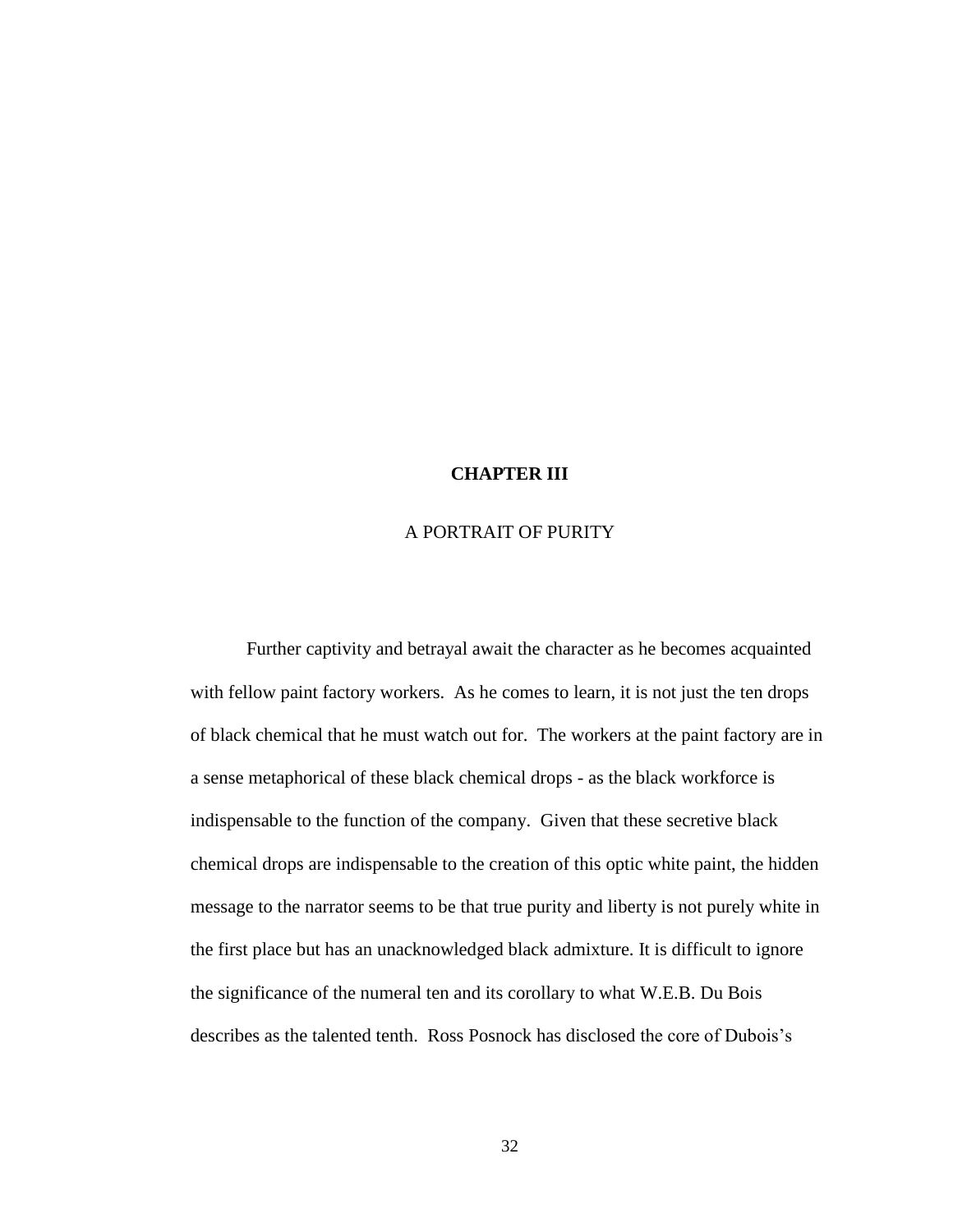# CHAPTER III

## A PORTRAIT OF PURITY

Further captivity and betrayal await the character as he becomes acquainted with fellow paint factory workers. As he comes to learn, it is not just the ten drops of black chemical that he must watch out for. The workers at the paint factory are in a sense metaphorical of these black chemical drops - as the black workforce is indispensable to the function of the company. Given that these secretive black chemical drops are indispensable to the creation of this optic white paint, the hidden message to the narrator seems to be that true purity and liberty is not purely white in the first place but has an unacknowledged black admixture. It is difficult to ignore the significance of the numeral ten and its corollary to what W.E.B. Du Bois describes as the talented tenth. Ross Posnock has disclosed the core of Dubois's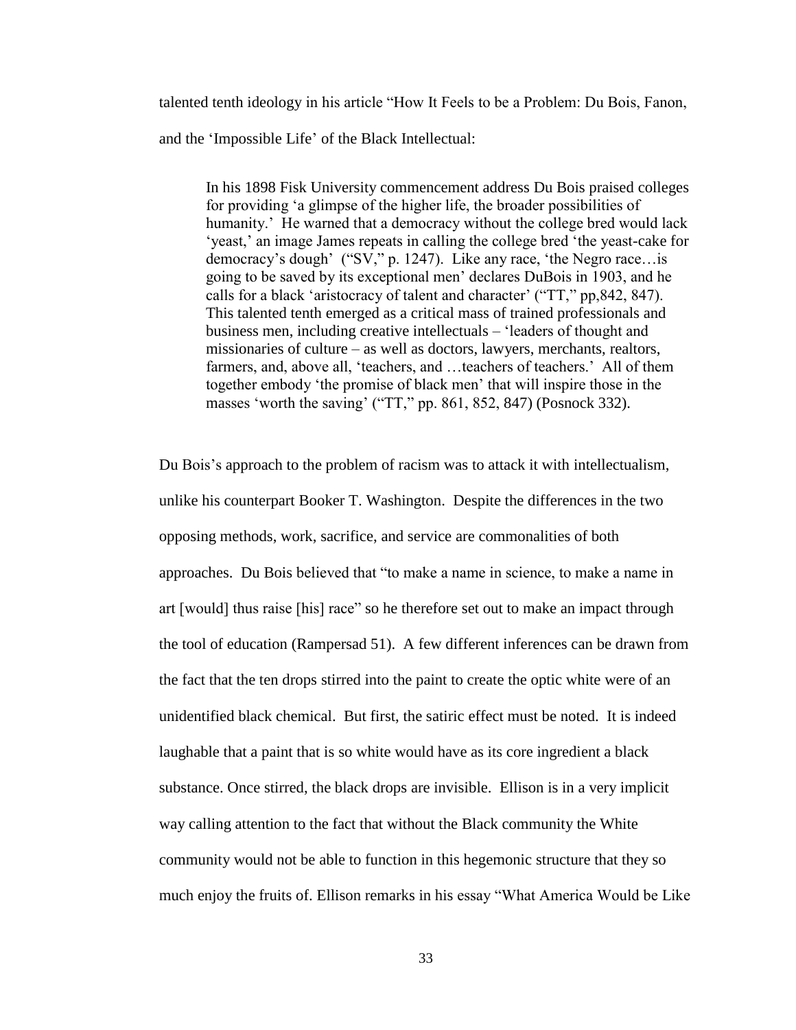talented tenth ideology in his article “How It Feels to be a Problem: Du Bois, Fanon, and the ‘Impossible Life’ of the Black Intellectual:

> In his 1898 Fisk University commencement address Du Bois praised colleges for providing ‘a glimpse of the higher life, the broader possibilities of humanity.’ He warned that a democracy without the college bred would lack ‘yeast,’ an image James repeats in calling the college bred ‘the yeast-cake for democracy’s dough’ (“SV,” p. 1247). Like any race, ‘the Negro race…is going to be saved by its exceptional men’ declares DuBois in 1903, and he calls for a black ‘aristocracy of talent and character’ (“TT,” pp,842, 847). This talented tenth emerged as a critical mass of trained professionals and business men, including creative intellectuals – ‘leaders of thought and missionaries of culture – as well as doctors, lawyers, merchants, realtors, farmers, and, above all, ‘teachers, and …teachers of teachers.’ All of them together embody ‘the promise of black men’ that will inspire those in the masses ‘worth the saving’ (“TT,” pp. 861, 852, 847) (Posnock 332).

Du Bois’s approach to the problem of racism was to attack it with intellectualism, unlike his counterpart Booker T. Washington. Despite the differences in the two opposing methods, work, sacrifice, and service are commonalities of both approaches. Du Bois believed that “to make a name in science, to make a name in art [would] thus raise [his] race” so he therefore set out to make an impact through the tool of education (Rampersad 51). A few different inferences can be drawn from the fact that the ten drops stirred into the paint to create the optic white were of an unidentified black chemical. But first, the satiric effect must be noted. It is indeed laughable that a paint that is so white would have as its core ingredient a black substance. Once stirred, the black drops are invisible. Ellison is in a very implicit way calling attention to the fact that without the Black community the White community would not be able to function in this hegemonic structure that they so much enjoy the fruits of. Ellison remarks in his essay “What America Would be Like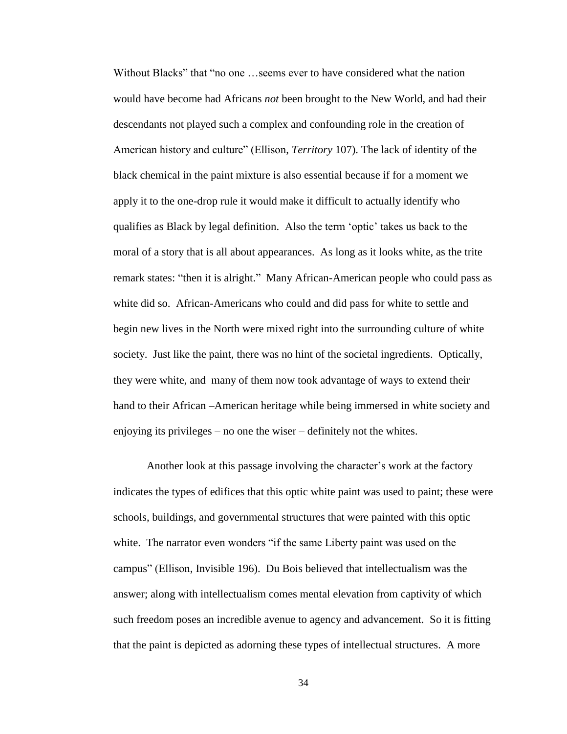Without Blacks" that "no one …seems ever to have considered what the nation would have become had Africans *not* been brought to the New World, and had their descendants not played such a complex and confounding role in the creation of American history and culture" (Ellison, *Territory* 107). The lack of identity of the black chemical in the paint mixture is also essential because if for a moment we apply it to the one-drop rule it would make it difficult to actually identify who qualifies as Black by legal definition. Also the term 'optic' takes us back to the moral of a story that is all about appearances. As long as it looks white, as the trite remark states: "then it is alright." Many African-American people who could pass as white did so. African-Americans who could and did pass for white to settle and begin new lives in the North were mixed right into the surrounding culture of white society. Just like the paint, there was no hint of the societal ingredients. Optically, they were white, and many of them now took advantage of ways to extend their hand to their African –American heritage while being immersed in white society and enjoying its privileges – no one the wiser – definitely not the whites.

Another look at this passage involving the character's work at the factory indicates the types of edifices that this optic white paint was used to paint; these were schools, buildings, and governmental structures that were painted with this optic white. The narrator even wonders "if the same Liberty paint was used on the campus" (Ellison, Invisible 196). Du Bois believed that intellectualism was the answer; along with intellectualism comes mental elevation from captivity of which such freedom poses an incredible avenue to agency and advancement. So it is fitting that the paint is depicted as adorning these types of intellectual structures. A more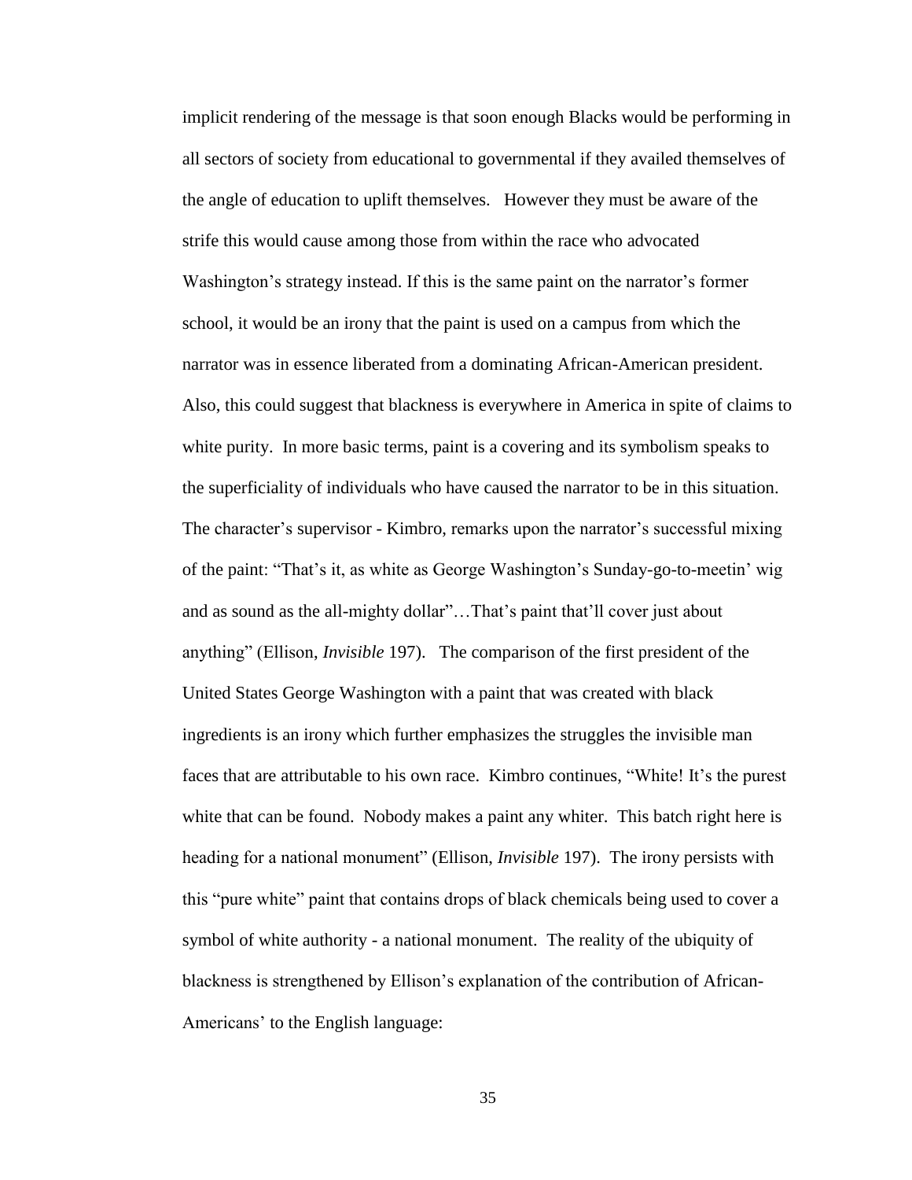implicit rendering of the message is that soon enough Blacks would be performing in all sectors of society from educational to governmental if they availed themselves of the angle of education to uplift themselves. However they must be aware of the strife this would cause among those from within the race who advocated Washington's strategy instead. If this is the same paint on the narrator's former school, it would be an irony that the paint is used on a campus from which the narrator was in essence liberated from a dominating African-American president. Also, this could suggest that blackness is everywhere in America in spite of claims to white purity. In more basic terms, paint is a covering and its symbolism speaks to the superficiality of individuals who have caused the narrator to be in this situation. The character's supervisor - Kimbro, remarks upon the narrator's successful mixing of the paint: "That's it, as white as George Washington's Sunday-go-to-meetin' wig and as sound as the all-mighty dollar"…That's paint that'll cover just about anything" (Ellison, *Invisible* 197). The comparison of the first president of the United States George Washington with a paint that was created with black ingredients is an irony which further emphasizes the struggles the invisible man faces that are attributable to his own race. Kimbro continues, "White! It's the purest white that can be found. Nobody makes a paint any whiter. This batch right here is heading for a national monument" (Ellison, *Invisible* 197). The irony persists with this "pure white" paint that contains drops of black chemicals being used to cover a symbol of white authority - a national monument. The reality of the ubiquity of blackness is strengthened by Ellison's explanation of the contribution of African-Americans' to the English language: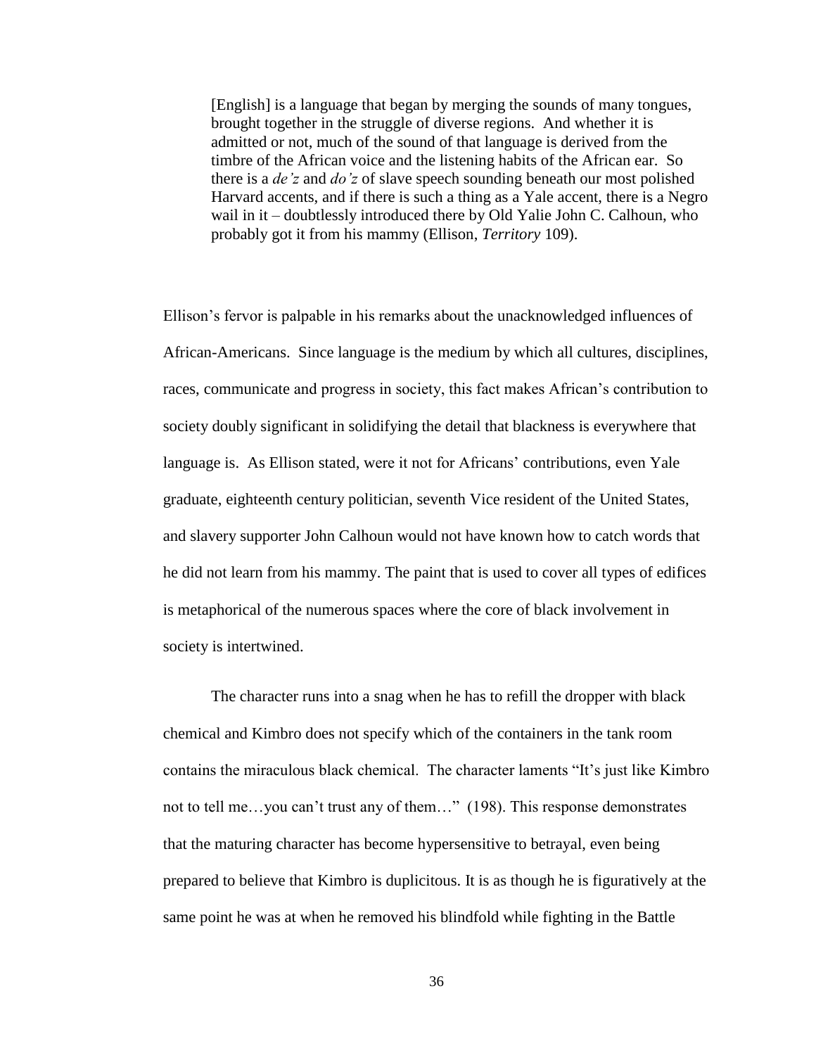> [English] is a language that began by merging the sounds of many tongues, brought together in the struggle of diverse regions. And whether it is admitted or not, much of the sound of that language is derived from the timbre of the African voice and the listening habits of the African ear. So there is a *de'z* and *do'z* of slave speech sounding beneath our most polished Harvard accents, and if there is such a thing as a Yale accent, there is a Negro wail in it – doubtlessly introduced there by Old Yalie John C. Calhoun, who probably got it from his mammy (Ellison, *Territory* 109).

Ellison's fervor is palpable in his remarks about the unacknowledged influences of African-Americans. Since language is the medium by which all cultures, disciplines, races, communicate and progress in society, this fact makes African's contribution to society doubly significant in solidifying the detail that blackness is everywhere that language is. As Ellison stated, were it not for Africans' contributions, even Yale graduate, eighteenth century politician, seventh Vice resident of the United States, and slavery supporter John Calhoun would not have known how to catch words that he did not learn from his mammy. The paint that is used to cover all types of edifices is metaphorical of the numerous spaces where the core of black involvement in society is intertwined.

The character runs into a snag when he has to refill the dropper with black chemical and Kimbro does not specify which of the containers in the tank room contains the miraculous black chemical. The character laments "It's just like Kimbro not to tell me…you can't trust any of them…" (198). This response demonstrates that the maturing character has become hypersensitive to betrayal, even being prepared to believe that Kimbro is duplicitous. It is as though he is figuratively at the same point he was at when he removed his blindfold while fighting in the Battle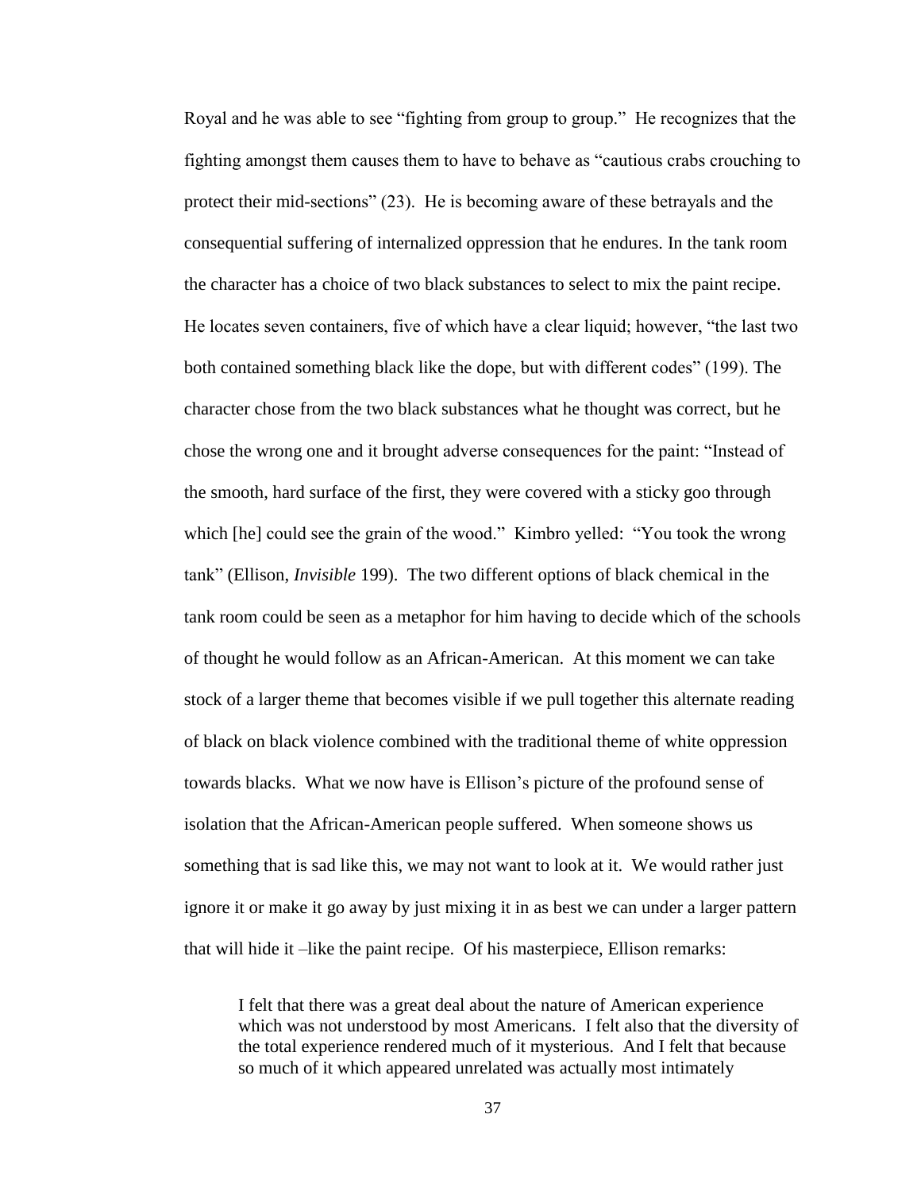Royal and he was able to see "fighting from group to group." He recognizes that the fighting amongst them causes them to have to behave as "cautious crabs crouching to protect their mid-sections" (23). He is becoming aware of these betrayals and the consequential suffering of internalized oppression that he endures. In the tank room the character has a choice of two black substances to select to mix the paint recipe. He locates seven containers, five of which have a clear liquid; however, "the last two both contained something black like the dope, but with different codes" (199). The character chose from the two black substances what he thought was correct, but he chose the wrong one and it brought adverse consequences for the paint: "Instead of the smooth, hard surface of the first, they were covered with a sticky goo through which [he] could see the grain of the wood." Kimbro yelled: "You took the wrong tank" (Ellison, *Invisible* 199). The two different options of black chemical in the tank room could be seen as a metaphor for him having to decide which of the schools of thought he would follow as an African-American. At this moment we can take stock of a larger theme that becomes visible if we pull together this alternate reading of black on black violence combined with the traditional theme of white oppression towards blacks. What we now have is Ellison's picture of the profound sense of isolation that the African-American people suffered. When someone shows us something that is sad like this, we may not want to look at it. We would rather just ignore it or make it go away by just mixing it in as best we can under a larger pattern that will hide it –like the paint recipe. Of his masterpiece, Ellison remarks:

> I felt that there was a great deal about the nature of American experience which was not understood by most Americans. I felt also that the diversity of the total experience rendered much of it mysterious. And I felt that because so much of it which appeared unrelated was actually most intimately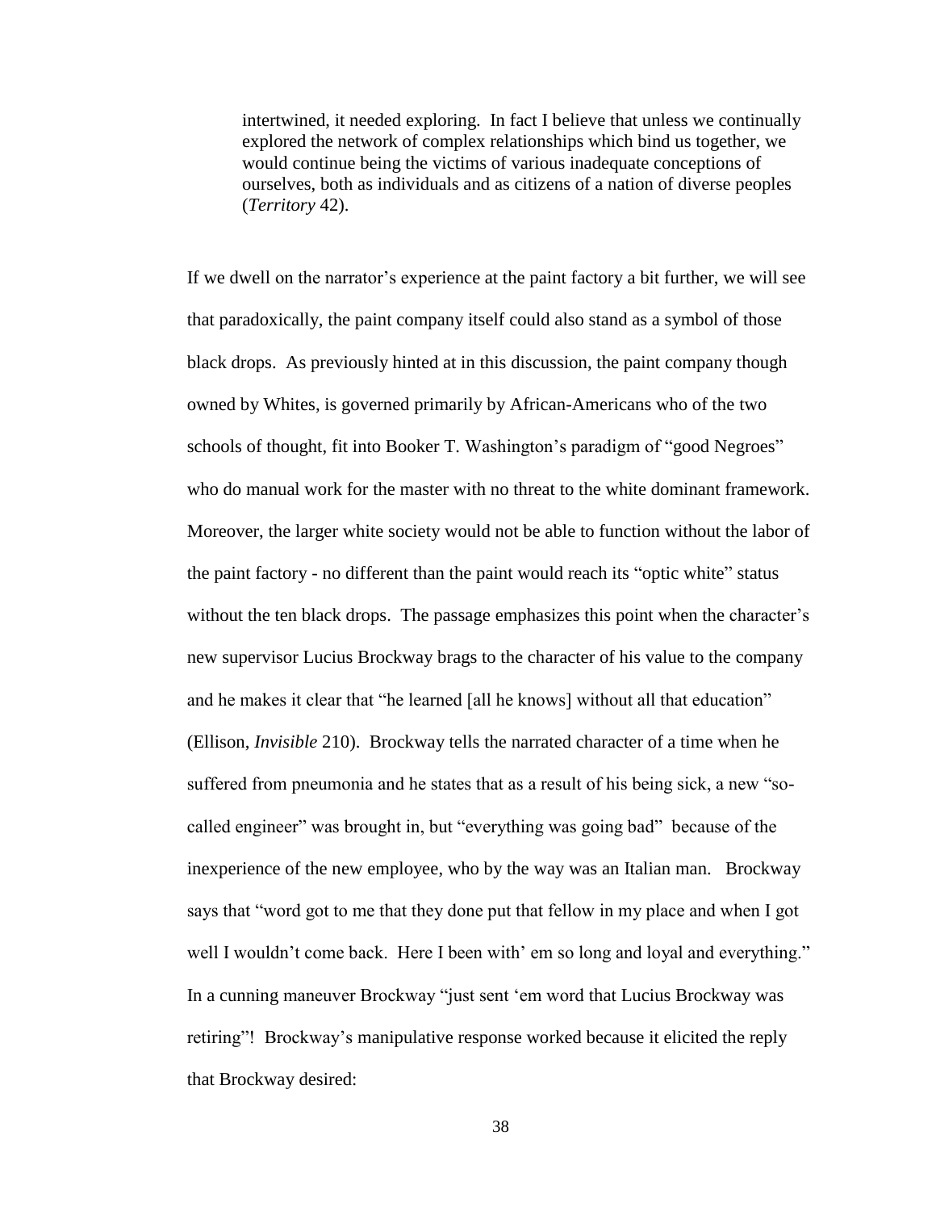> intertwined, it needed exploring. In fact I believe that unless we continually explored the network of complex relationships which bind us together, we would continue being the victims of various inadequate conceptions of ourselves, both as individuals and as citizens of a nation of diverse peoples (*Territory* 42).

If we dwell on the narrator's experience at the paint factory a bit further, we will see that paradoxically, the paint company itself could also stand as a symbol of those black drops. As previously hinted at in this discussion, the paint company though owned by Whites, is governed primarily by African-Americans who of the two schools of thought, fit into Booker T. Washington's paradigm of "good Negroes" who do manual work for the master with no threat to the white dominant framework. Moreover, the larger white society would not be able to function without the labor of the paint factory - no different than the paint would reach its "optic white" status without the ten black drops. The passage emphasizes this point when the character's new supervisor Lucius Brockway brags to the character of his value to the company and he makes it clear that "he learned [all he knows] without all that education" (Ellison, *Invisible* 210). Brockway tells the narrated character of a time when he suffered from pneumonia and he states that as a result of his being sick, a new "so-called engineer" was brought in, but "everything was going bad" because of the inexperience of the new employee, who by the way was an Italian man. Brockway says that "word got to me that they done put that fellow in my place and when I got well I wouldn't come back. Here I been with' em so long and loyal and everything." In a cunning maneuver Brockway "just sent 'em word that Lucius Brockway was retiring"! Brockway's manipulative response worked because it elicited the reply that Brockway desired: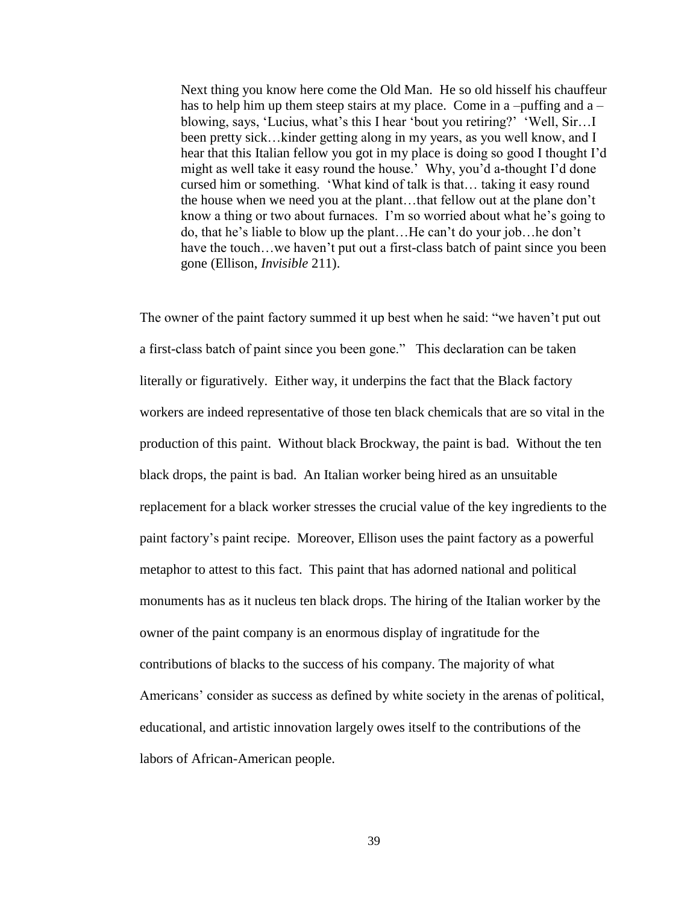> Next thing you know here come the Old Man. He so old hisself his chauffeur has to help him up them steep stairs at my place. Come in a –puffing and a –blowing, says, 'Lucius, what's this I hear 'bout you retiring?' 'Well, Sir…I been pretty sick…kinder getting along in my years, as you well know, and I hear that this Italian fellow you got in my place is doing so good I thought I'd might as well take it easy round the house.' Why, you'd a-thought I'd done cursed him or something. 'What kind of talk is that… taking it easy round the house when we need you at the plant…that fellow out at the plane don't know a thing or two about furnaces. I'm so worried about what he's going to do, that he's liable to blow up the plant…He can't do your job…he don't have the touch…we haven't put out a first-class batch of paint since you been gone (Ellison, *Invisible* 211).

The owner of the paint factory summed it up best when he said: "we haven't put out a first-class batch of paint since you been gone." This declaration can be taken literally or figuratively. Either way, it underpins the fact that the Black factory workers are indeed representative of those ten black chemicals that are so vital in the production of this paint. Without black Brockway, the paint is bad. Without the ten black drops, the paint is bad. An Italian worker being hired as an unsuitable replacement for a black worker stresses the crucial value of the key ingredients to the paint factory's paint recipe. Moreover, Ellison uses the paint factory as a powerful metaphor to attest to this fact. This paint that has adorned national and political monuments has as it nucleus ten black drops. The hiring of the Italian worker by the owner of the paint company is an enormous display of ingratitude for the contributions of blacks to the success of his company. The majority of what Americans' consider as success as defined by white society in the arenas of political, educational, and artistic innovation largely owes itself to the contributions of the labors of African-American people.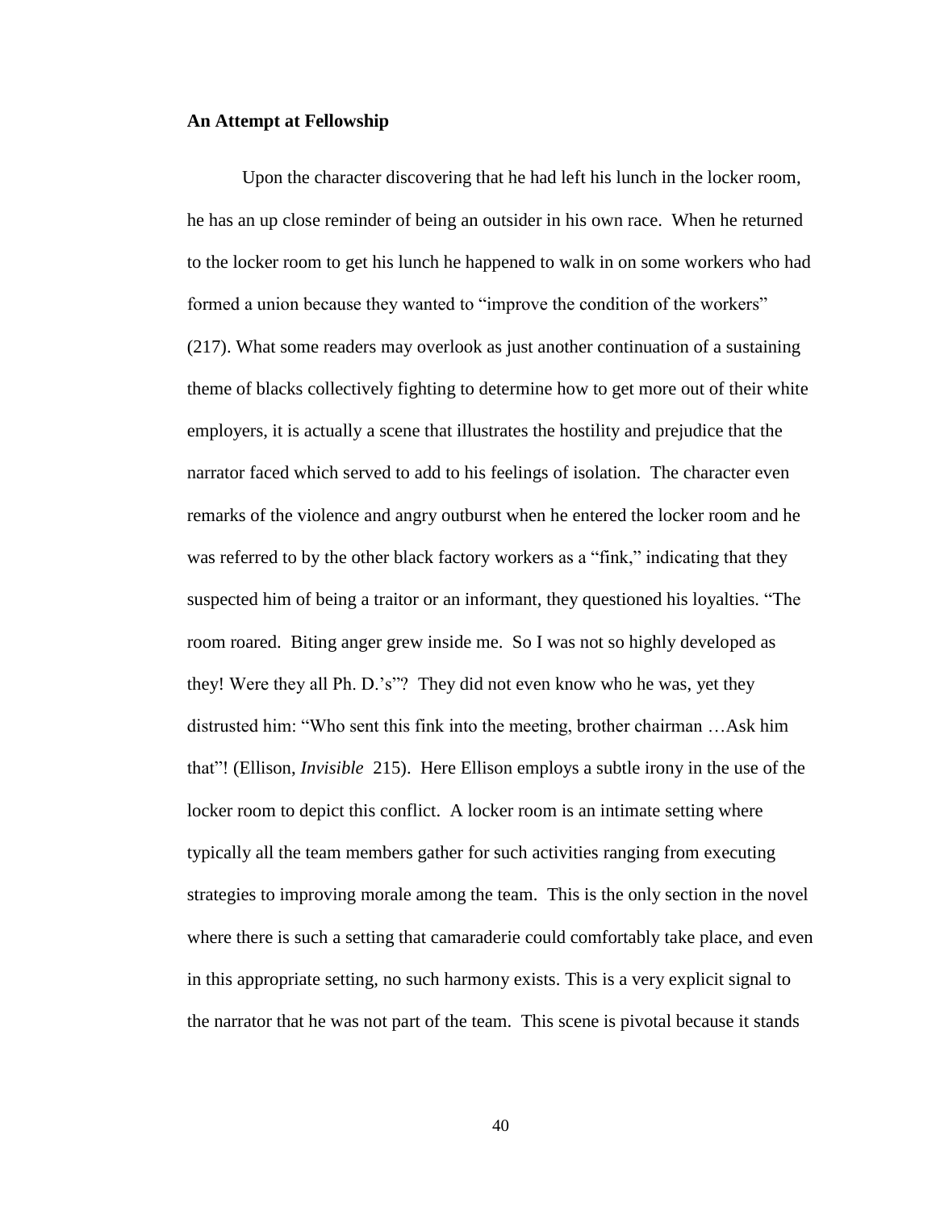**An Attempt at Fellowship**

Upon the character discovering that he had left his lunch in the locker room, he has an up close reminder of being an outsider in his own race. When he returned to the locker room to get his lunch he happened to walk in on some workers who had formed a union because they wanted to "improve the condition of the workers" (217). What some readers may overlook as just another continuation of a sustaining theme of blacks collectively fighting to determine how to get more out of their white employers, it is actually a scene that illustrates the hostility and prejudice that the narrator faced which served to add to his feelings of isolation. The character even remarks of the violence and angry outburst when he entered the locker room and he was referred to by the other black factory workers as a "fink," indicating that they suspected him of being a traitor or an informant, they questioned his loyalties. "The room roared. Biting anger grew inside me. So I was not so highly developed as they! Were they all Ph. D.'s"? They did not even know who he was, yet they distrusted him: "Who sent this fink into the meeting, brother chairman …Ask him that"! (Ellison, *Invisible* 215). Here Ellison employs a subtle irony in the use of the locker room to depict this conflict. A locker room is an intimate setting where typically all the team members gather for such activities ranging from executing strategies to improving morale among the team. This is the only section in the novel where there is such a setting that camaraderie could comfortably take place, and even in this appropriate setting, no such harmony exists. This is a very explicit signal to the narrator that he was not part of the team. This scene is pivotal because it stands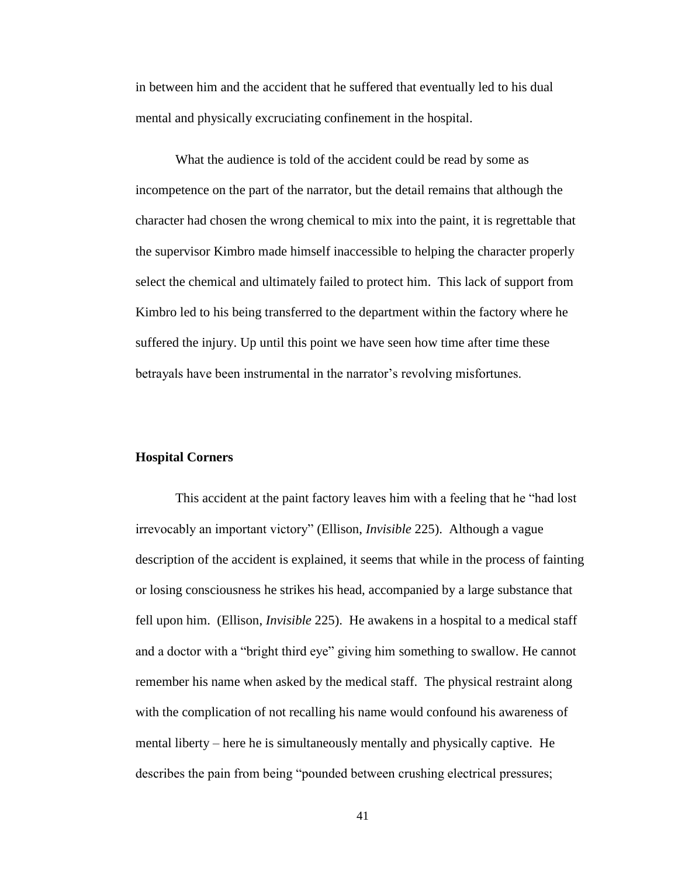in between him and the accident that he suffered that eventually led to his dual mental and physically excruciating confinement in the hospital.

What the audience is told of the accident could be read by some as incompetence on the part of the narrator, but the detail remains that although the character had chosen the wrong chemical to mix into the paint, it is regrettable that the supervisor Kimbro made himself inaccessible to helping the character properly select the chemical and ultimately failed to protect him. This lack of support from Kimbro led to his being transferred to the department within the factory where he suffered the injury. Up until this point we have seen how time after time these betrayals have been instrumental in the narrator's revolving misfortunes.

**Hospital Corners**

This accident at the paint factory leaves him with a feeling that he "had lost irrevocably an important victory" (Ellison, *Invisible* 225). Although a vague description of the accident is explained, it seems that while in the process of fainting or losing consciousness he strikes his head, accompanied by a large substance that fell upon him. (Ellison, *Invisible* 225). He awakens in a hospital to a medical staff and a doctor with a "bright third eye" giving him something to swallow. He cannot remember his name when asked by the medical staff. The physical restraint along with the complication of not recalling his name would confound his awareness of mental liberty – here he is simultaneously mentally and physically captive. He describes the pain from being "pounded between crushing electrical pressures;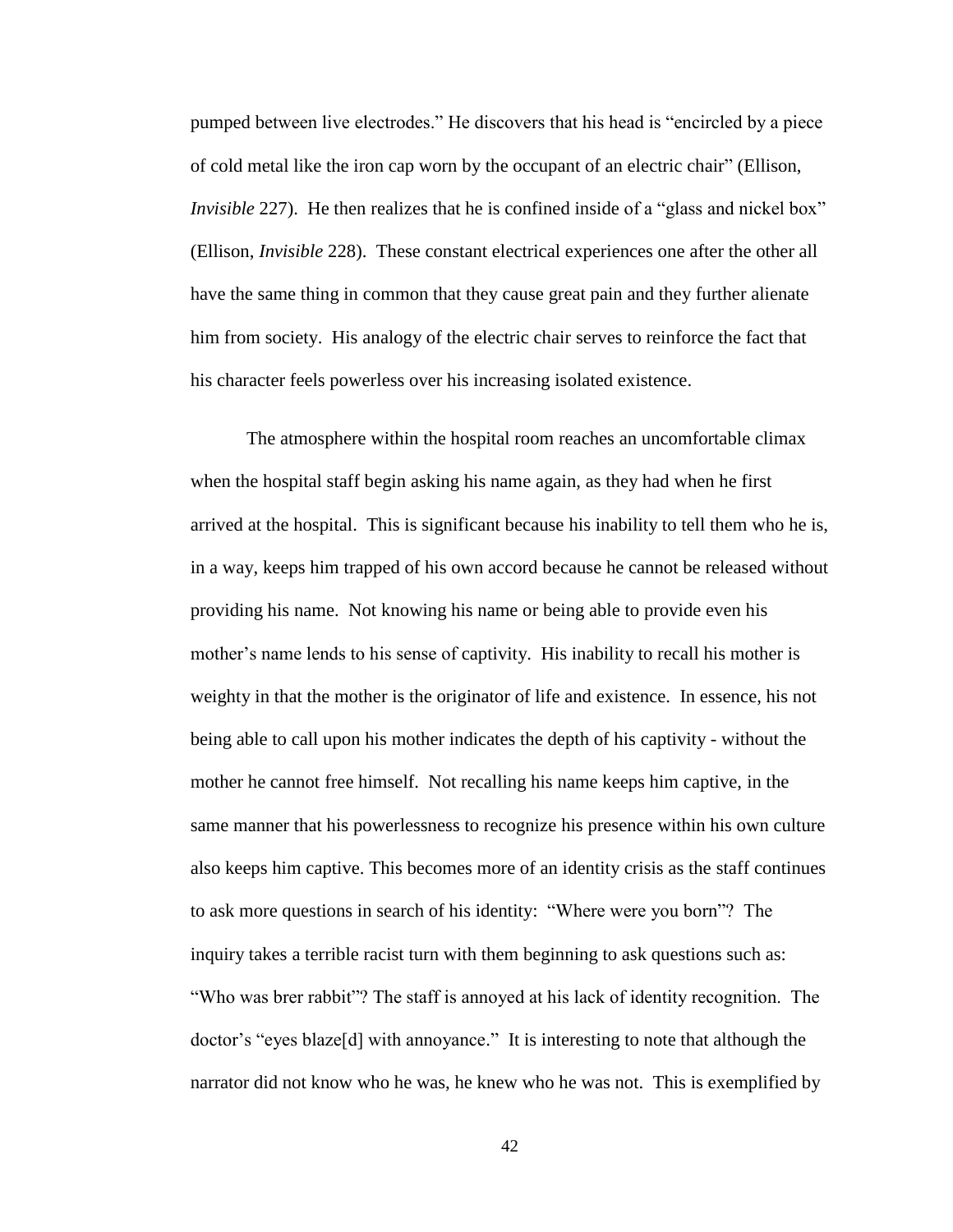pumped between live electrodes." He discovers that his head is "encircled by a piece of cold metal like the iron cap worn by the occupant of an electric chair" (Ellison, *Invisible* 227). He then realizes that he is confined inside of a "glass and nickel box" (Ellison, *Invisible* 228). These constant electrical experiences one after the other all have the same thing in common that they cause great pain and they further alienate him from society. His analogy of the electric chair serves to reinforce the fact that his character feels powerless over his increasing isolated existence.

The atmosphere within the hospital room reaches an uncomfortable climax when the hospital staff begin asking his name again, as they had when he first arrived at the hospital. This is significant because his inability to tell them who he is, in a way, keeps him trapped of his own accord because he cannot be released without providing his name. Not knowing his name or being able to provide even his mother's name lends to his sense of captivity. His inability to recall his mother is weighty in that the mother is the originator of life and existence. In essence, his not being able to call upon his mother indicates the depth of his captivity - without the mother he cannot free himself. Not recalling his name keeps him captive, in the same manner that his powerlessness to recognize his presence within his own culture also keeps him captive. This becomes more of an identity crisis as the staff continues to ask more questions in search of his identity: "Where were you born"? The inquiry takes a terrible racist turn with them beginning to ask questions such as: "Who was brer rabbit"? The staff is annoyed at his lack of identity recognition. The doctor's "eyes blaze[d] with annoyance." It is interesting to note that although the narrator did not know who he was, he knew who he was not. This is exemplified by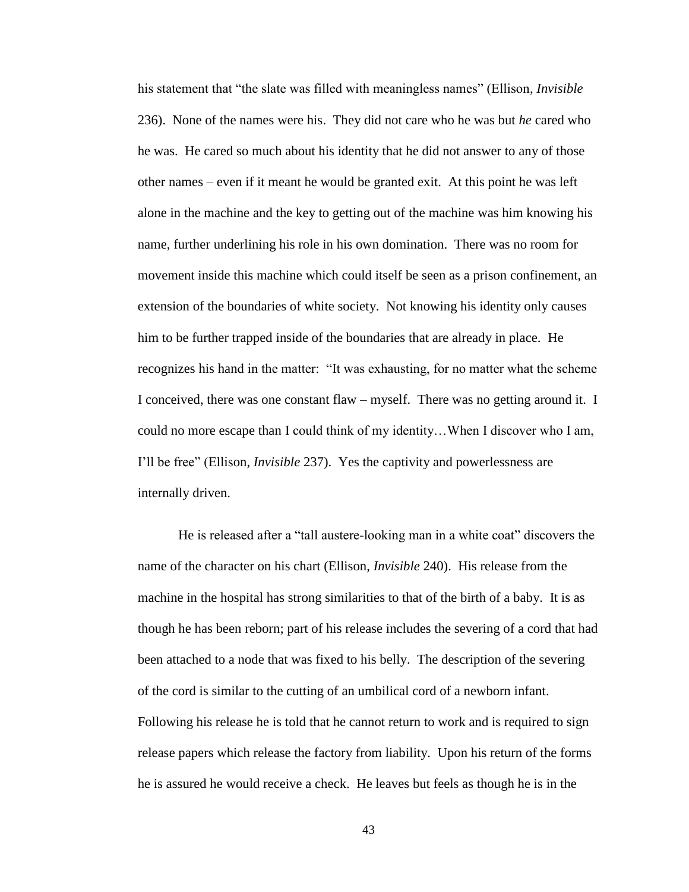his statement that "the slate was filled with meaningless names" (Ellison, *Invisible* 236). None of the names were his. They did not care who he was but *he* cared who he was. He cared so much about his identity that he did not answer to any of those other names – even if it meant he would be granted exit. At this point he was left alone in the machine and the key to getting out of the machine was him knowing his name, further underlining his role in his own domination. There was no room for movement inside this machine which could itself be seen as a prison confinement, an extension of the boundaries of white society. Not knowing his identity only causes him to be further trapped inside of the boundaries that are already in place. He recognizes his hand in the matter: "It was exhausting, for no matter what the scheme I conceived, there was one constant flaw – myself. There was no getting around it. I could no more escape than I could think of my identity…When I discover who I am, I'll be free" (Ellison, *Invisible* 237). Yes the captivity and powerlessness are internally driven.

He is released after a "tall austere-looking man in a white coat" discovers the name of the character on his chart (Ellison, *Invisible* 240). His release from the machine in the hospital has strong similarities to that of the birth of a baby. It is as though he has been reborn; part of his release includes the severing of a cord that had been attached to a node that was fixed to his belly. The description of the severing of the cord is similar to the cutting of an umbilical cord of a newborn infant. Following his release he is told that he cannot return to work and is required to sign release papers which release the factory from liability. Upon his return of the forms he is assured he would receive a check. He leaves but feels as though he is in the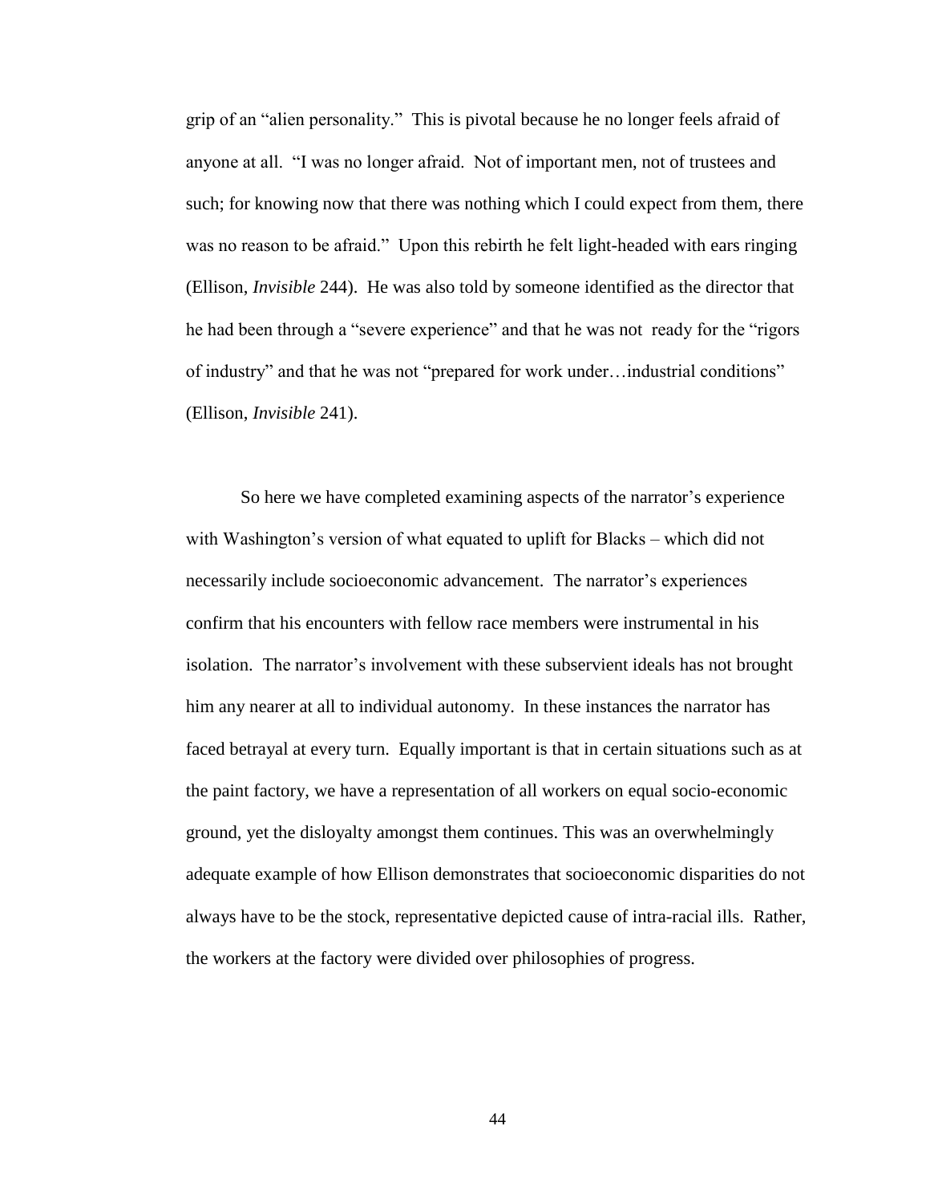grip of an "alien personality." This is pivotal because he no longer feels afraid of anyone at all. "I was no longer afraid. Not of important men, not of trustees and such; for knowing now that there was nothing which I could expect from them, there was no reason to be afraid." Upon this rebirth he felt light-headed with ears ringing (Ellison, *Invisible* 244). He was also told by someone identified as the director that he had been through a "severe experience" and that he was not ready for the "rigors of industry" and that he was not "prepared for work under…industrial conditions" (Ellison, *Invisible* 241).

So here we have completed examining aspects of the narrator's experience with Washington's version of what equated to uplift for Blacks – which did not necessarily include socioeconomic advancement. The narrator's experiences confirm that his encounters with fellow race members were instrumental in his isolation. The narrator's involvement with these subservient ideals has not brought him any nearer at all to individual autonomy. In these instances the narrator has faced betrayal at every turn. Equally important is that in certain situations such as at the paint factory, we have a representation of all workers on equal socio-economic ground, yet the disloyalty amongst them continues. This was an overwhelmingly adequate example of how Ellison demonstrates that socioeconomic disparities do not always have to be the stock, representative depicted cause of intra-racial ills. Rather, the workers at the factory were divided over philosophies of progress.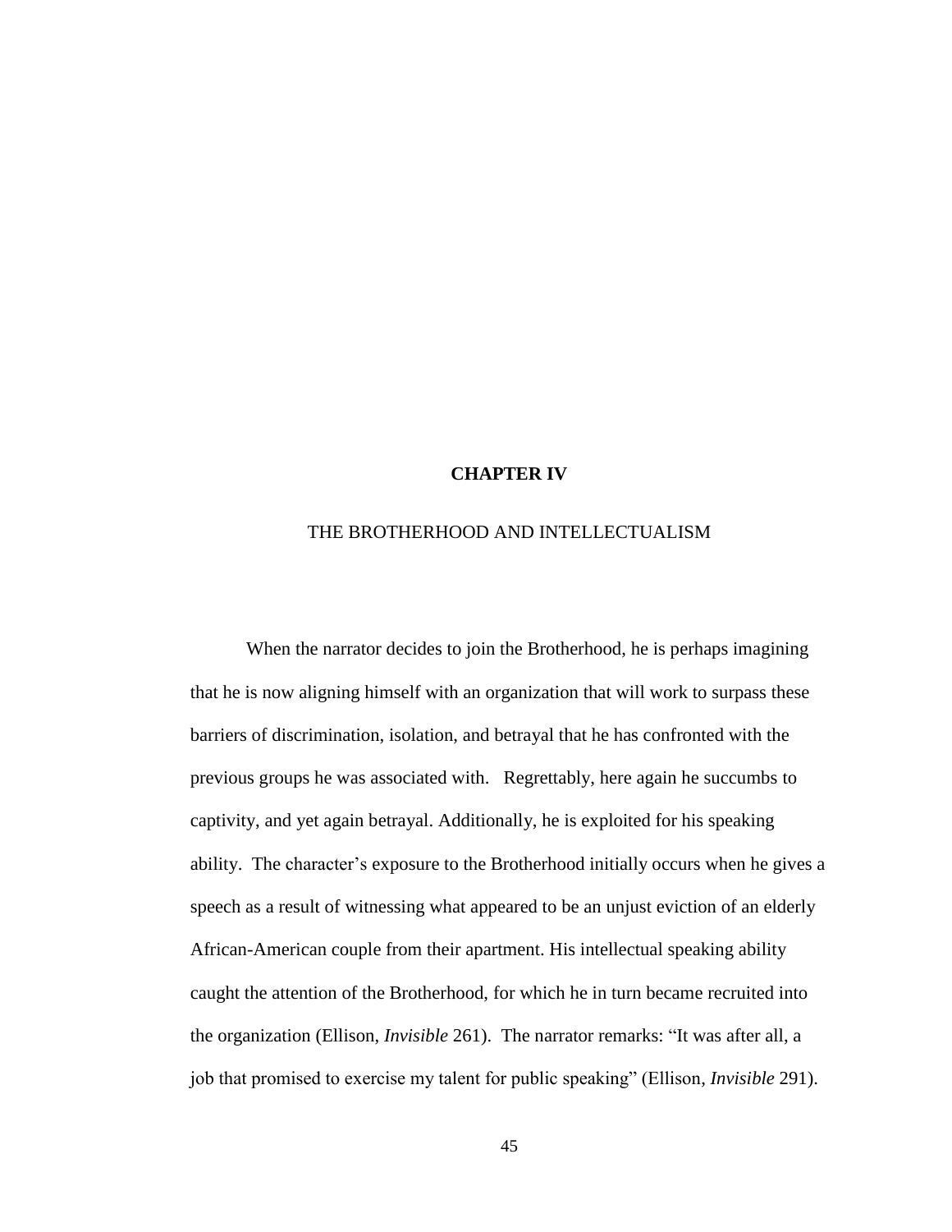# CHAPTER IV

## THE BROTHERHOOD AND INTELLECTUALISM

When the narrator decides to join the Brotherhood, he is perhaps imagining that he is now aligning himself with an organization that will work to surpass these barriers of discrimination, isolation, and betrayal that he has confronted with the previous groups he was associated with. Regrettably, here again he succumbs to captivity, and yet again betrayal. Additionally, he is exploited for his speaking ability. The character's exposure to the Brotherhood initially occurs when he gives a speech as a result of witnessing what appeared to be an unjust eviction of an elderly African-American couple from their apartment. His intellectual speaking ability caught the attention of the Brotherhood, for which he in turn became recruited into the organization (Ellison, *Invisible* 261). The narrator remarks: "It was after all, a job that promised to exercise my talent for public speaking" (Ellison, *Invisible* 291).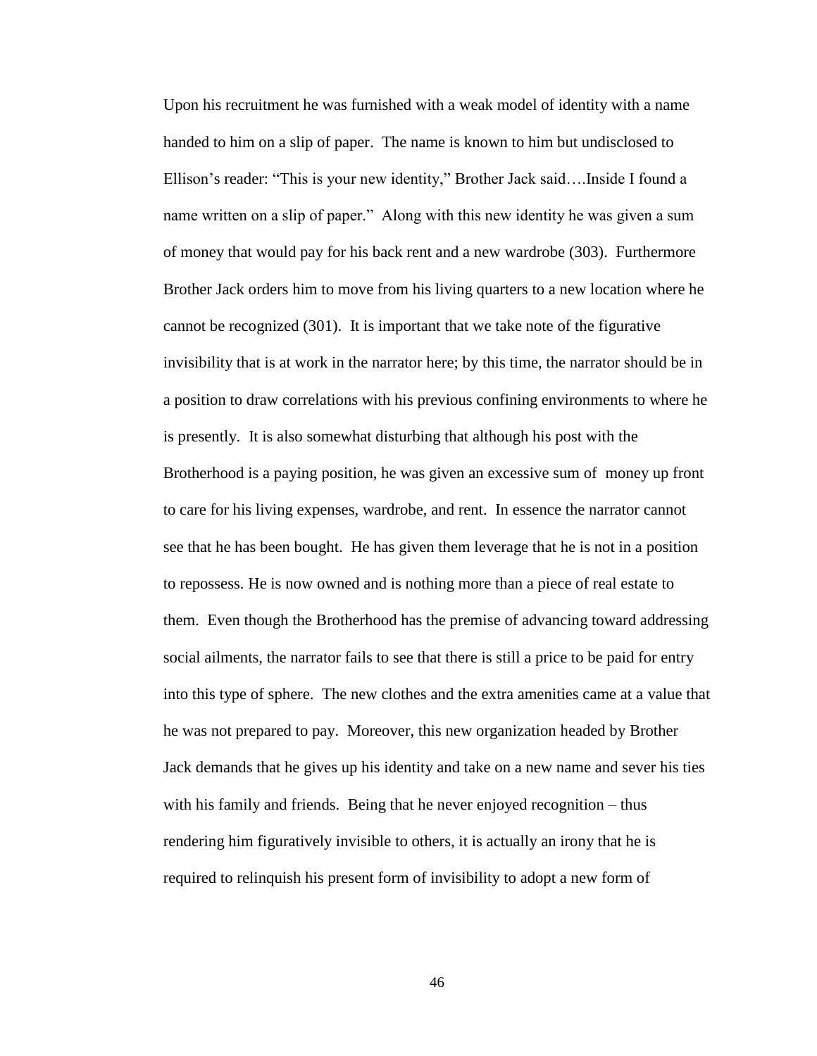Upon his recruitment he was furnished with a weak model of identity with a name handed to him on a slip of paper. The name is known to him but undisclosed to Ellison's reader: "This is your new identity," Brother Jack said….Inside I found a name written on a slip of paper." Along with this new identity he was given a sum of money that would pay for his back rent and a new wardrobe (303). Furthermore Brother Jack orders him to move from his living quarters to a new location where he cannot be recognized (301). It is important that we take note of the figurative invisibility that is at work in the narrator here; by this time, the narrator should be in a position to draw correlations with his previous confining environments to where he is presently. It is also somewhat disturbing that although his post with the Brotherhood is a paying position, he was given an excessive sum of money up front to care for his living expenses, wardrobe, and rent. In essence the narrator cannot see that he has been bought. He has given them leverage that he is not in a position to repossess. He is now owned and is nothing more than a piece of real estate to them. Even though the Brotherhood has the premise of advancing toward addressing social ailments, the narrator fails to see that there is still a price to be paid for entry into this type of sphere. The new clothes and the extra amenities came at a value that he was not prepared to pay. Moreover, this new organization headed by Brother Jack demands that he gives up his identity and take on a new name and sever his ties with his family and friends. Being that he never enjoyed recognition – thus rendering him figuratively invisible to others, it is actually an irony that he is required to relinquish his present form of invisibility to adopt a new form of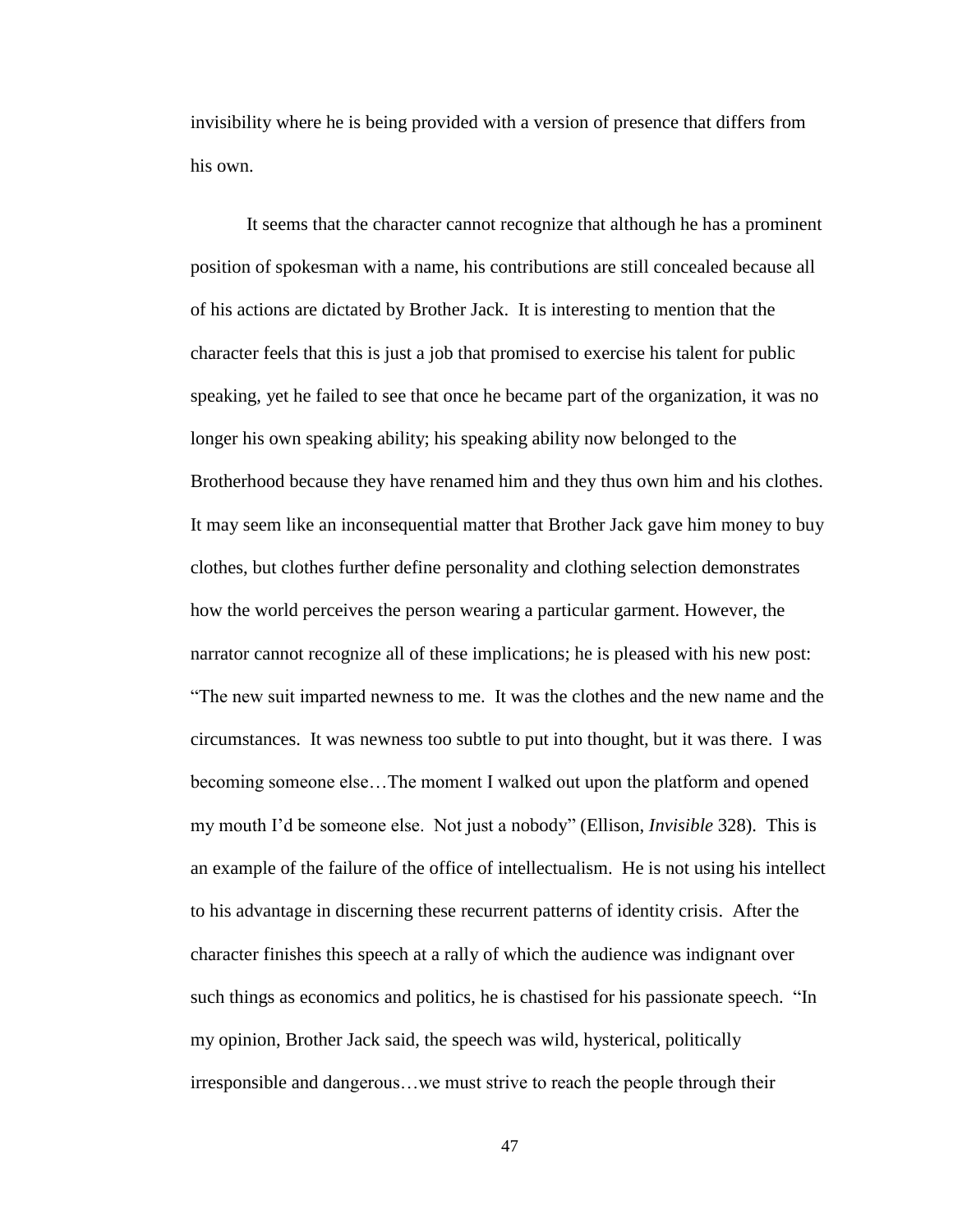invisibility where he is being provided with a version of presence that differs from his own.

It seems that the character cannot recognize that although he has a prominent position of spokesman with a name, his contributions are still concealed because all of his actions are dictated by Brother Jack. It is interesting to mention that the character feels that this is just a job that promised to exercise his talent for public speaking, yet he failed to see that once he became part of the organization, it was no longer his own speaking ability; his speaking ability now belonged to the Brotherhood because they have renamed him and they thus own him and his clothes. It may seem like an inconsequential matter that Brother Jack gave him money to buy clothes, but clothes further define personality and clothing selection demonstrates how the world perceives the person wearing a particular garment. However, the narrator cannot recognize all of these implications; he is pleased with his new post: "The new suit imparted newness to me. It was the clothes and the new name and the circumstances. It was newness too subtle to put into thought, but it was there. I was becoming someone else…The moment I walked out upon the platform and opened my mouth I'd be someone else. Not just a nobody" (Ellison, *Invisible* 328). This is an example of the failure of the office of intellectualism. He is not using his intellect to his advantage in discerning these recurrent patterns of identity crisis. After the character finishes this speech at a rally of which the audience was indignant over such things as economics and politics, he is chastised for his passionate speech. "In my opinion, Brother Jack said, the speech was wild, hysterical, politically irresponsible and dangerous…we must strive to reach the people through their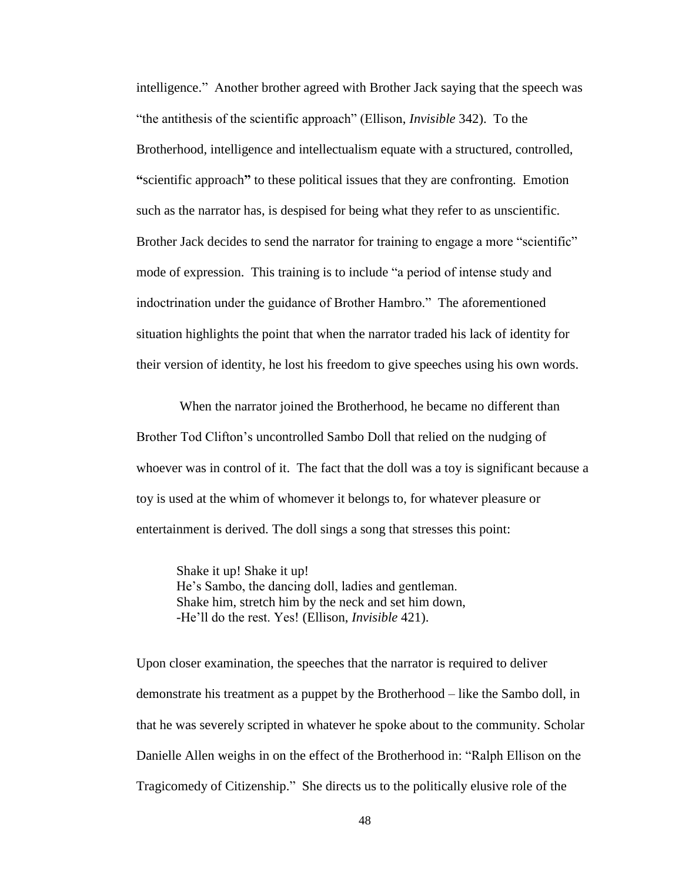intelligence." Another brother agreed with Brother Jack saying that the speech was "the antithesis of the scientific approach" (Ellison, *Invisible* 342). To the Brotherhood, intelligence and intellectualism equate with a structured, controlled, **"**scientific approach**"** to these political issues that they are confronting. Emotion such as the narrator has, is despised for being what they refer to as unscientific. Brother Jack decides to send the narrator for training to engage a more "scientific" mode of expression. This training is to include "a period of intense study and indoctrination under the guidance of Brother Hambro." The aforementioned situation highlights the point that when the narrator traded his lack of identity for their version of identity, he lost his freedom to give speeches using his own words.

When the narrator joined the Brotherhood, he became no different than Brother Tod Clifton's uncontrolled Sambo Doll that relied on the nudging of whoever was in control of it. The fact that the doll was a toy is significant because a toy is used at the whim of whomever it belongs to, for whatever pleasure or entertainment is derived. The doll sings a song that stresses this point:

> Shake it up! Shake it up!
> He's Sambo, the dancing doll, ladies and gentleman.
> Shake him, stretch him by the neck and set him down,
> -He'll do the rest. Yes! (Ellison, *Invisible* 421).

Upon closer examination, the speeches that the narrator is required to deliver demonstrate his treatment as a puppet by the Brotherhood – like the Sambo doll, in that he was severely scripted in whatever he spoke about to the community. Scholar Danielle Allen weighs in on the effect of the Brotherhood in: "Ralph Ellison on the Tragicomedy of Citizenship." She directs us to the politically elusive role of the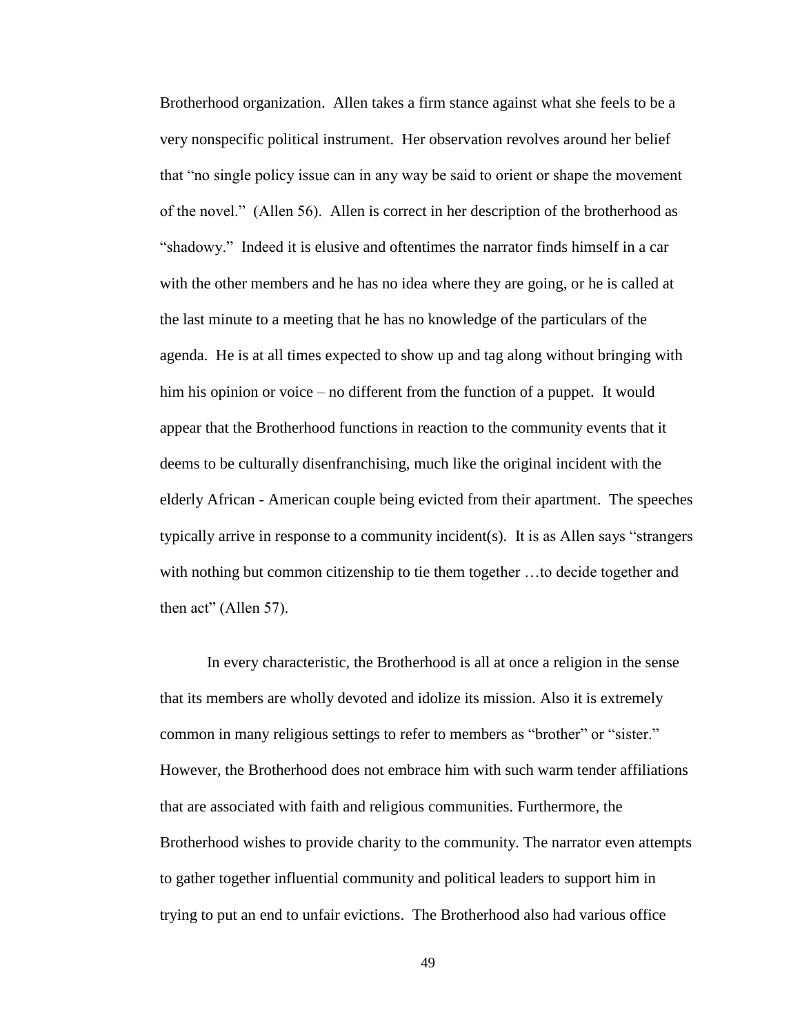Brotherhood organization. Allen takes a firm stance against what she feels to be a very nonspecific political instrument. Her observation revolves around her belief that "no single policy issue can in any way be said to orient or shape the movement of the novel." (Allen 56). Allen is correct in her description of the brotherhood as "shadowy." Indeed it is elusive and oftentimes the narrator finds himself in a car with the other members and he has no idea where they are going, or he is called at the last minute to a meeting that he has no knowledge of the particulars of the agenda. He is at all times expected to show up and tag along without bringing with him his opinion or voice – no different from the function of a puppet. It would appear that the Brotherhood functions in reaction to the community events that it deems to be culturally disenfranchising, much like the original incident with the elderly African - American couple being evicted from their apartment. The speeches typically arrive in response to a community incident(s). It is as Allen says "strangers with nothing but common citizenship to tie them together …to decide together and then act" (Allen 57).

In every characteristic, the Brotherhood is all at once a religion in the sense that its members are wholly devoted and idolize its mission. Also it is extremely common in many religious settings to refer to members as "brother" or "sister." However, the Brotherhood does not embrace him with such warm tender affiliations that are associated with faith and religious communities. Furthermore, the Brotherhood wishes to provide charity to the community. The narrator even attempts to gather together influential community and political leaders to support him in trying to put an end to unfair evictions. The Brotherhood also had various office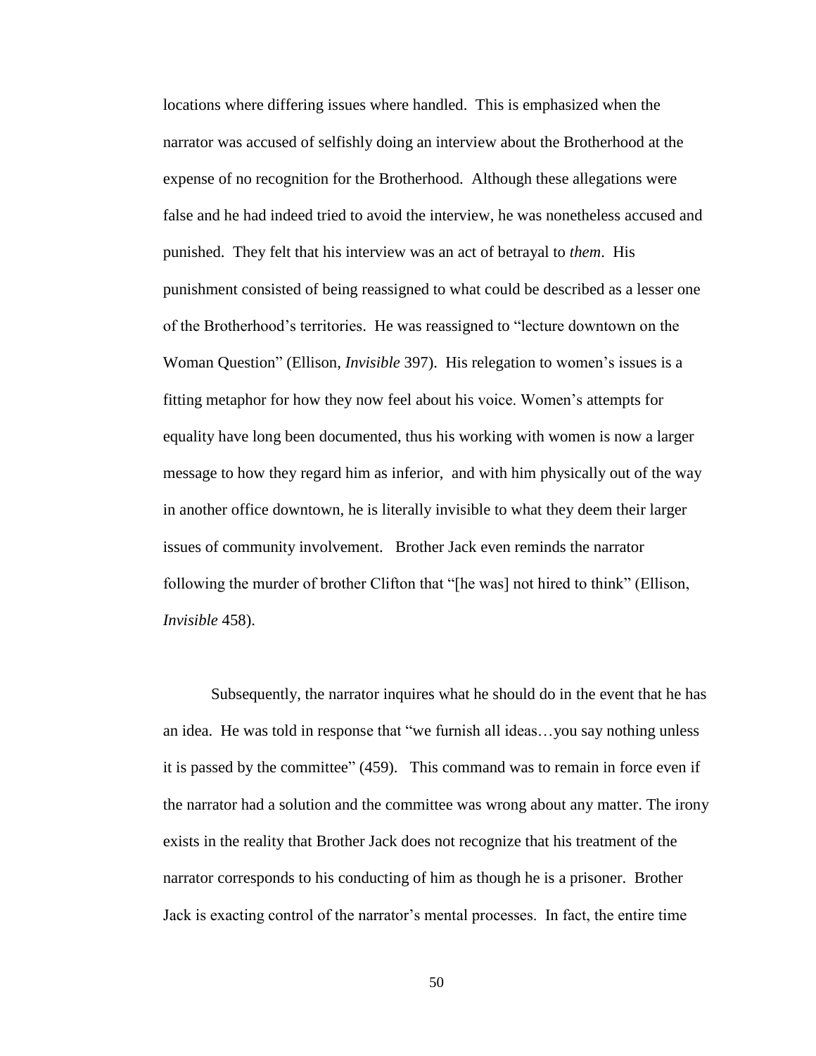locations where differing issues where handled. This is emphasized when the narrator was accused of selfishly doing an interview about the Brotherhood at the expense of no recognition for the Brotherhood. Although these allegations were false and he had indeed tried to avoid the interview, he was nonetheless accused and punished. They felt that his interview was an act of betrayal to *them*. His punishment consisted of being reassigned to what could be described as a lesser one of the Brotherhood's territories. He was reassigned to "lecture downtown on the Woman Question" (Ellison, *Invisible* 397). His relegation to women's issues is a fitting metaphor for how they now feel about his voice. Women's attempts for equality have long been documented, thus his working with women is now a larger message to how they regard him as inferior, and with him physically out of the way in another office downtown, he is literally invisible to what they deem their larger issues of community involvement. Brother Jack even reminds the narrator following the murder of brother Clifton that "[he was] not hired to think" (Ellison, *Invisible* 458).

Subsequently, the narrator inquires what he should do in the event that he has an idea. He was told in response that "we furnish all ideas…you say nothing unless it is passed by the committee" (459). This command was to remain in force even if the narrator had a solution and the committee was wrong about any matter. The irony exists in the reality that Brother Jack does not recognize that his treatment of the narrator corresponds to his conducting of him as though he is a prisoner. Brother Jack is exacting control of the narrator's mental processes. In fact, the entire time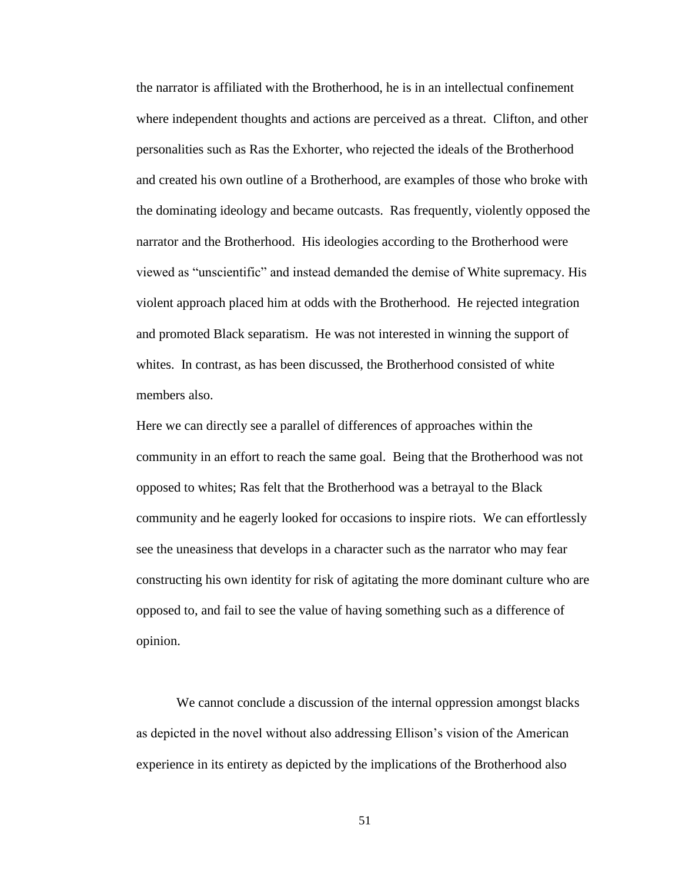the narrator is affiliated with the Brotherhood, he is in an intellectual confinement where independent thoughts and actions are perceived as a threat. Clifton, and other personalities such as Ras the Exhorter, who rejected the ideals of the Brotherhood and created his own outline of a Brotherhood, are examples of those who broke with the dominating ideology and became outcasts. Ras frequently, violently opposed the narrator and the Brotherhood. His ideologies according to the Brotherhood were viewed as "unscientific" and instead demanded the demise of White supremacy. His violent approach placed him at odds with the Brotherhood. He rejected integration and promoted Black separatism. He was not interested in winning the support of whites. In contrast, as has been discussed, the Brotherhood consisted of white members also.

Here we can directly see a parallel of differences of approaches within the community in an effort to reach the same goal. Being that the Brotherhood was not opposed to whites; Ras felt that the Brotherhood was a betrayal to the Black community and he eagerly looked for occasions to inspire riots. We can effortlessly see the uneasiness that develops in a character such as the narrator who may fear constructing his own identity for risk of agitating the more dominant culture who are opposed to, and fail to see the value of having something such as a difference of opinion.

We cannot conclude a discussion of the internal oppression amongst blacks as depicted in the novel without also addressing Ellison's vision of the American experience in its entirety as depicted by the implications of the Brotherhood also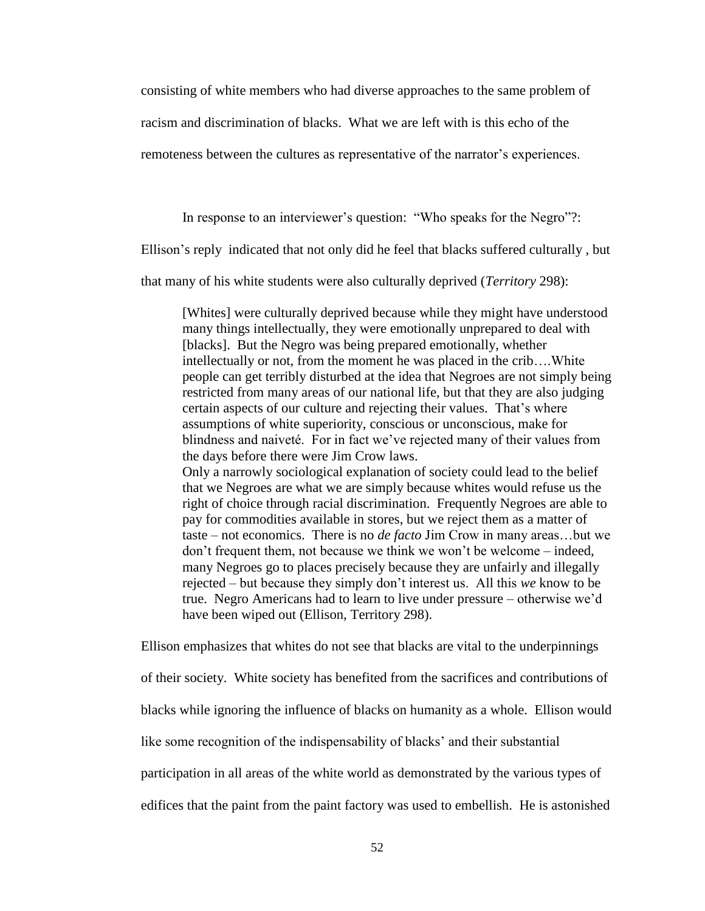consisting of white members who had diverse approaches to the same problem of racism and discrimination of blacks. What we are left with is this echo of the remoteness between the cultures as representative of the narrator's experiences.

In response to an interviewer's question: "Who speaks for the Negro"?: Ellison's reply indicated that not only did he feel that blacks suffered culturally , but that many of his white students were also culturally deprived (*Territory* 298):

> [Whites] were culturally deprived because while they might have understood many things intellectually, they were emotionally unprepared to deal with [blacks]. But the Negro was being prepared emotionally, whether intellectually or not, from the moment he was placed in the crib….White people can get terribly disturbed at the idea that Negroes are not simply being restricted from many areas of our national life, but that they are also judging certain aspects of our culture and rejecting their values. That's where assumptions of white superiority, conscious or unconscious, make for blindness and naiveté. For in fact we've rejected many of their values from the days before there were Jim Crow laws.
> Only a narrowly sociological explanation of society could lead to the belief that we Negroes are what we are simply because whites would refuse us the right of choice through racial discrimination. Frequently Negroes are able to pay for commodities available in stores, but we reject them as a matter of taste – not economics. There is no *de facto* Jim Crow in many areas…but we don't frequent them, not because we think we won't be welcome – indeed, many Negroes go to places precisely because they are unfairly and illegally rejected – but because they simply don't interest us. All this *we* know to be true. Negro Americans had to learn to live under pressure – otherwise we'd have been wiped out (Ellison, Territory 298).

Ellison emphasizes that whites do not see that blacks are vital to the underpinnings of their society. White society has benefited from the sacrifices and contributions of blacks while ignoring the influence of blacks on humanity as a whole. Ellison would like some recognition of the indispensability of blacks' and their substantial participation in all areas of the white world as demonstrated by the various types of edifices that the paint from the paint factory was used to embellish. He is astonished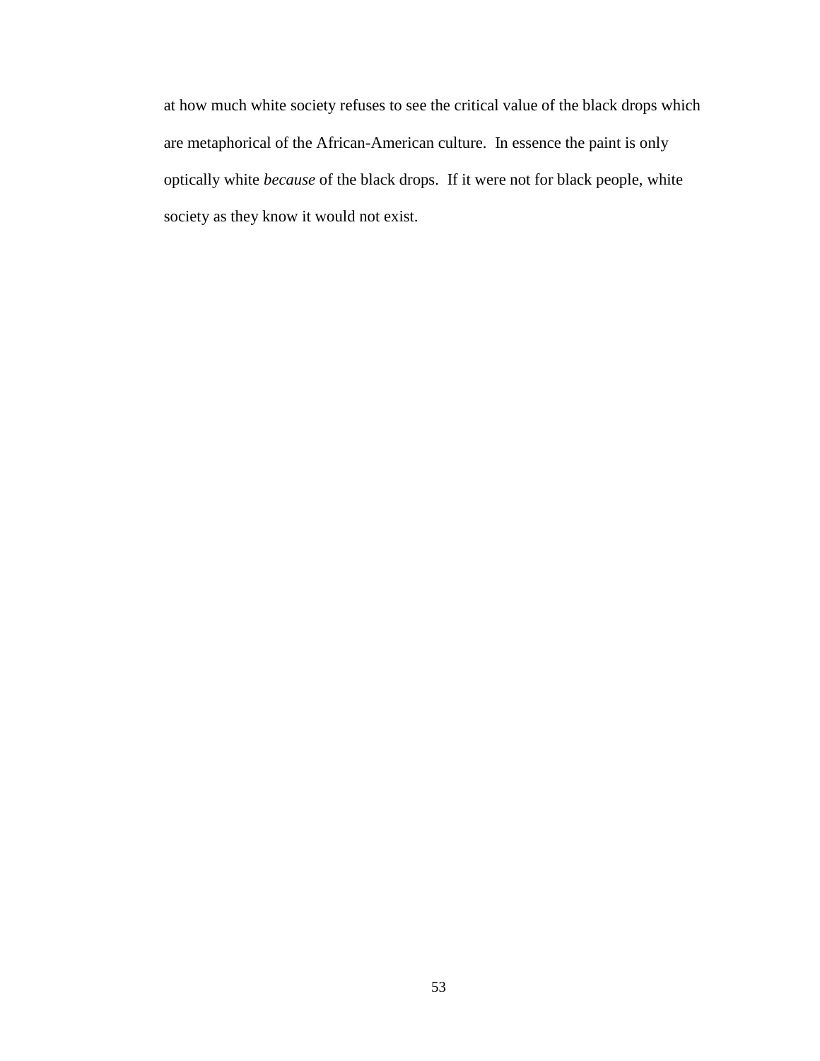at how much white society refuses to see the critical value of the black drops which are metaphorical of the African-American culture. In essence the paint is only optically white *because* of the black drops. If it were not for black people, white society as they know it would not exist.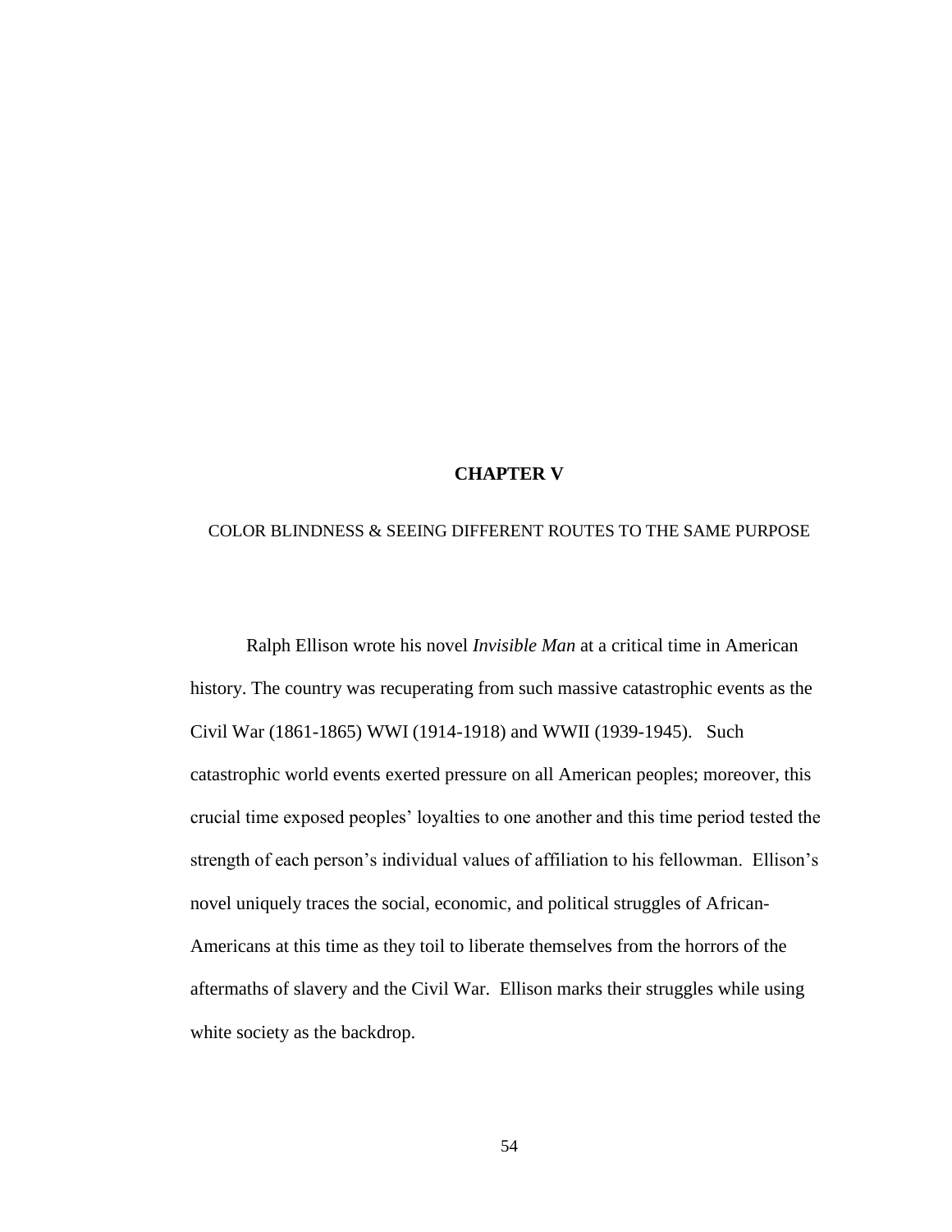# CHAPTER V

## COLOR BLINDNESS & SEEING DIFFERENT ROUTES TO THE SAME PURPOSE

Ralph Ellison wrote his novel *Invisible Man* at a critical time in American history. The country was recuperating from such massive catastrophic events as the Civil War (1861-1865) WWI (1914-1918) and WWII (1939-1945). Such catastrophic world events exerted pressure on all American peoples; moreover, this crucial time exposed peoples' loyalties to one another and this time period tested the strength of each person's individual values of affiliation to his fellowman. Ellison's novel uniquely traces the social, economic, and political struggles of African-Americans at this time as they toil to liberate themselves from the horrors of the aftermaths of slavery and the Civil War. Ellison marks their struggles while using white society as the backdrop.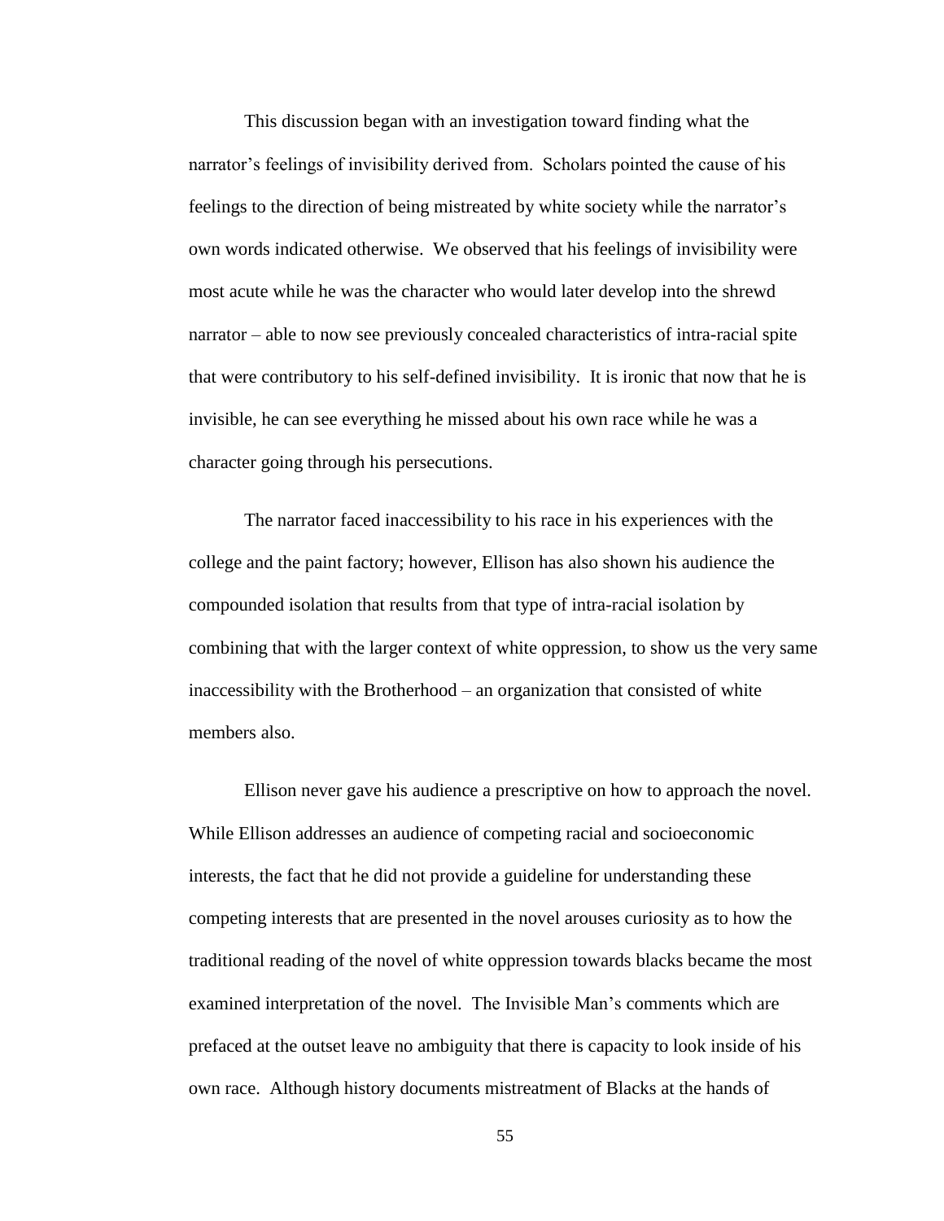This discussion began with an investigation toward finding what the narrator's feelings of invisibility derived from. Scholars pointed the cause of his feelings to the direction of being mistreated by white society while the narrator's own words indicated otherwise. We observed that his feelings of invisibility were most acute while he was the character who would later develop into the shrewd narrator – able to now see previously concealed characteristics of intra-racial spite that were contributory to his self-defined invisibility. It is ironic that now that he is invisible, he can see everything he missed about his own race while he was a character going through his persecutions.

The narrator faced inaccessibility to his race in his experiences with the college and the paint factory; however, Ellison has also shown his audience the compounded isolation that results from that type of intra-racial isolation by combining that with the larger context of white oppression, to show us the very same inaccessibility with the Brotherhood – an organization that consisted of white members also.

Ellison never gave his audience a prescriptive on how to approach the novel. While Ellison addresses an audience of competing racial and socioeconomic interests, the fact that he did not provide a guideline for understanding these competing interests that are presented in the novel arouses curiosity as to how the traditional reading of the novel of white oppression towards blacks became the most examined interpretation of the novel. The Invisible Man's comments which are prefaced at the outset leave no ambiguity that there is capacity to look inside of his own race. Although history documents mistreatment of Blacks at the hands of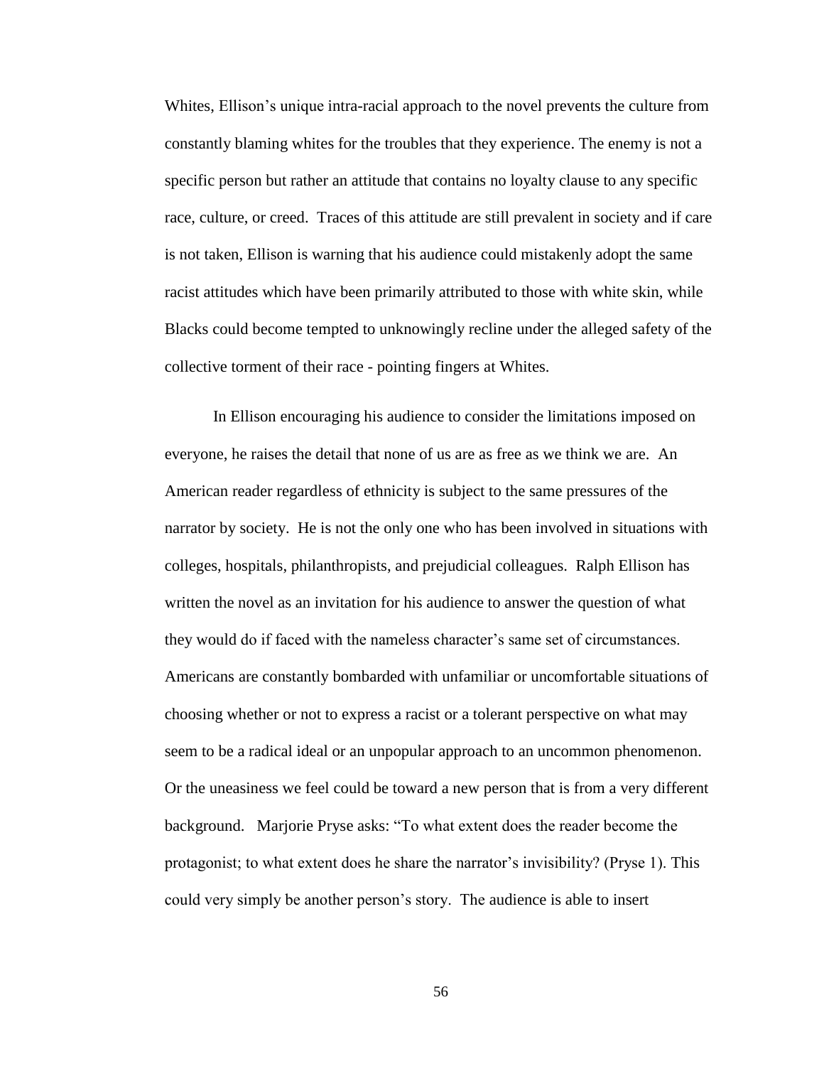Whites, Ellison's unique intra-racial approach to the novel prevents the culture from constantly blaming whites for the troubles that they experience. The enemy is not a specific person but rather an attitude that contains no loyalty clause to any specific race, culture, or creed. Traces of this attitude are still prevalent in society and if care is not taken, Ellison is warning that his audience could mistakenly adopt the same racist attitudes which have been primarily attributed to those with white skin, while Blacks could become tempted to unknowingly recline under the alleged safety of the collective torment of their race - pointing fingers at Whites.

In Ellison encouraging his audience to consider the limitations imposed on everyone, he raises the detail that none of us are as free as we think we are. An American reader regardless of ethnicity is subject to the same pressures of the narrator by society. He is not the only one who has been involved in situations with colleges, hospitals, philanthropists, and prejudicial colleagues. Ralph Ellison has written the novel as an invitation for his audience to answer the question of what they would do if faced with the nameless character's same set of circumstances. Americans are constantly bombarded with unfamiliar or uncomfortable situations of choosing whether or not to express a racist or a tolerant perspective on what may seem to be a radical ideal or an unpopular approach to an uncommon phenomenon. Or the uneasiness we feel could be toward a new person that is from a very different background. Marjorie Pryse asks: "To what extent does the reader become the protagonist; to what extent does he share the narrator's invisibility? (Pryse 1). This could very simply be another person's story. The audience is able to insert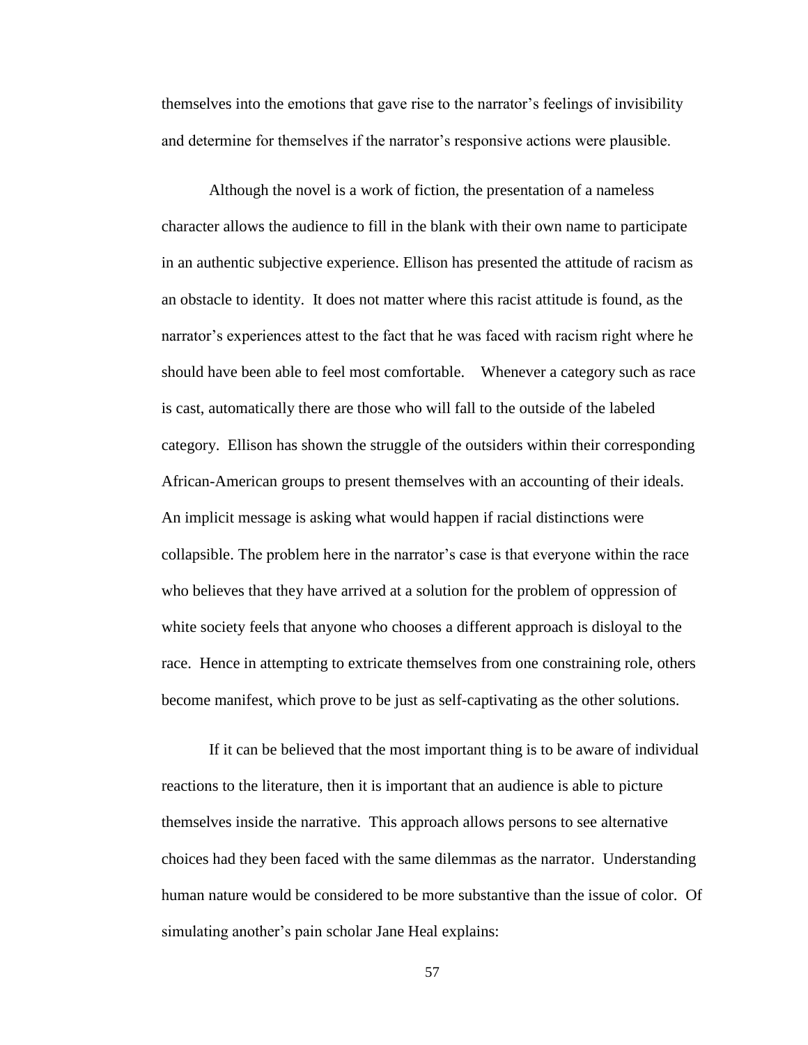themselves into the emotions that gave rise to the narrator's feelings of invisibility and determine for themselves if the narrator's responsive actions were plausible.

Although the novel is a work of fiction, the presentation of a nameless character allows the audience to fill in the blank with their own name to participate in an authentic subjective experience. Ellison has presented the attitude of racism as an obstacle to identity. It does not matter where this racist attitude is found, as the narrator's experiences attest to the fact that he was faced with racism right where he should have been able to feel most comfortable. Whenever a category such as race is cast, automatically there are those who will fall to the outside of the labeled category. Ellison has shown the struggle of the outsiders within their corresponding African-American groups to present themselves with an accounting of their ideals. An implicit message is asking what would happen if racial distinctions were collapsible. The problem here in the narrator's case is that everyone within the race who believes that they have arrived at a solution for the problem of oppression of white society feels that anyone who chooses a different approach is disloyal to the race. Hence in attempting to extricate themselves from one constraining role, others become manifest, which prove to be just as self-captivating as the other solutions.

If it can be believed that the most important thing is to be aware of individual reactions to the literature, then it is important that an audience is able to picture themselves inside the narrative. This approach allows persons to see alternative choices had they been faced with the same dilemmas as the narrator. Understanding human nature would be considered to be more substantive than the issue of color. Of simulating another's pain scholar Jane Heal explains: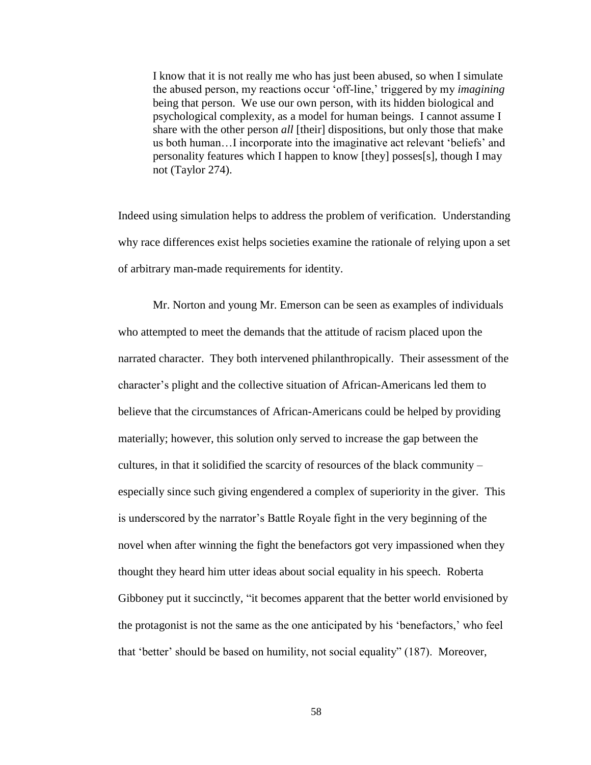> I know that it is not really me who has just been abused, so when I simulate the abused person, my reactions occur 'off-line,' triggered by my *imagining* being that person. We use our own person, with its hidden biological and psychological complexity, as a model for human beings. I cannot assume I share with the other person *all* [their] dispositions, but only those that make us both human…I incorporate into the imaginative act relevant 'beliefs' and personality features which I happen to know [they] posses[s], though I may not (Taylor 274).

Indeed using simulation helps to address the problem of verification. Understanding why race differences exist helps societies examine the rationale of relying upon a set of arbitrary man-made requirements for identity.

Mr. Norton and young Mr. Emerson can be seen as examples of individuals who attempted to meet the demands that the attitude of racism placed upon the narrated character. They both intervened philanthropically. Their assessment of the character's plight and the collective situation of African-Americans led them to believe that the circumstances of African-Americans could be helped by providing materially; however, this solution only served to increase the gap between the cultures, in that it solidified the scarcity of resources of the black community – especially since such giving engendered a complex of superiority in the giver. This is underscored by the narrator's Battle Royale fight in the very beginning of the novel when after winning the fight the benefactors got very impassioned when they thought they heard him utter ideas about social equality in his speech. Roberta Gibboney put it succinctly, "it becomes apparent that the better world envisioned by the protagonist is not the same as the one anticipated by his 'benefactors,' who feel that 'better' should be based on humility, not social equality" (187). Moreover,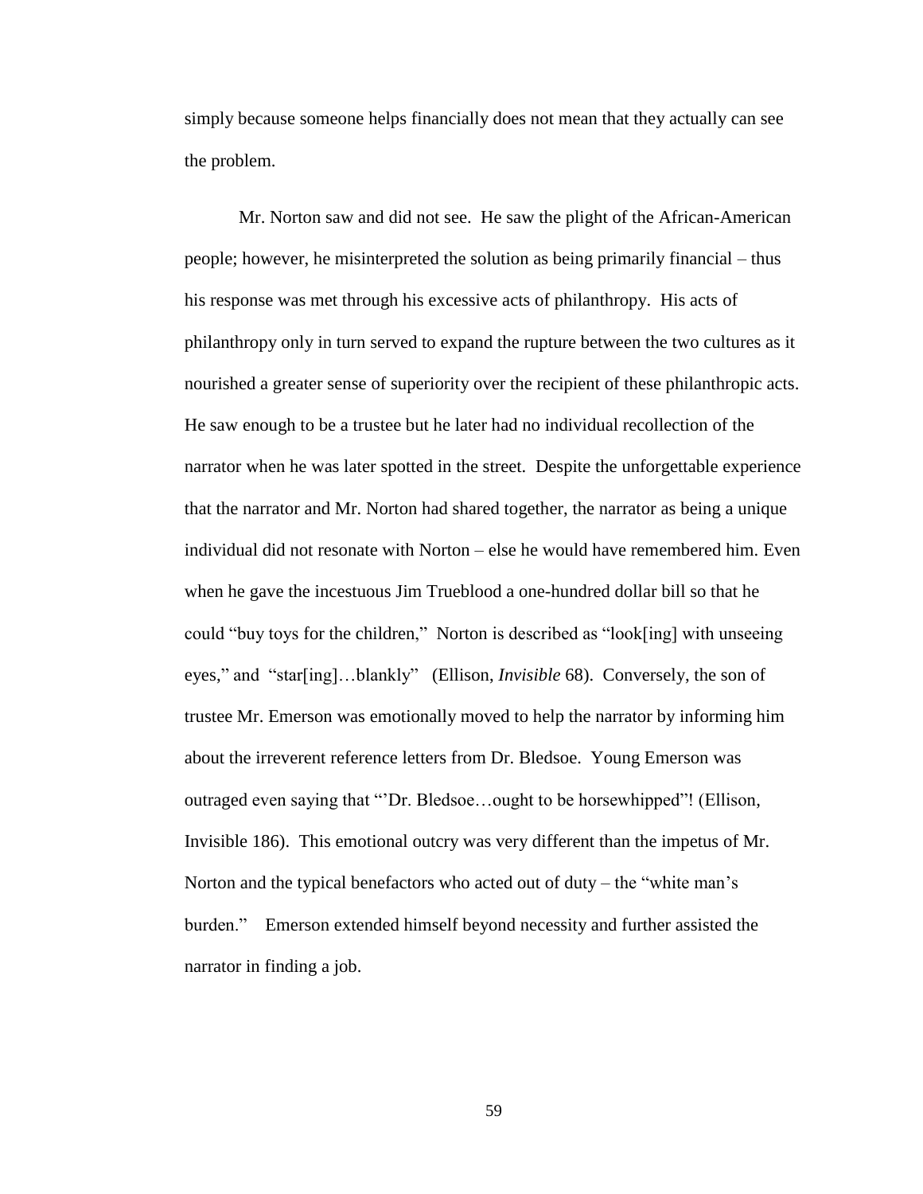simply because someone helps financially does not mean that they actually can see the problem.

Mr. Norton saw and did not see. He saw the plight of the African-American people; however, he misinterpreted the solution as being primarily financial – thus his response was met through his excessive acts of philanthropy. His acts of philanthropy only in turn served to expand the rupture between the two cultures as it nourished a greater sense of superiority over the recipient of these philanthropic acts. He saw enough to be a trustee but he later had no individual recollection of the narrator when he was later spotted in the street. Despite the unforgettable experience that the narrator and Mr. Norton had shared together, the narrator as being a unique individual did not resonate with Norton – else he would have remembered him. Even when he gave the incestuous Jim Trueblood a one-hundred dollar bill so that he could "buy toys for the children," Norton is described as "look[ing] with unseeing eyes," and "star[ing]…blankly" (Ellison, *Invisible* 68). Conversely, the son of trustee Mr. Emerson was emotionally moved to help the narrator by informing him about the irreverent reference letters from Dr. Bledsoe. Young Emerson was outraged even saying that "'Dr. Bledsoe…ought to be horsewhipped"! (Ellison, Invisible 186). This emotional outcry was very different than the impetus of Mr. Norton and the typical benefactors who acted out of duty – the "white man's burden." Emerson extended himself beyond necessity and further assisted the narrator in finding a job.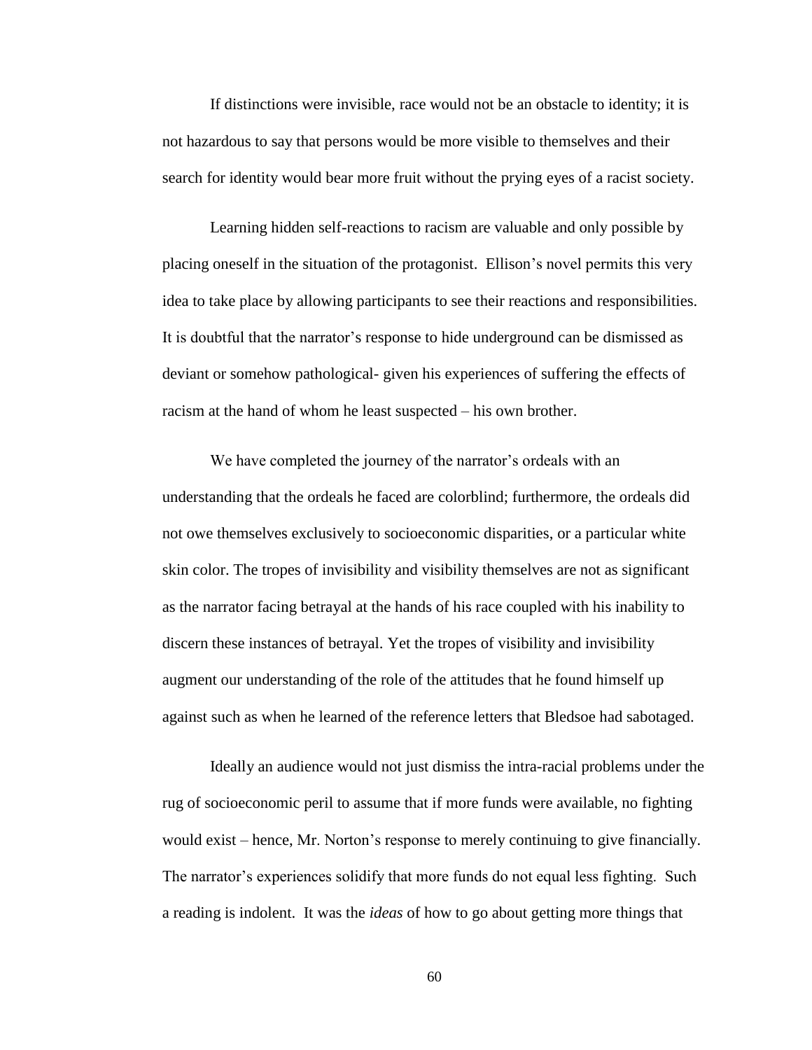If distinctions were invisible, race would not be an obstacle to identity; it is not hazardous to say that persons would be more visible to themselves and their search for identity would bear more fruit without the prying eyes of a racist society.

Learning hidden self-reactions to racism are valuable and only possible by placing oneself in the situation of the protagonist. Ellison's novel permits this very idea to take place by allowing participants to see their reactions and responsibilities. It is doubtful that the narrator's response to hide underground can be dismissed as deviant or somehow pathological- given his experiences of suffering the effects of racism at the hand of whom he least suspected – his own brother.

We have completed the journey of the narrator's ordeals with an understanding that the ordeals he faced are colorblind; furthermore, the ordeals did not owe themselves exclusively to socioeconomic disparities, or a particular white skin color. The tropes of invisibility and visibility themselves are not as significant as the narrator facing betrayal at the hands of his race coupled with his inability to discern these instances of betrayal. Yet the tropes of visibility and invisibility augment our understanding of the role of the attitudes that he found himself up against such as when he learned of the reference letters that Bledsoe had sabotaged.

Ideally an audience would not just dismiss the intra-racial problems under the rug of socioeconomic peril to assume that if more funds were available, no fighting would exist – hence, Mr. Norton's response to merely continuing to give financially. The narrator's experiences solidify that more funds do not equal less fighting. Such a reading is indolent. It was the *ideas* of how to go about getting more things that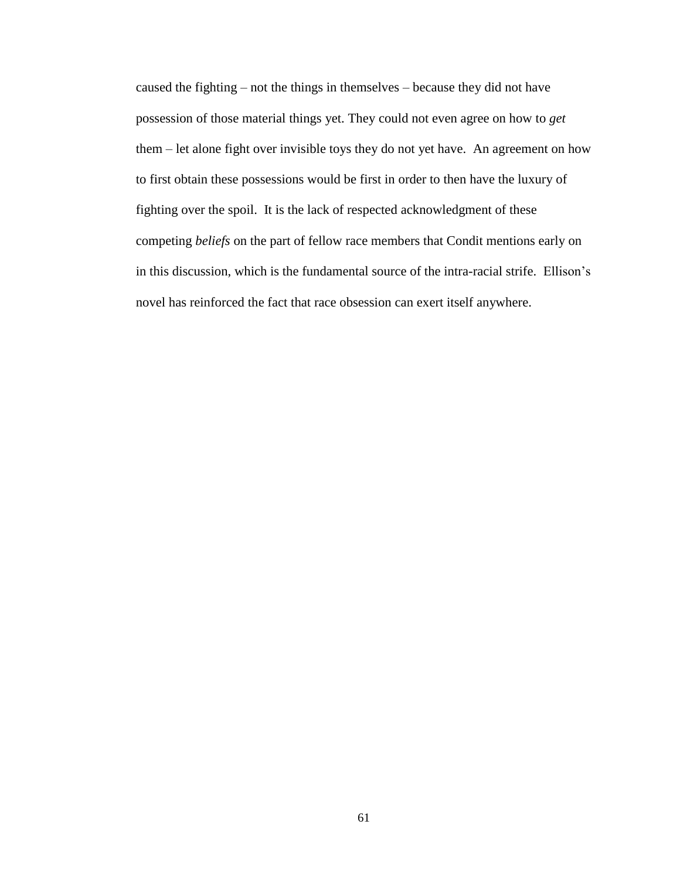caused the fighting – not the things in themselves – because they did not have possession of those material things yet. They could not even agree on how to *get* them – let alone fight over invisible toys they do not yet have. An agreement on how to first obtain these possessions would be first in order to then have the luxury of fighting over the spoil. It is the lack of respected acknowledgment of these competing *beliefs* on the part of fellow race members that Condit mentions early on in this discussion, which is the fundamental source of the intra-racial strife. Ellison's novel has reinforced the fact that race obsession can exert itself anywhere.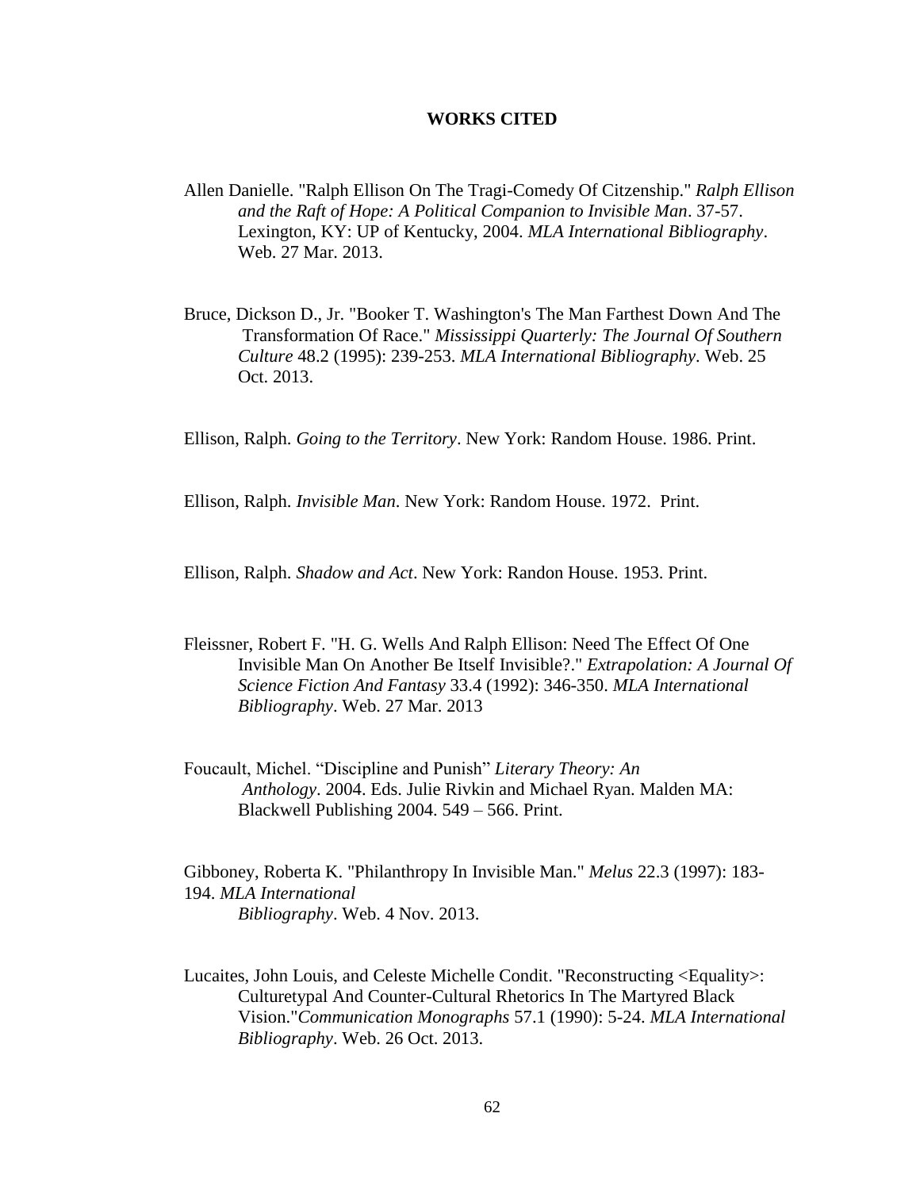# WORKS CITED

Allen Danielle. "Ralph Ellison On The Tragi-Comedy Of Citzenship." *Ralph Ellison and the Raft of Hope: A Political Companion to Invisible Man*. 37-57. Lexington, KY: UP of Kentucky, 2004. *MLA International Bibliography*. Web. 27 Mar. 2013.

Bruce, Dickson D., Jr. "Booker T. Washington's The Man Farthest Down And The Transformation Of Race." *Mississippi Quarterly: The Journal Of Southern Culture* 48.2 (1995): 239-253. *MLA International Bibliography*. Web. 25 Oct. 2013.

Ellison, Ralph. *Going to the Territory*. New York: Random House. 1986. Print.

Ellison, Ralph. *Invisible Man*. New York: Random House. 1972. Print.

Ellison, Ralph. *Shadow and Act*. New York: Randon House. 1953. Print.

Fleissner, Robert F. "H. G. Wells And Ralph Ellison: Need The Effect Of One Invisible Man On Another Be Itself Invisible?." *Extrapolation: A Journal Of Science Fiction And Fantasy* 33.4 (1992): 346-350. *MLA International Bibliography*. Web. 27 Mar. 2013

Foucault, Michel. "Discipline and Punish" *Literary Theory: An Anthology*. 2004. Eds. Julie Rivkin and Michael Ryan. Malden MA: Blackwell Publishing 2004. 549 – 566. Print.

Gibboney, Roberta K. "Philanthropy In Invisible Man." *Melus* 22.3 (1997): 183-194. *MLA International Bibliography*. Web. 4 Nov. 2013.

Lucaites, John Louis, and Celeste Michelle Condit. "Reconstructing <Equality>: Culturetypal And Counter-Cultural Rhetorics In The Martyred Black Vision."*Communication Monographs* 57.1 (1990): 5-24. *MLA International Bibliography*. Web. 26 Oct. 2013.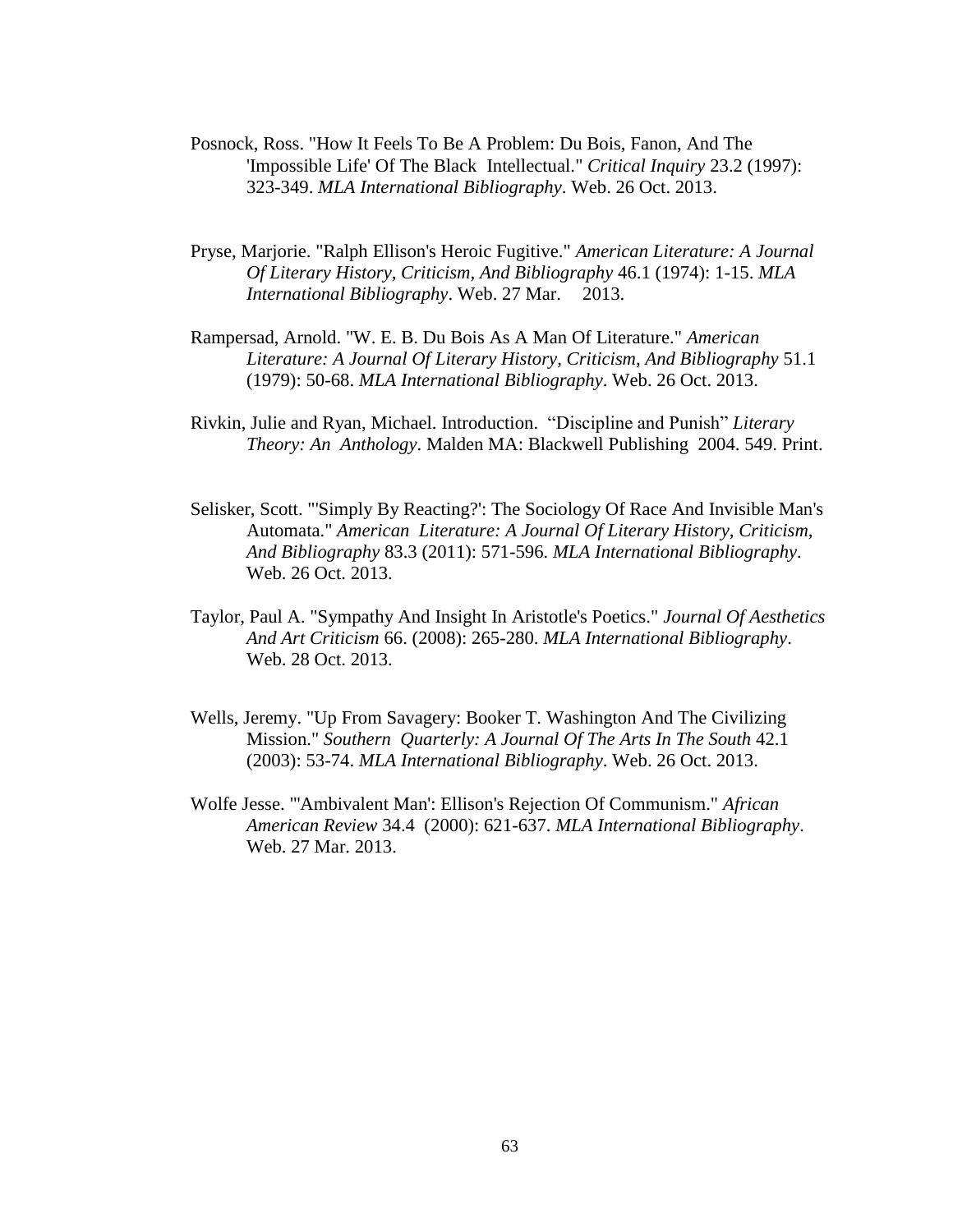Posnock, Ross. "How It Feels To Be A Problem: Du Bois, Fanon, And The 'Impossible Life' Of The Black Intellectual." *Critical Inquiry* 23.2 (1997): 323-349. *MLA International Bibliography*. Web. 26 Oct. 2013.

Pryse, Marjorie. "Ralph Ellison's Heroic Fugitive." *American Literature: A Journal Of Literary History, Criticism, And Bibliography* 46.1 (1974): 1-15. *MLA International Bibliography*. Web. 27 Mar. 2013.

Rampersad, Arnold. "W. E. B. Du Bois As A Man Of Literature." *American Literature: A Journal Of Literary History, Criticism, And Bibliography* 51.1 (1979): 50-68. *MLA International Bibliography*. Web. 26 Oct. 2013.

Rivkin, Julie and Ryan, Michael. Introduction. "Discipline and Punish" *Literary Theory: An Anthology*. Malden MA: Blackwell Publishing 2004. 549. Print.

Selisker, Scott. "'Simply By Reacting?': The Sociology Of Race And Invisible Man's Automata." *American Literature: A Journal Of Literary History, Criticism, And Bibliography* 83.3 (2011): 571-596. *MLA International Bibliography*. Web. 26 Oct. 2013.

Taylor, Paul A. "Sympathy And Insight In Aristotle's Poetics." *Journal Of Aesthetics And Art Criticism* 66. (2008): 265-280. *MLA International Bibliography*. Web. 28 Oct. 2013.

Wells, Jeremy. "Up From Savagery: Booker T. Washington And The Civilizing Mission." *Southern Quarterly: A Journal Of The Arts In The South* 42.1 (2003): 53-74. *MLA International Bibliography*. Web. 26 Oct. 2013.

Wolfe Jesse. "'Ambivalent Man': Ellison's Rejection Of Communism." *African American Review* 34.4 (2000): 621-637. *MLA International Bibliography*. Web. 27 Mar. 2013.